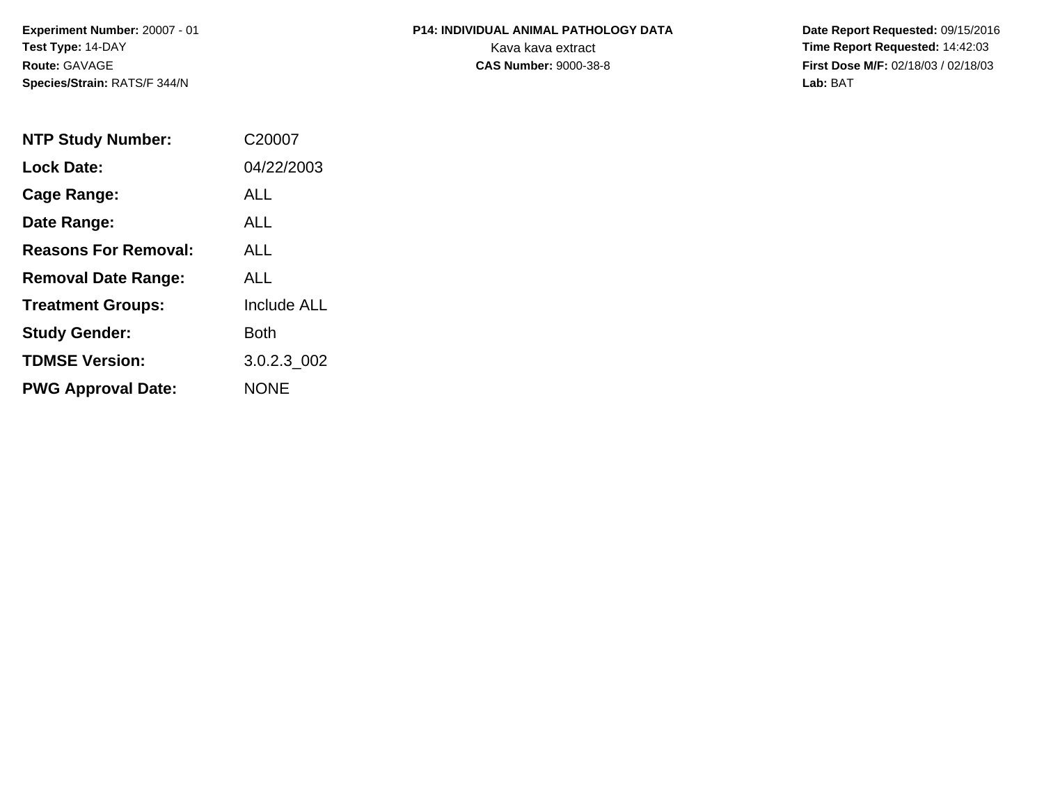**Experiment Number:** 20007 - 01
**Test Type:** 14-DAY
**Route:** GAVAGE
**Species/Strain:** RATS/F 344/N

**P14: INDIVIDUAL ANIMAL PATHOLOGY DATA**
Kava kava extract
**CAS Number:** 9000-38-8

**Date Report Requested:** 09/15/2016
**Time Report Requested:** 14:42:03
**First Dose M/F:** 02/18/03 / 02/18/03
**Lab:** BAT

| | |
|---|---|
| **NTP Study Number:** | C20007 |
| **Lock Date:** | 04/22/2003 |
| **Cage Range:** | ALL |
| **Date Range:** | ALL |
| **Reasons For Removal:** | ALL |
| **Removal Date Range:** | ALL |
| **Treatment Groups:** | Include ALL |
| **Study Gender:** | Both |
| **TDMSE Version:** | 3.0.2.3_002 |
| **PWG Approval Date:** | NONE |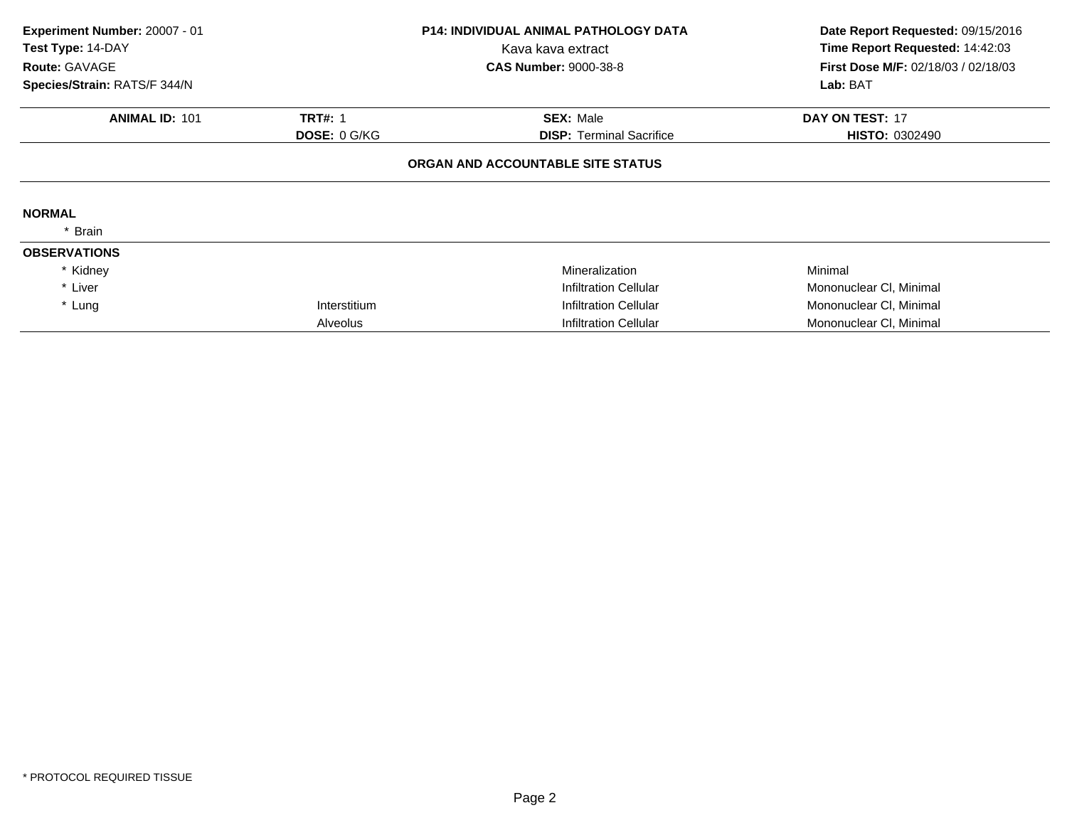**Experiment Number:** 20007 - 01
**Test Type:** 14-DAY
**Route:** GAVAGE
**Species/Strain:** RATS/F 344/N

**P14: INDIVIDUAL ANIMAL PATHOLOGY DATA**
Kava kava extract
**CAS Number:** 9000-38-8

**Date Report Requested:** 09/15/2016
**Time Report Requested:** 14:42:03
**First Dose M/F:** 02/18/03 / 02/18/03
**Lab:** BAT

| **ANIMAL ID:** 101 | **TRT#:** 1 | **SEX:** Male | **DAY ON TEST:** 17 |
|---|---|---|---|
| | **DOSE:** 0 G/KG | **DISP:** Terminal Sacrifice | **HISTO:** 0302490 |

**ORGAN AND ACCOUNTABLE SITE STATUS**

**NORMAL**

\* Brain

**OBSERVATIONS**

| Organ | Site | Observation | Qualifier |
|---|---|---|---|
| * Kidney | | Mineralization | Minimal |
| * Liver | | Infiltration Cellular | Mononuclear Cl, Minimal |
| * Lung | Interstitium | Infiltration Cellular | Mononuclear Cl, Minimal |
| | Alveolus | Infiltration Cellular | Mononuclear Cl, Minimal |

\* PROTOCOL REQUIRED TISSUE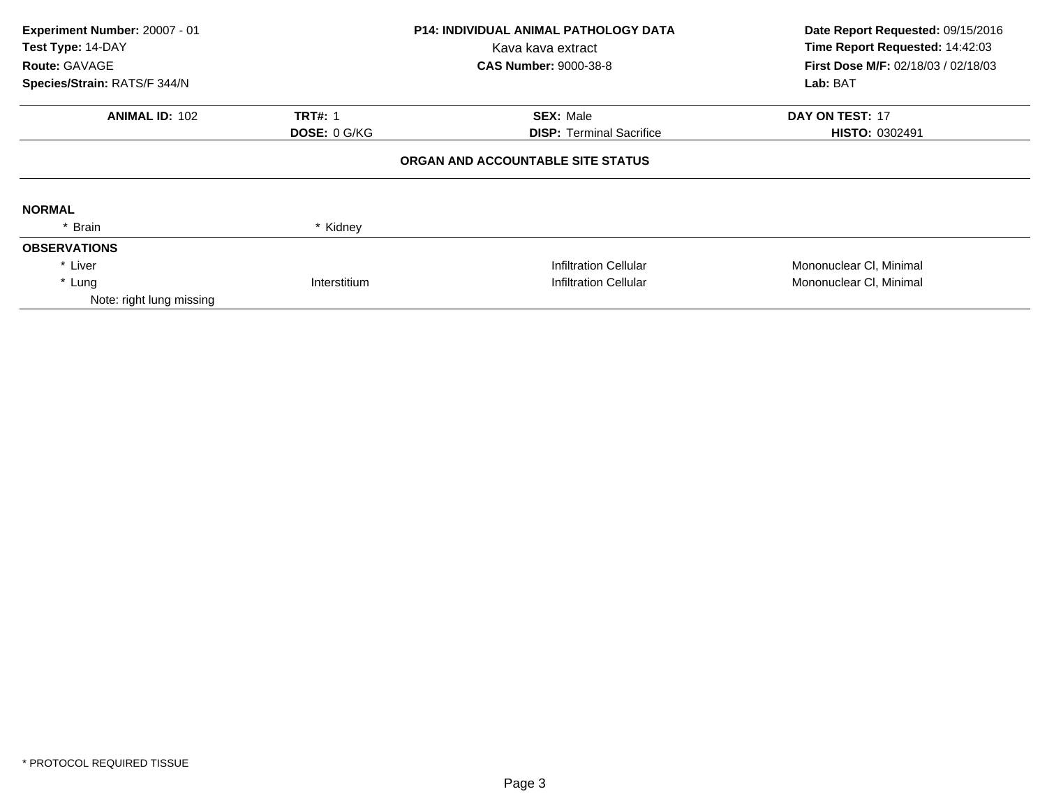**Experiment Number:** 20007 - 01
**Test Type:** 14-DAY
**Route:** GAVAGE
**Species/Strain:** RATS/F 344/N

**P14: INDIVIDUAL ANIMAL PATHOLOGY DATA**
Kava kava extract
**CAS Number:** 9000-38-8

**Date Report Requested:** 09/15/2016
**Time Report Requested:** 14:42:03
**First Dose M/F:** 02/18/03 / 02/18/03
**Lab:** BAT

| **ANIMAL ID:** 102 | **TRT#:** 1 | **SEX:** Male | **DAY ON TEST:** 17 |
|---|---|---|---|
| | **DOSE:** 0 G/KG | **DISP:** Terminal Sacrifice | **HISTO:** 0302491 |

**ORGAN AND ACCOUNTABLE SITE STATUS**

**NORMAL**

| * Brain | * Kidney | | |
|---|---|---|---|

**OBSERVATIONS**

| | | | |
|---|---|---|---|
| * Liver | | Infiltration Cellular | Mononuclear Cl, Minimal |
| * Lung | Interstitium | Infiltration Cellular | Mononuclear Cl, Minimal |
| Note: right lung missing | | | |

* PROTOCOL REQUIRED TISSUE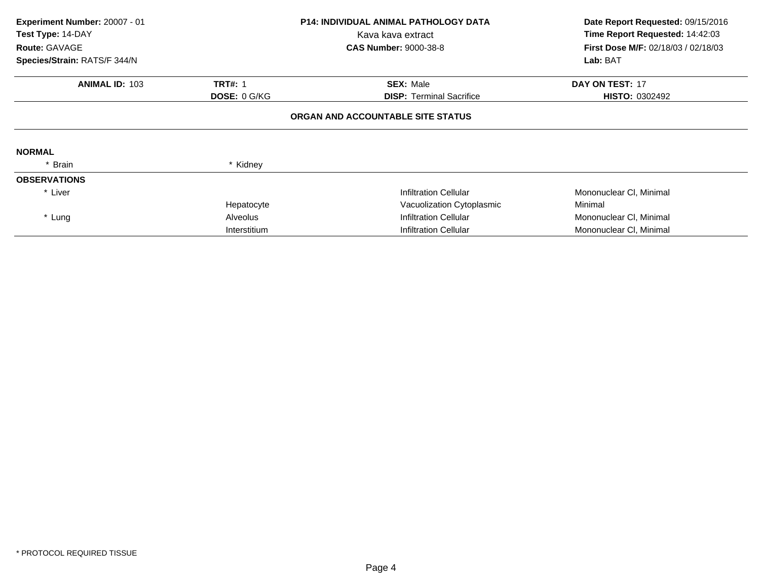**Experiment Number:** 20007 - 01
**Test Type:** 14-DAY
**Route:** GAVAGE
**Species/Strain:** RATS/F 344/N

**P14: INDIVIDUAL ANIMAL PATHOLOGY DATA**
Kava kava extract
**CAS Number:** 9000-38-8

**Date Report Requested:** 09/15/2016
**Time Report Requested:** 14:42:03
**First Dose M/F:** 02/18/03 / 02/18/03
**Lab:** BAT

| **ANIMAL ID:** 103 | **TRT#:** 1 | **SEX:** Male | **DAY ON TEST:** 17 |
|---|---|---|---|
| | **DOSE:** 0 G/KG | **DISP:** Terminal Sacrifice | **HISTO:** 0302492 |

**ORGAN AND ACCOUNTABLE SITE STATUS**

**NORMAL**

| | | | |
|---|---|---|---|
| * Brain | * Kidney | | |

**OBSERVATIONS**

| | | | |
|---|---|---|---|
| * Liver | | Infiltration Cellular | Mononuclear Cl, Minimal |
| | Hepatocyte | Vacuolization Cytoplasmic | Minimal |
| * Lung | Alveolus | Infiltration Cellular | Mononuclear Cl, Minimal |
| | Interstitium | Infiltration Cellular | Mononuclear Cl, Minimal |

* PROTOCOL REQUIRED TISSUE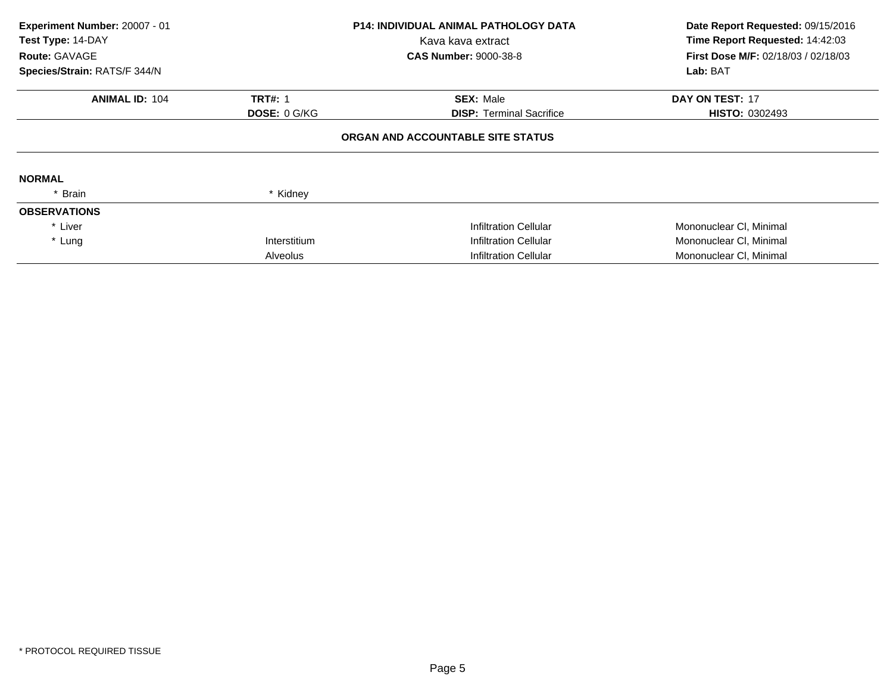**Experiment Number:** 20007 - 01
**Test Type:** 14-DAY
**Route:** GAVAGE
**Species/Strain:** RATS/F 344/N

**P14: INDIVIDUAL ANIMAL PATHOLOGY DATA**
Kava kava extract
**CAS Number:** 9000-38-8

**Date Report Requested:** 09/15/2016
**Time Report Requested:** 14:42:03
**First Dose M/F:** 02/18/03 / 02/18/03
**Lab:** BAT

| **ANIMAL ID:** 104 | **TRT#:** 1 | **SEX:** Male | **DAY ON TEST:** 17 |
|---|---|---|---|
| | **DOSE:** 0 G/KG | **DISP:** Terminal Sacrifice | **HISTO:** 0302493 |

**ORGAN AND ACCOUNTABLE SITE STATUS**

**NORMAL**

| | | | |
|---|---|---|---|
| * Brain | * Kidney | | |

**OBSERVATIONS**

| | | | |
|---|---|---|---|
| * Liver | | Infiltration Cellular | Mononuclear Cl, Minimal |
| * Lung | Interstitium | Infiltration Cellular | Mononuclear Cl, Minimal |
| | Alveolus | Infiltration Cellular | Mononuclear Cl, Minimal |

* PROTOCOL REQUIRED TISSUE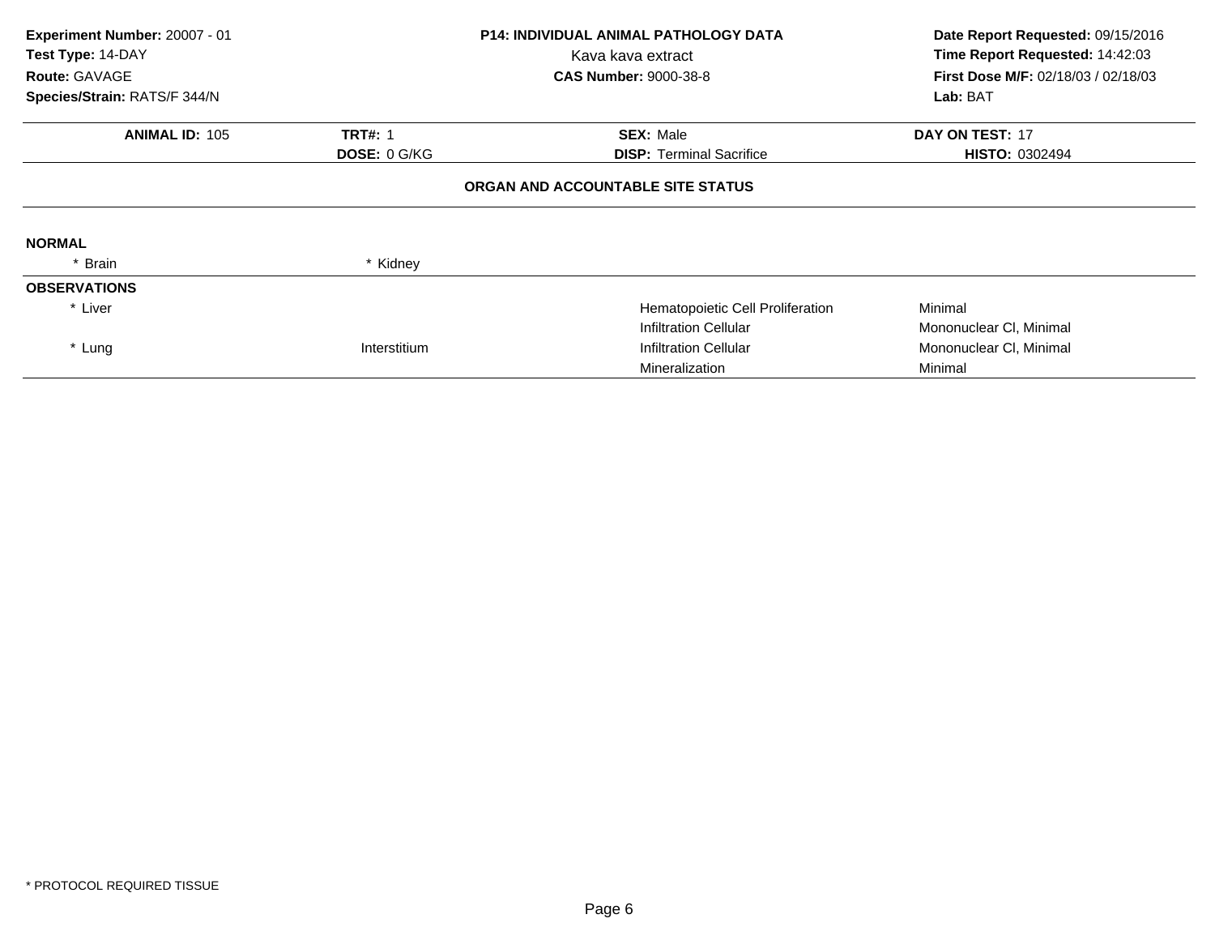**Experiment Number:** 20007 - 01
**Test Type:** 14-DAY
**Route:** GAVAGE
**Species/Strain:** RATS/F 344/N

**P14: INDIVIDUAL ANIMAL PATHOLOGY DATA**
Kava kava extract
**CAS Number:** 9000-38-8

**Date Report Requested:** 09/15/2016
**Time Report Requested:** 14:42:03
**First Dose M/F:** 02/18/03 / 02/18/03
**Lab:** BAT

| **ANIMAL ID:** 105 | **TRT#:** 1 | **SEX:** Male | **DAY ON TEST:** 17 |
|---|---|---|---|
| | **DOSE:** 0 G/KG | **DISP:** Terminal Sacrifice | **HISTO:** 0302494 |

**ORGAN AND ACCOUNTABLE SITE STATUS**

**NORMAL**

| | | | |
|---|---|---|---|
| * Brain | * Kidney | | |

**OBSERVATIONS**

| | | | |
|---|---|---|---|
| * Liver | | Hematopoietic Cell Proliferation | Minimal |
| | | Infiltration Cellular | Mononuclear Cl, Minimal |
| * Lung | Interstitium | Infiltration Cellular | Mononuclear Cl, Minimal |
| | | Mineralization | Minimal |

* PROTOCOL REQUIRED TISSUE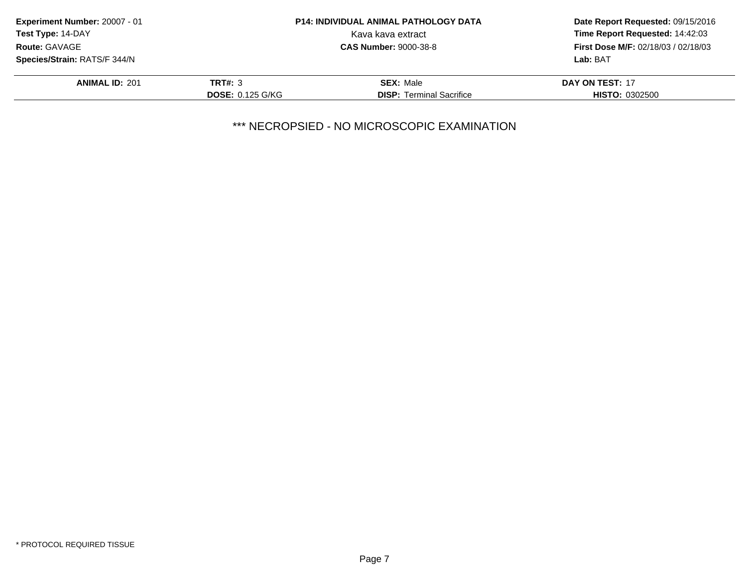**Experiment Number:** 20007 - 01
**Test Type:** 14-DAY
**Route:** GAVAGE
**Species/Strain:** RATS/F 344/N

**P14: INDIVIDUAL ANIMAL PATHOLOGY DATA**
Kava kava extract
**CAS Number:** 9000-38-8

**Date Report Requested:** 09/15/2016
**Time Report Requested:** 14:42:03
**First Dose M/F:** 02/18/03 / 02/18/03
**Lab:** BAT

| **ANIMAL ID:** 201 | **TRT#:** 3 | **SEX:** Male | **DAY ON TEST:** 17 |
|---|---|---|---|
| | **DOSE:** 0.125 G/KG | **DISP:** Terminal Sacrifice | **HISTO:** 0302500 |

*** NECROPSIED - NO MICROSCOPIC EXAMINATION

* PROTOCOL REQUIRED TISSUE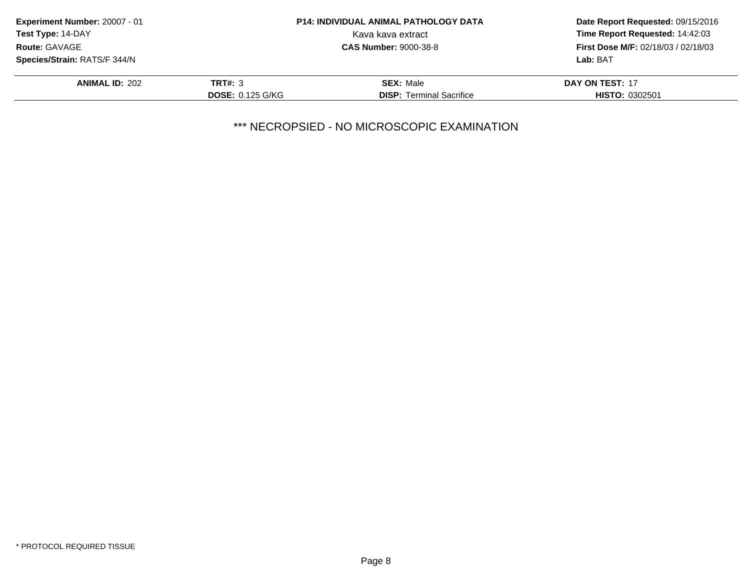**Experiment Number:** 20007 - 01
**Test Type:** 14-DAY
**Route:** GAVAGE
**Species/Strain:** RATS/F 344/N

**P14: INDIVIDUAL ANIMAL PATHOLOGY DATA**
Kava kava extract
**CAS Number:** 9000-38-8

**Date Report Requested:** 09/15/2016
**Time Report Requested:** 14:42:03
**First Dose M/F:** 02/18/03 / 02/18/03
**Lab:** BAT

| **ANIMAL ID:** 202 | **TRT#:** 3 | **SEX:** Male | **DAY ON TEST:** 17 |
|---|---|---|---|
| | **DOSE:** 0.125 G/KG | **DISP:** Terminal Sacrifice | **HISTO:** 0302501 |

*** NECROPSIED - NO MICROSCOPIC EXAMINATION

* PROTOCOL REQUIRED TISSUE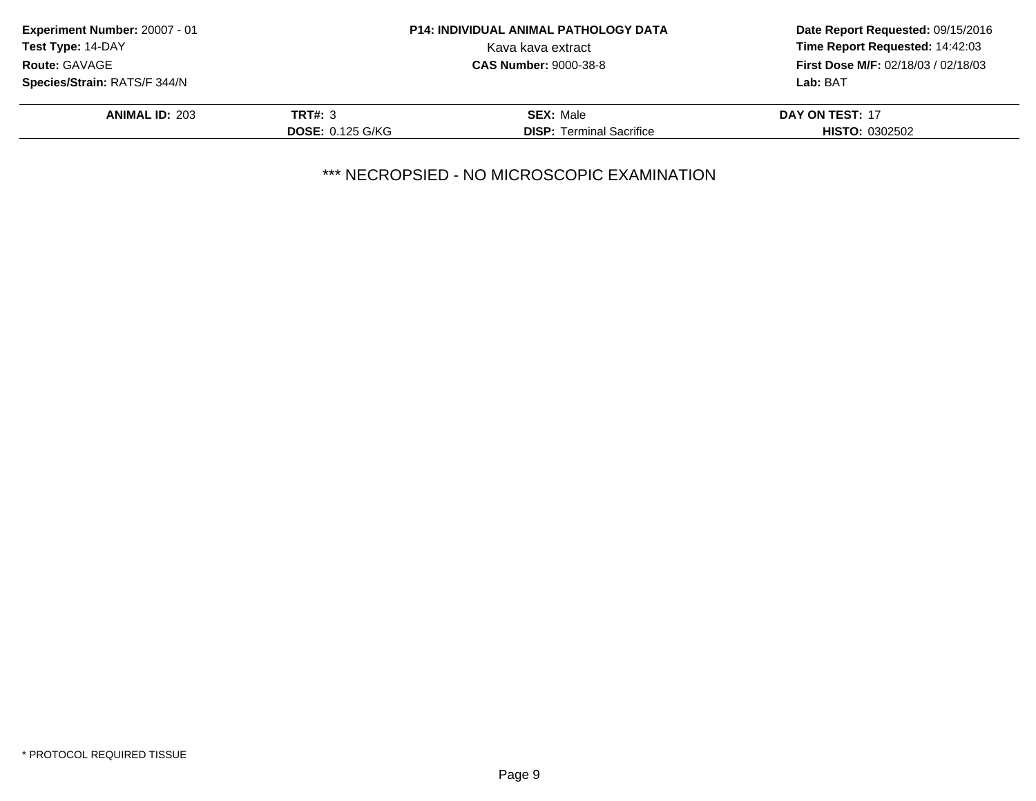**Experiment Number:** 20007 - 01
**Test Type:** 14-DAY
**Route:** GAVAGE
**Species/Strain:** RATS/F 344/N

**P14: INDIVIDUAL ANIMAL PATHOLOGY DATA**
Kava kava extract
**CAS Number:** 9000-38-8

**Date Report Requested:** 09/15/2016
**Time Report Requested:** 14:42:03
**First Dose M/F:** 02/18/03 / 02/18/03
**Lab:** BAT

| **ANIMAL ID:** 203 | **TRT#:** 3 | **SEX:** Male | **DAY ON TEST:** 17 |
|---|---|---|---|
| | **DOSE:** 0.125 G/KG | **DISP:** Terminal Sacrifice | **HISTO:** 0302502 |

*** NECROPSIED - NO MICROSCOPIC EXAMINATION

* PROTOCOL REQUIRED TISSUE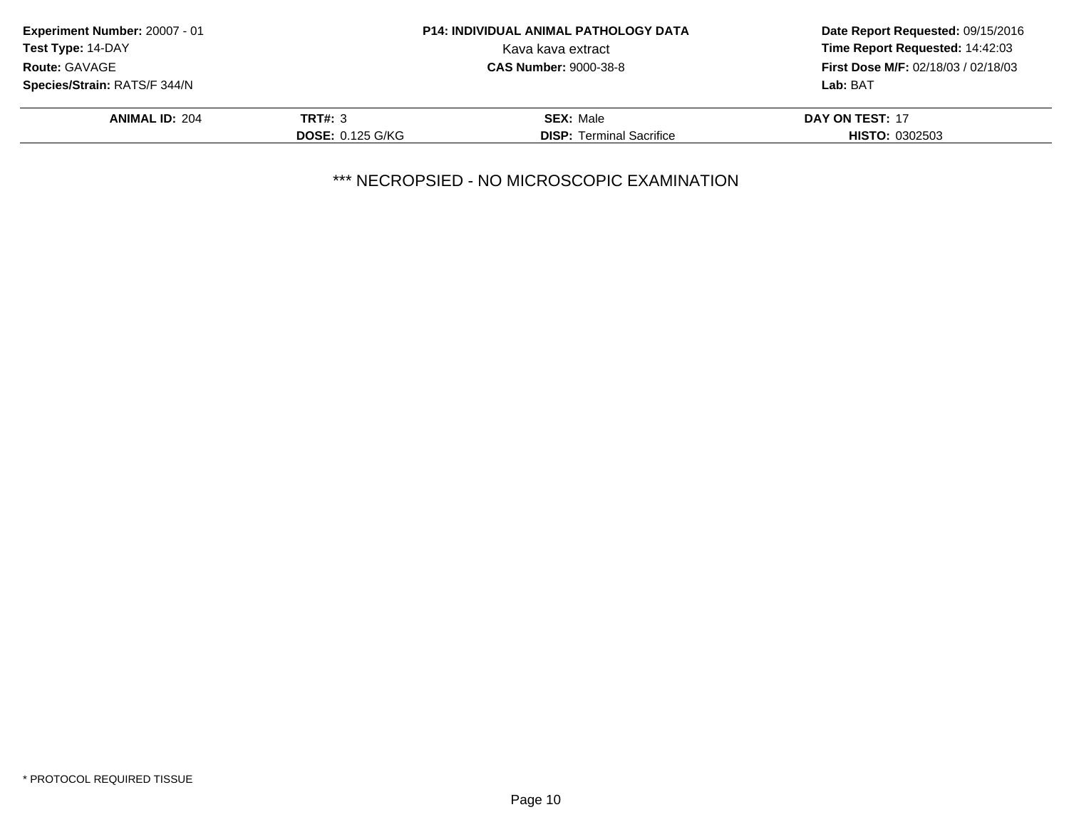**Experiment Number:** 20007 - 01
**Test Type:** 14-DAY
**Route:** GAVAGE
**Species/Strain:** RATS/F 344/N

**P14: INDIVIDUAL ANIMAL PATHOLOGY DATA**
Kava kava extract
**CAS Number:** 9000-38-8

**Date Report Requested:** 09/15/2016
**Time Report Requested:** 14:42:03
**First Dose M/F:** 02/18/03 / 02/18/03
**Lab:** BAT

| **ANIMAL ID:** 204 | **TRT#:** 3 | **SEX:** Male | **DAY ON TEST:** 17 |
|---|---|---|---|
| | **DOSE:** 0.125 G/KG | **DISP:** Terminal Sacrifice | **HISTO:** 0302503 |

*** NECROPSIED - NO MICROSCOPIC EXAMINATION

* PROTOCOL REQUIRED TISSUE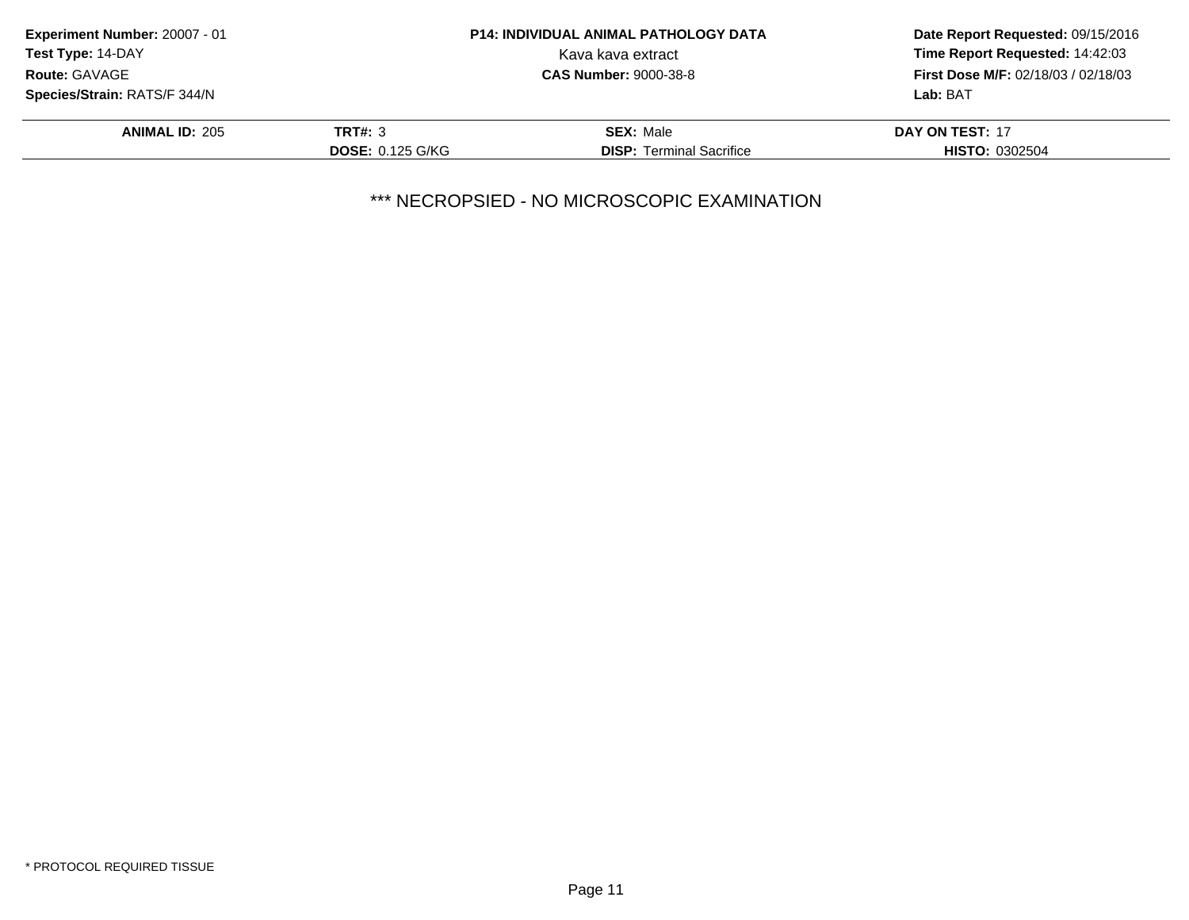**Experiment Number:** 20007 - 01
**Test Type:** 14-DAY
**Route:** GAVAGE
**Species/Strain:** RATS/F 344/N

**P14: INDIVIDUAL ANIMAL PATHOLOGY DATA**
Kava kava extract
**CAS Number:** 9000-38-8

**Date Report Requested:** 09/15/2016
**Time Report Requested:** 14:42:03
**First Dose M/F:** 02/18/03 / 02/18/03
**Lab:** BAT

| **ANIMAL ID:** 205 | **TRT#:** 3 | **SEX:** Male | **DAY ON TEST:** 17 |
|---|---|---|---|
| | **DOSE:** 0.125 G/KG | **DISP:** Terminal Sacrifice | **HISTO:** 0302504 |

*** NECROPSIED - NO MICROSCOPIC EXAMINATION

* PROTOCOL REQUIRED TISSUE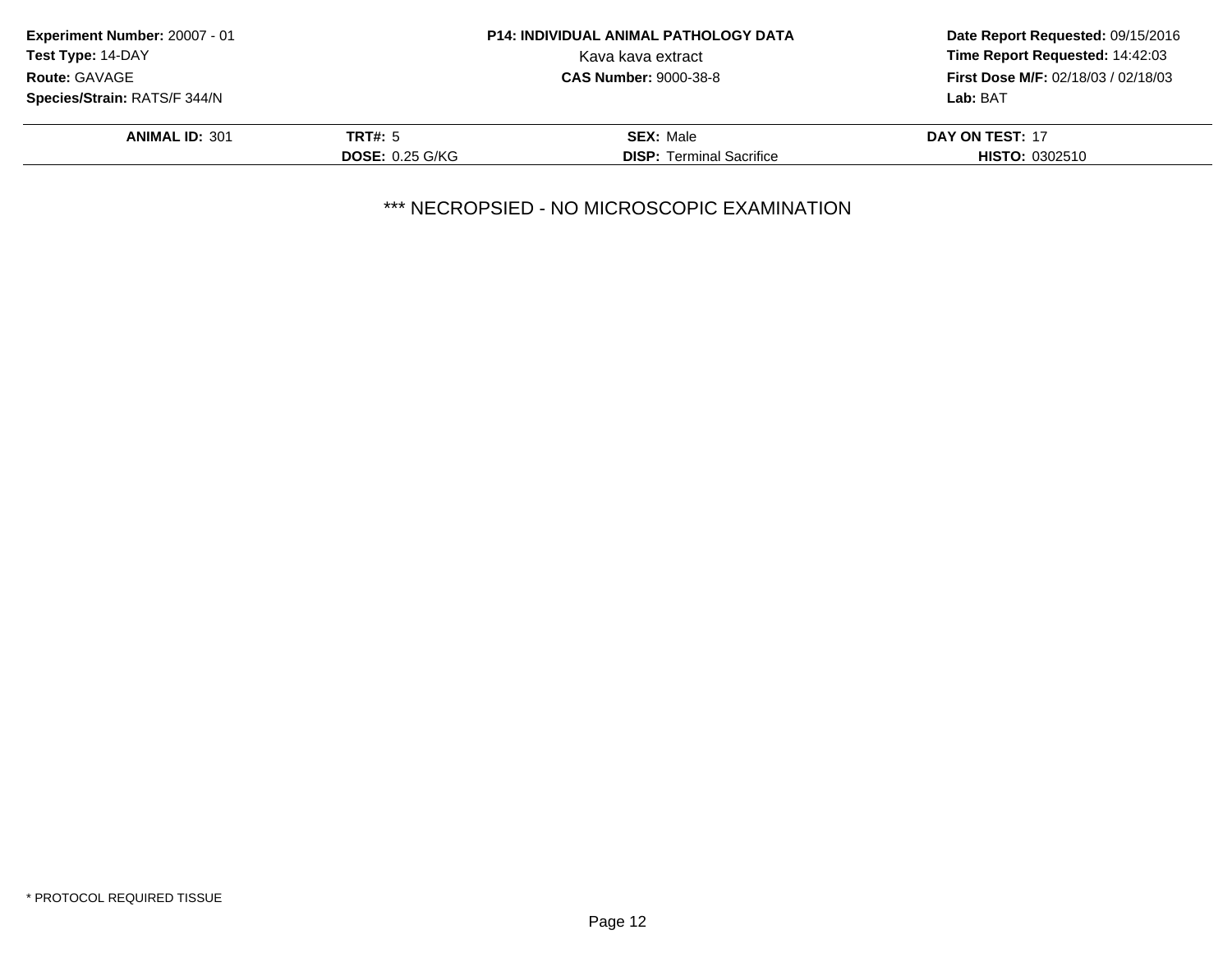**Experiment Number:** 20007 - 01
**Test Type:** 14-DAY
**Route:** GAVAGE
**Species/Strain:** RATS/F 344/N

**P14: INDIVIDUAL ANIMAL PATHOLOGY DATA**
Kava kava extract
**CAS Number:** 9000-38-8

**Date Report Requested:** 09/15/2016
**Time Report Requested:** 14:42:03
**First Dose M/F:** 02/18/03 / 02/18/03
**Lab:** BAT

| **ANIMAL ID:** 301 | **TRT#:** 5 | **SEX:** Male | **DAY ON TEST:** 17 |
|---|---|---|---|
| | **DOSE:** 0.25 G/KG | **DISP:** Terminal Sacrifice | **HISTO:** 0302510 |

*** NECROPSIED - NO MICROSCOPIC EXAMINATION

* PROTOCOL REQUIRED TISSUE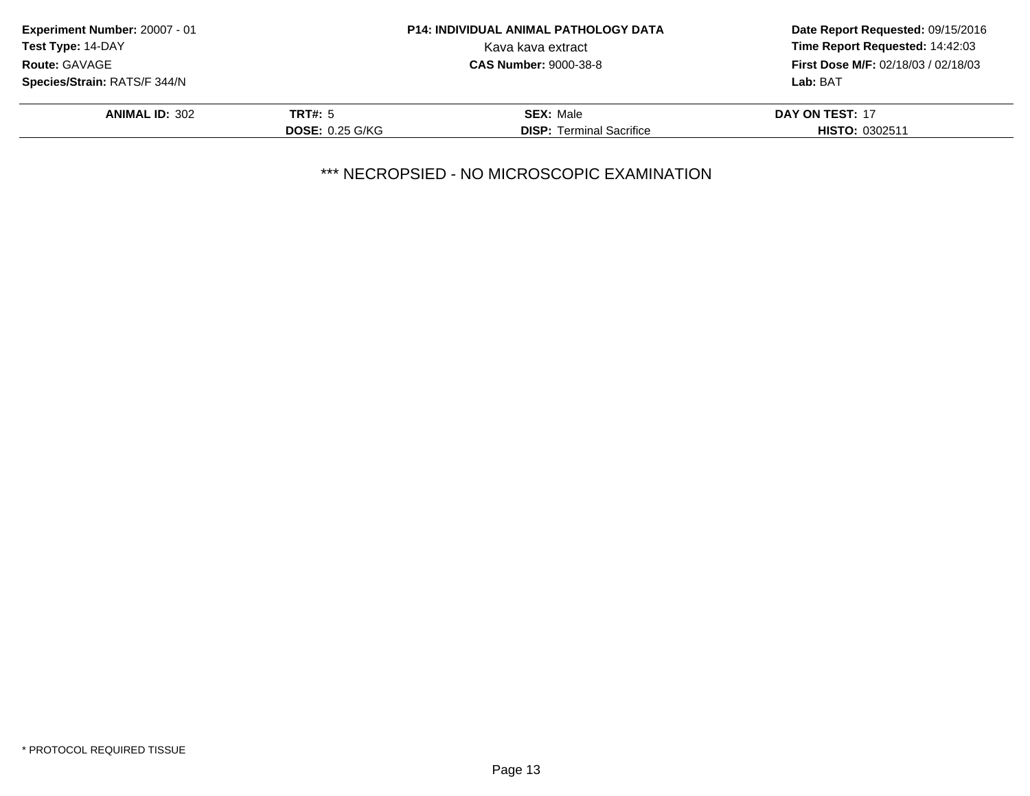**Experiment Number:** 20007 - 01
**Test Type:** 14-DAY
**Route:** GAVAGE
**Species/Strain:** RATS/F 344/N

**P14: INDIVIDUAL ANIMAL PATHOLOGY DATA**
Kava kava extract
**CAS Number:** 9000-38-8

**Date Report Requested:** 09/15/2016
**Time Report Requested:** 14:42:03
**First Dose M/F:** 02/18/03 / 02/18/03
**Lab:** BAT

| **ANIMAL ID:** 302 | **TRT#:** 5 | **SEX:** Male | **DAY ON TEST:** 17 |
|---|---|---|---|
| | **DOSE:** 0.25 G/KG | **DISP:** Terminal Sacrifice | **HISTO:** 0302511 |

*** NECROPSIED - NO MICROSCOPIC EXAMINATION

* PROTOCOL REQUIRED TISSUE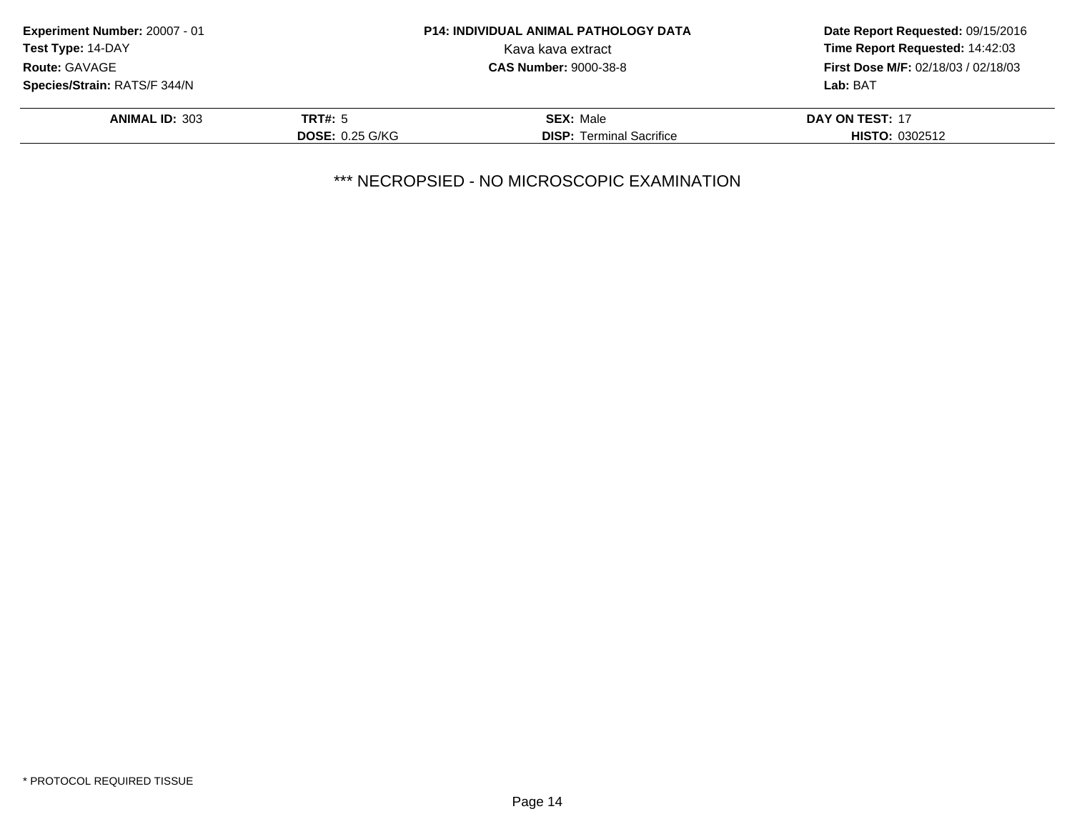**Experiment Number:** 20007 - 01
**Test Type:** 14-DAY
**Route:** GAVAGE
**Species/Strain:** RATS/F 344/N

**P14: INDIVIDUAL ANIMAL PATHOLOGY DATA**
Kava kava extract
**CAS Number:** 9000-38-8

**Date Report Requested:** 09/15/2016
**Time Report Requested:** 14:42:03
**First Dose M/F:** 02/18/03 / 02/18/03
**Lab:** BAT

| **ANIMAL ID:** 303 | **TRT#:** 5 | **SEX:** Male | **DAY ON TEST:** 17 |
|---|---|---|---|
| | **DOSE:** 0.25 G/KG | **DISP:** Terminal Sacrifice | **HISTO:** 0302512 |

*** NECROPSIED - NO MICROSCOPIC EXAMINATION

* PROTOCOL REQUIRED TISSUE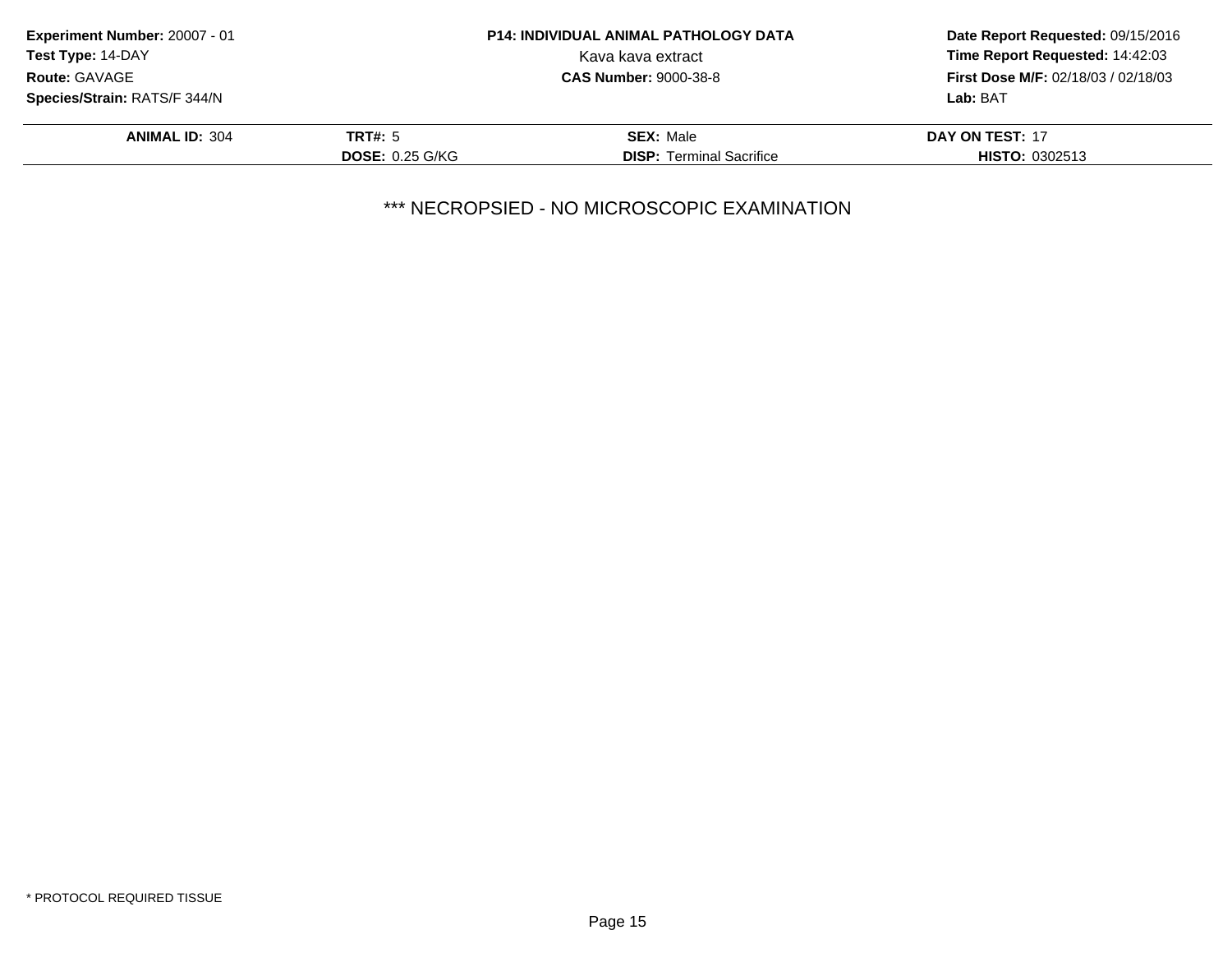**Experiment Number:** 20007 - 01
**Test Type:** 14-DAY
**Route:** GAVAGE
**Species/Strain:** RATS/F 344/N

**P14: INDIVIDUAL ANIMAL PATHOLOGY DATA**
Kava kava extract
**CAS Number:** 9000-38-8

**Date Report Requested:** 09/15/2016
**Time Report Requested:** 14:42:03
**First Dose M/F:** 02/18/03 / 02/18/03
**Lab:** BAT

| **ANIMAL ID:** 304 | **TRT#:** 5 | **SEX:** Male | **DAY ON TEST:** 17 |
|---|---|---|---|
| | **DOSE:** 0.25 G/KG | **DISP:** Terminal Sacrifice | **HISTO:** 0302513 |

*** NECROPSIED - NO MICROSCOPIC EXAMINATION

* PROTOCOL REQUIRED TISSUE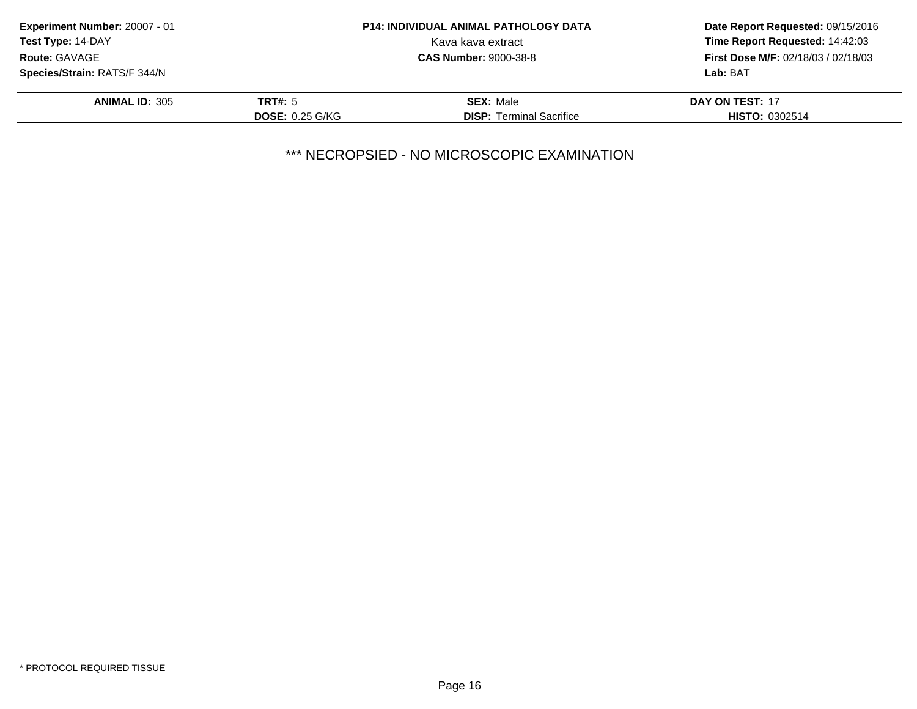**Experiment Number:** 20007 - 01
**Test Type:** 14-DAY
**Route:** GAVAGE
**Species/Strain:** RATS/F 344/N

**P14: INDIVIDUAL ANIMAL PATHOLOGY DATA**
Kava kava extract
**CAS Number:** 9000-38-8

**Date Report Requested:** 09/15/2016
**Time Report Requested:** 14:42:03
**First Dose M/F:** 02/18/03 / 02/18/03
**Lab:** BAT

| **ANIMAL ID:** 305 | **TRT#:** 5 | **SEX:** Male | **DAY ON TEST:** 17 |
|---|---|---|---|
| | **DOSE:** 0.25 G/KG | **DISP:** Terminal Sacrifice | **HISTO:** 0302514 |

*** NECROPSIED - NO MICROSCOPIC EXAMINATION

* PROTOCOL REQUIRED TISSUE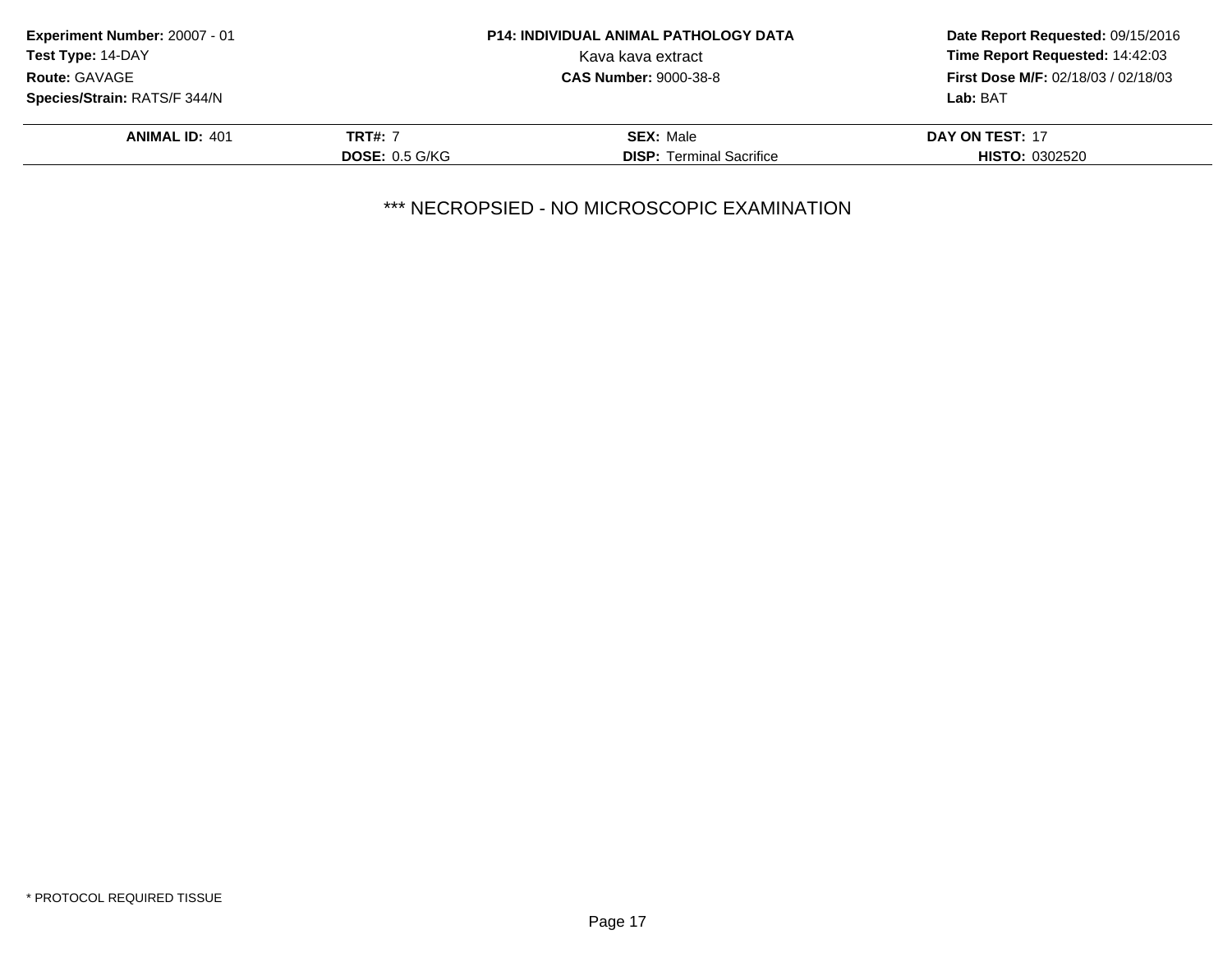| Experiment Number: 20007 - 01 | P14: INDIVIDUAL ANIMAL PATHOLOGY DATA | Date Report Requested: 09/15/2016 |
|---|---|---|
| Test Type: 14-DAY | Kava kava extract | Time Report Requested: 14:42:03 |
| Route: GAVAGE | CAS Number: 9000-38-8 | First Dose M/F: 02/18/03 / 02/18/03 |
| Species/Strain: RATS/F 344/N | | Lab: BAT |

| ANIMAL ID: 401 | TRT#: 7 | SEX: Male | DAY ON TEST: 17 |
|---|---|---|---|
| | DOSE: 0.5 G/KG | DISP: Terminal Sacrifice | HISTO: 0302520 |

*** NECROPSIED - NO MICROSCOPIC EXAMINATION

* PROTOCOL REQUIRED TISSUE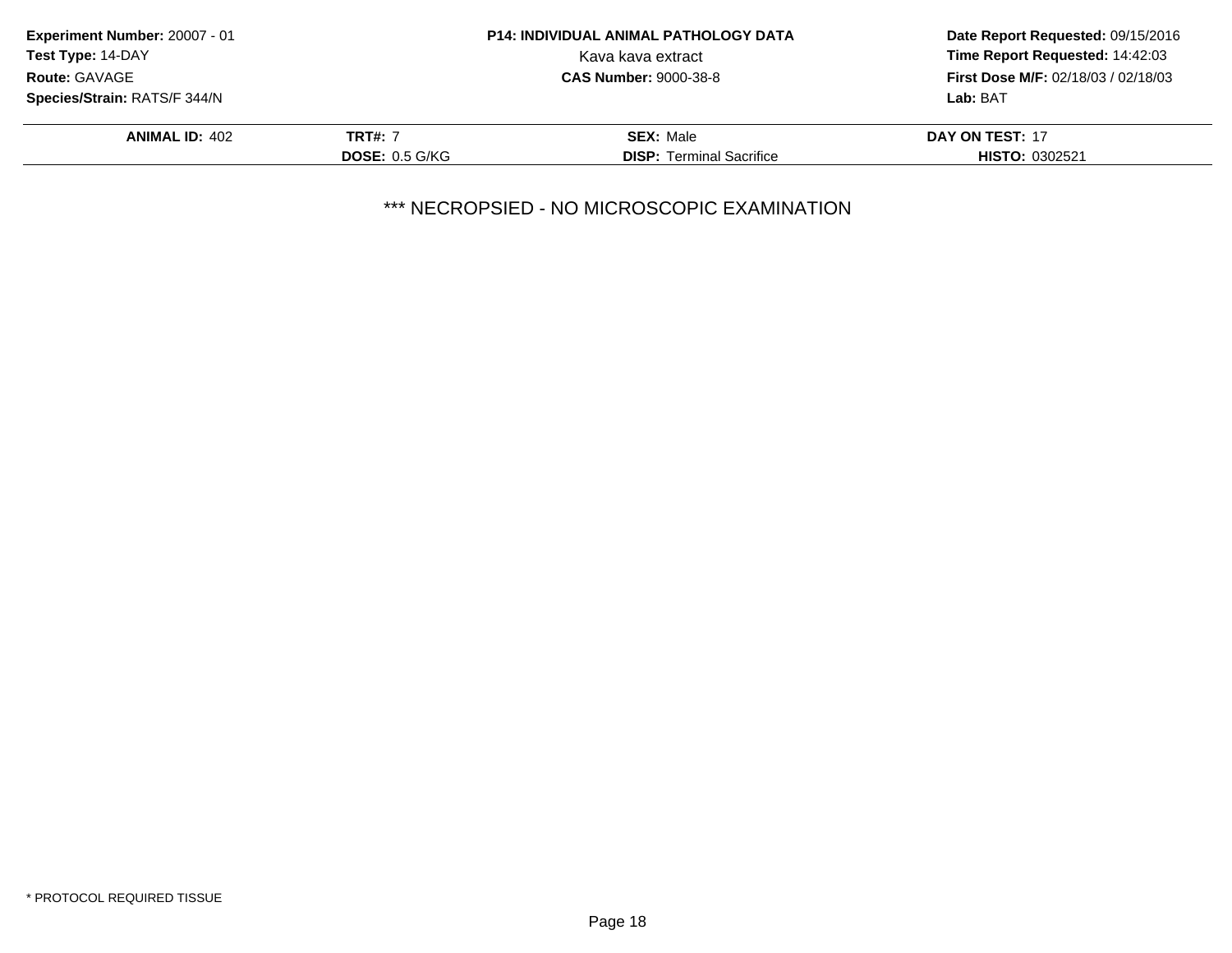**Experiment Number:** 20007 - 01
**Test Type:** 14-DAY
**Route:** GAVAGE
**Species/Strain:** RATS/F 344/N

**P14: INDIVIDUAL ANIMAL PATHOLOGY DATA**
Kava kava extract
**CAS Number:** 9000-38-8

**Date Report Requested:** 09/15/2016
**Time Report Requested:** 14:42:03
**First Dose M/F:** 02/18/03 / 02/18/03
**Lab:** BAT

| **ANIMAL ID:** 402 | **TRT#:** 7 | **SEX:** Male | **DAY ON TEST:** 17 |
|---|---|---|---|
| | **DOSE:** 0.5 G/KG | **DISP:** Terminal Sacrifice | **HISTO:** 0302521 |

*** NECROPSIED - NO MICROSCOPIC EXAMINATION

* PROTOCOL REQUIRED TISSUE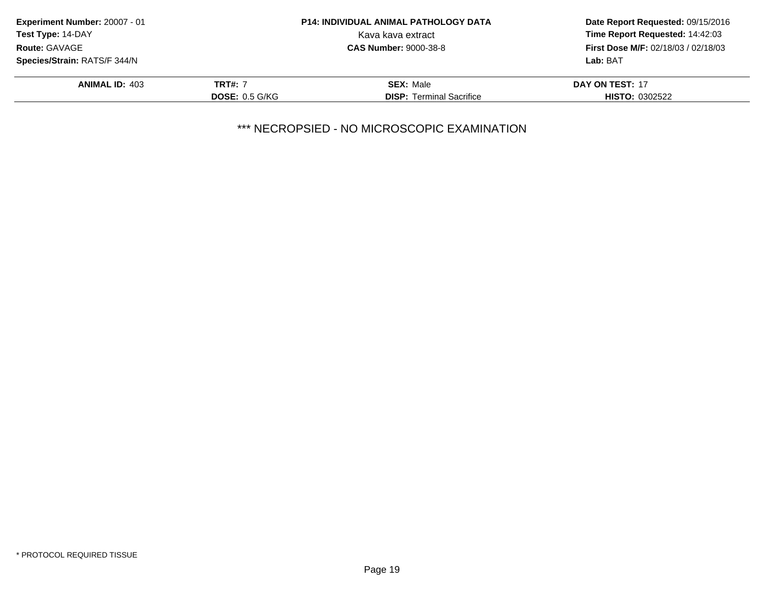**Experiment Number:** 20007 - 01
**Test Type:** 14-DAY
**Route:** GAVAGE
**Species/Strain:** RATS/F 344/N

**P14: INDIVIDUAL ANIMAL PATHOLOGY DATA**
Kava kava extract
**CAS Number:** 9000-38-8

**Date Report Requested:** 09/15/2016
**Time Report Requested:** 14:42:03
**First Dose M/F:** 02/18/03 / 02/18/03
**Lab:** BAT

| **ANIMAL ID:** 403 | **TRT#:** 7 | **SEX:** Male | **DAY ON TEST:** 17 |
|---|---|---|---|
| | **DOSE:** 0.5 G/KG | **DISP:** Terminal Sacrifice | **HISTO:** 0302522 |

*** NECROPSIED - NO MICROSCOPIC EXAMINATION

* PROTOCOL REQUIRED TISSUE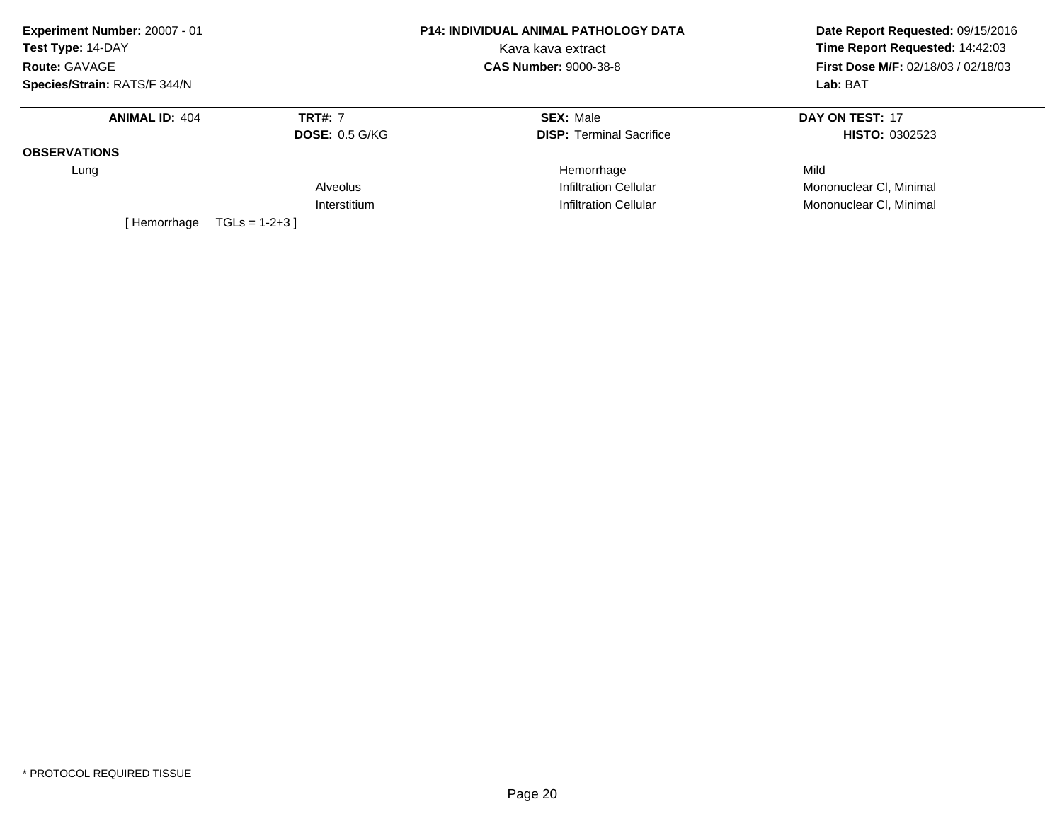**Experiment Number:** 20007 - 01
**Test Type:** 14-DAY
**Route:** GAVAGE
**Species/Strain:** RATS/F 344/N

**P14: INDIVIDUAL ANIMAL PATHOLOGY DATA**
Kava kava extract
**CAS Number:** 9000-38-8

**Date Report Requested:** 09/15/2016
**Time Report Requested:** 14:42:03
**First Dose M/F:** 02/18/03 / 02/18/03
**Lab:** BAT

| **ANIMAL ID:** 404 | **TRT#:** 7 | **SEX:** Male | **DAY ON TEST:** 17 |
|---|---|---|---|
| | **DOSE:** 0.5 G/KG | **DISP:** Terminal Sacrifice | **HISTO:** 0302523 |

**OBSERVATIONS**

| | | | |
|---|---|---|---|
| Lung | | Hemorrhage | Mild |
| | Alveolus | Infiltration Cellular | Mononuclear Cl, Minimal |
| | Interstitium | Infiltration Cellular | Mononuclear Cl, Minimal |

[ Hemorrhage TGLs = 1-2+3 ]

* PROTOCOL REQUIRED TISSUE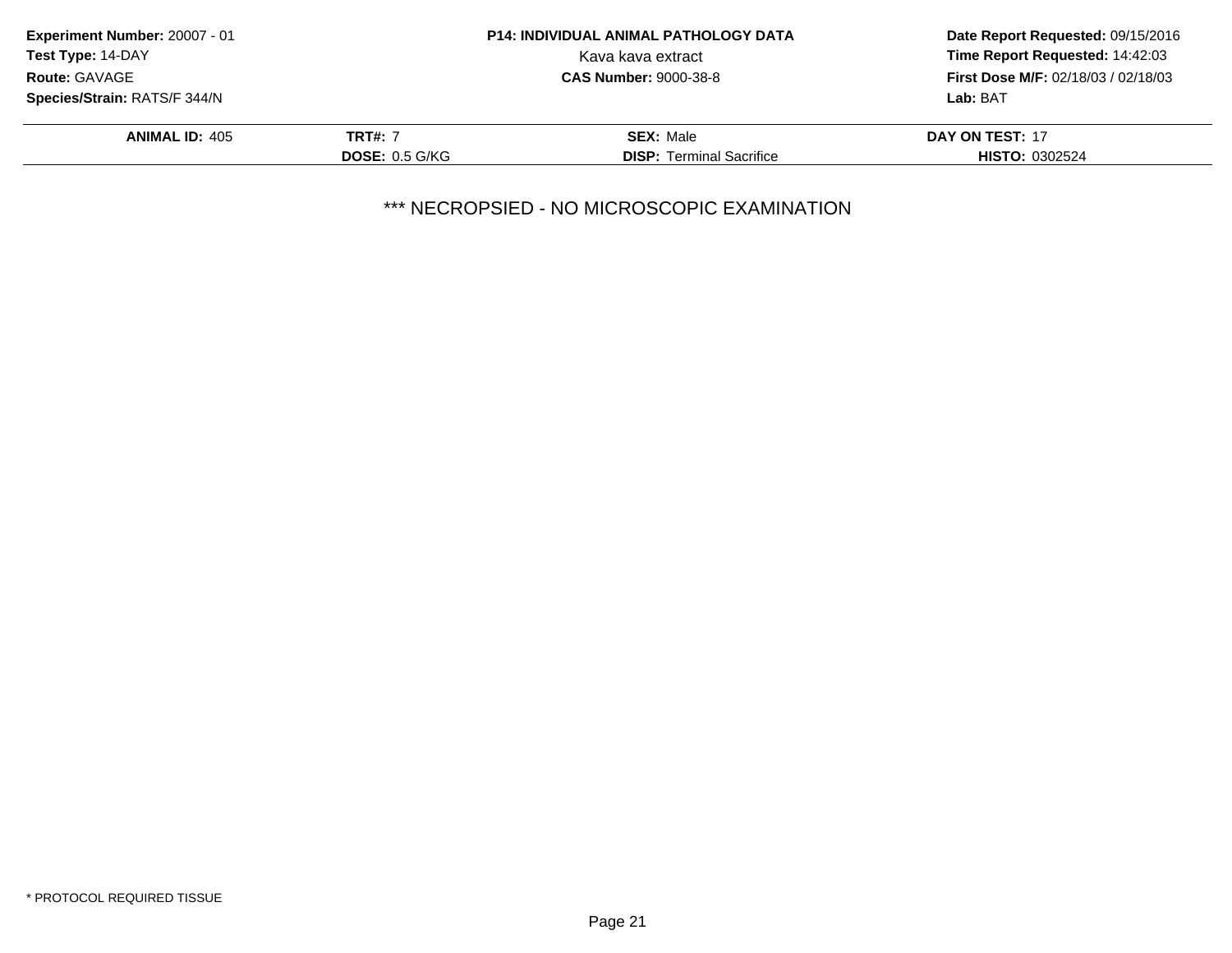**Experiment Number:** 20007 - 01
**Test Type:** 14-DAY
**Route:** GAVAGE
**Species/Strain:** RATS/F 344/N

**P14: INDIVIDUAL ANIMAL PATHOLOGY DATA**
Kava kava extract
**CAS Number:** 9000-38-8

**Date Report Requested:** 09/15/2016
**Time Report Requested:** 14:42:03
**First Dose M/F:** 02/18/03 / 02/18/03
**Lab:** BAT

| **ANIMAL ID:** 405 | **TRT#:** 7 | **SEX:** Male | **DAY ON TEST:** 17 |
|---|---|---|---|
| | **DOSE:** 0.5 G/KG | **DISP:** Terminal Sacrifice | **HISTO:** 0302524 |

*** NECROPSIED - NO MICROSCOPIC EXAMINATION

* PROTOCOL REQUIRED TISSUE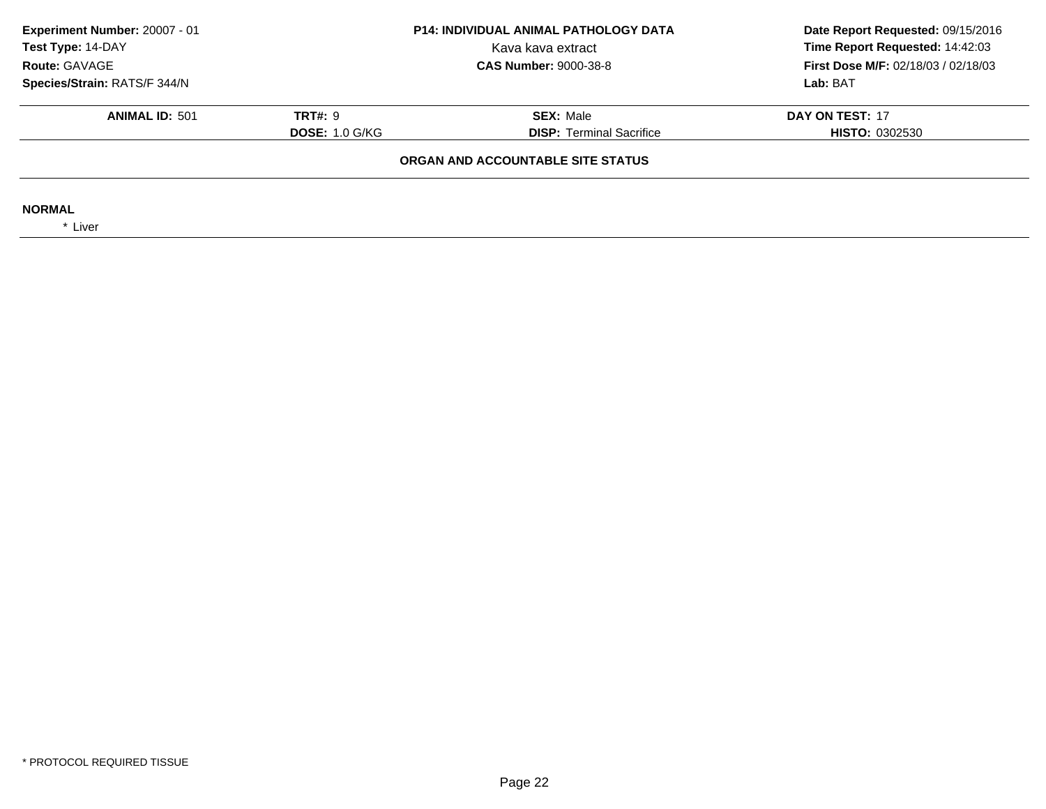**Experiment Number:** 20007 - 01
**Test Type:** 14-DAY
**Route:** GAVAGE
**Species/Strain:** RATS/F 344/N

**P14: INDIVIDUAL ANIMAL PATHOLOGY DATA**
Kava kava extract
**CAS Number:** 9000-38-8

**Date Report Requested:** 09/15/2016
**Time Report Requested:** 14:42:03
**First Dose M/F:** 02/18/03 / 02/18/03
**Lab:** BAT

| **ANIMAL ID:** 501 | **TRT#:** 9 | **SEX:** Male | **DAY ON TEST:** 17 |
|---|---|---|---|
| | **DOSE:** 1.0 G/KG | **DISP:** Terminal Sacrifice | **HISTO:** 0302530 |

**ORGAN AND ACCOUNTABLE SITE STATUS**

**NORMAL**

* Liver

* PROTOCOL REQUIRED TISSUE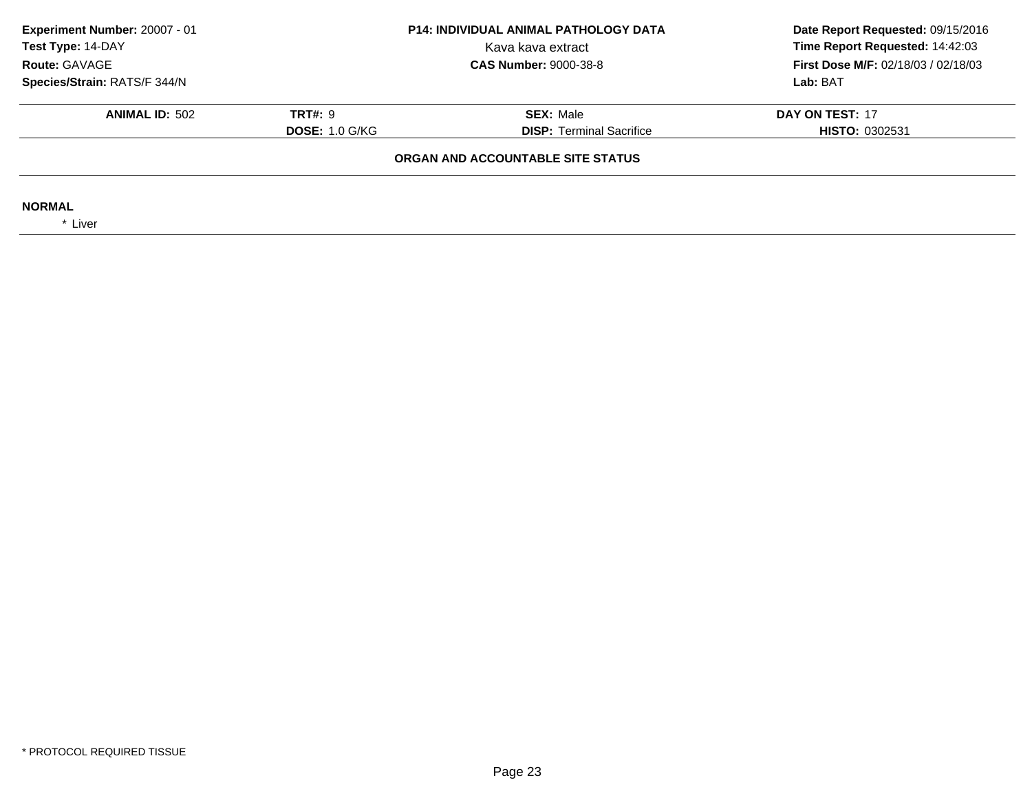**Experiment Number:** 20007 - 01
**Test Type:** 14-DAY
**Route:** GAVAGE
**Species/Strain:** RATS/F 344/N

**P14: INDIVIDUAL ANIMAL PATHOLOGY DATA**
Kava kava extract
**CAS Number:** 9000-38-8

**Date Report Requested:** 09/15/2016
**Time Report Requested:** 14:42:03
**First Dose M/F:** 02/18/03 / 02/18/03
**Lab:** BAT

| **ANIMAL ID:** 502 | **TRT#:** 9 | **SEX:** Male | **DAY ON TEST:** 17 |
|---|---|---|---|
| | **DOSE:** 1.0 G/KG | **DISP:** Terminal Sacrifice | **HISTO:** 0302531 |

**ORGAN AND ACCOUNTABLE SITE STATUS**

**NORMAL**

* Liver

* PROTOCOL REQUIRED TISSUE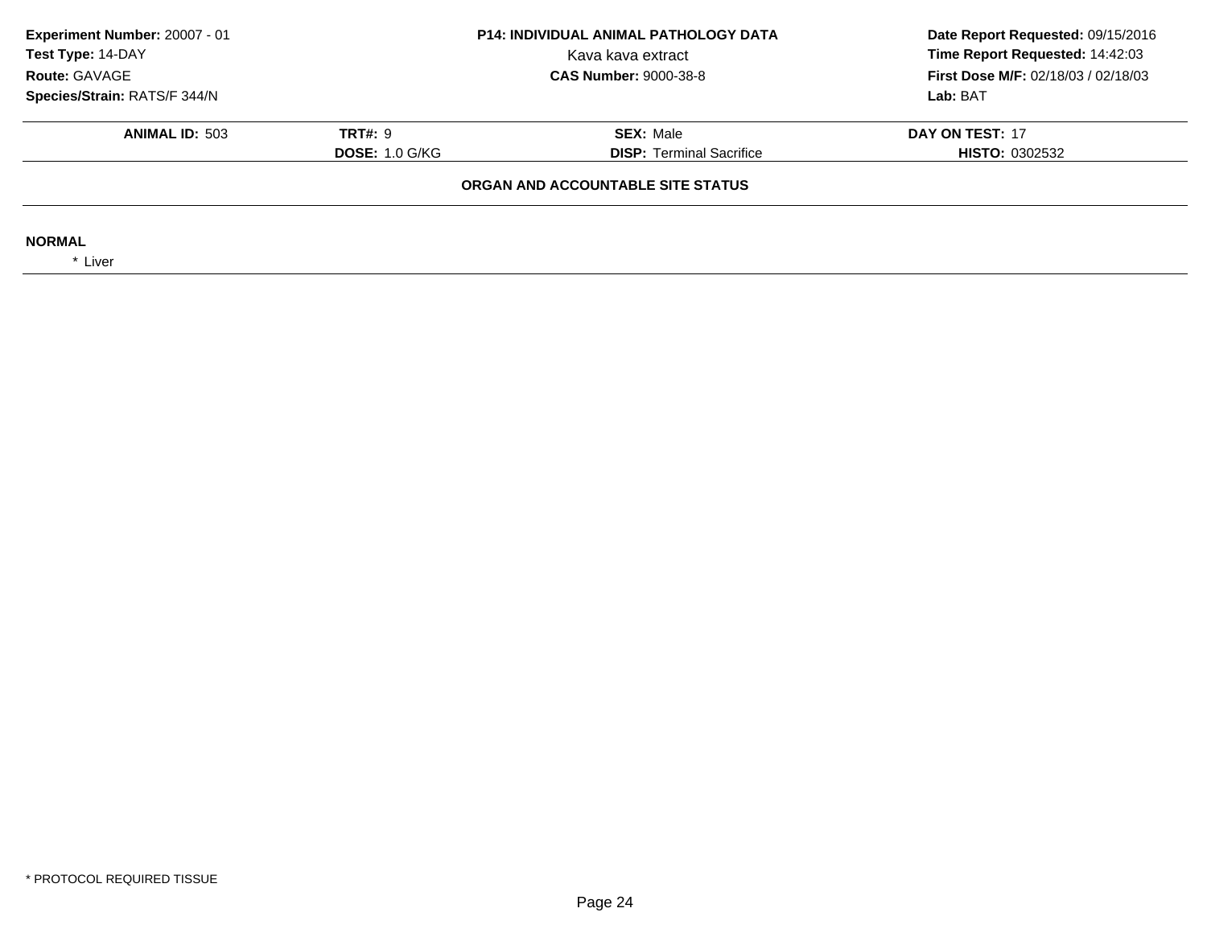**Experiment Number:** 20007 - 01
**Test Type:** 14-DAY
**Route:** GAVAGE
**Species/Strain:** RATS/F 344/N

**P14: INDIVIDUAL ANIMAL PATHOLOGY DATA**
Kava kava extract
**CAS Number:** 9000-38-8

**Date Report Requested:** 09/15/2016
**Time Report Requested:** 14:42:03
**First Dose M/F:** 02/18/03 / 02/18/03
**Lab:** BAT

| **ANIMAL ID:** 503 | **TRT#:** 9 | **SEX:** Male | **DAY ON TEST:** 17 |
|---|---|---|---|
| | **DOSE:** 1.0 G/KG | **DISP:** Terminal Sacrifice | **HISTO:** 0302532 |

**ORGAN AND ACCOUNTABLE SITE STATUS**

**NORMAL**

* Liver

* PROTOCOL REQUIRED TISSUE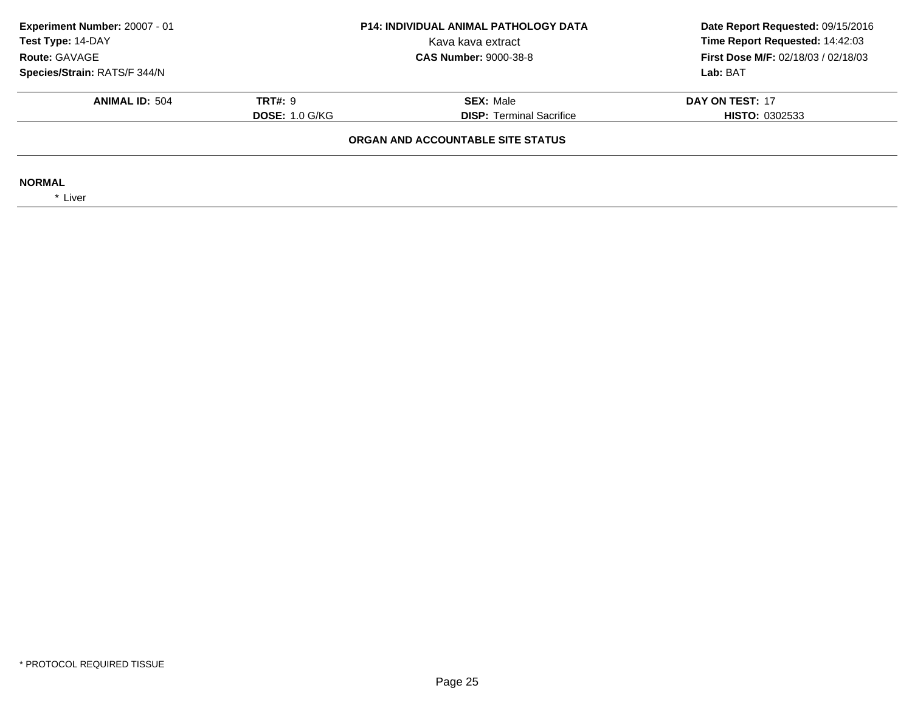**Experiment Number:** 20007 - 01
**Test Type:** 14-DAY
**Route:** GAVAGE
**Species/Strain:** RATS/F 344/N

**P14: INDIVIDUAL ANIMAL PATHOLOGY DATA**
Kava kava extract
**CAS Number:** 9000-38-8

**Date Report Requested:** 09/15/2016
**Time Report Requested:** 14:42:03
**First Dose M/F:** 02/18/03 / 02/18/03
**Lab:** BAT

| **ANIMAL ID:** 504 | **TRT#:** 9 | **SEX:** Male | **DAY ON TEST:** 17 |
|---|---|---|---|
| | **DOSE:** 1.0 G/KG | **DISP:** Terminal Sacrifice | **HISTO:** 0302533 |

**ORGAN AND ACCOUNTABLE SITE STATUS**

**NORMAL**

* Liver

* PROTOCOL REQUIRED TISSUE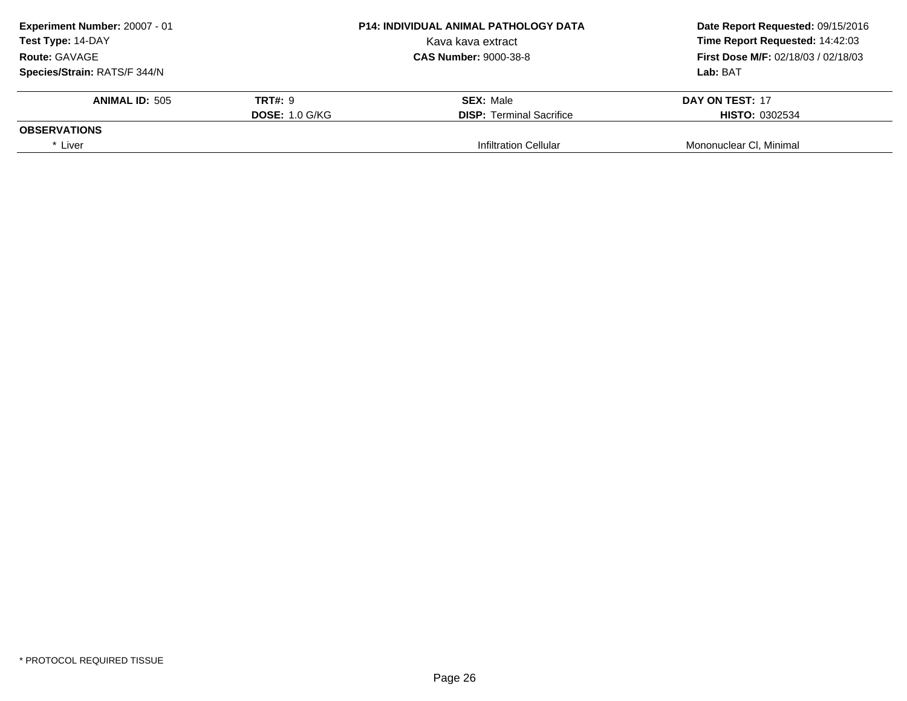**Experiment Number:** 20007 - 01
**Test Type:** 14-DAY
**Route:** GAVAGE
**Species/Strain:** RATS/F 344/N

**P14: INDIVIDUAL ANIMAL PATHOLOGY DATA**
Kava kava extract
**CAS Number:** 9000-38-8

**Date Report Requested:** 09/15/2016
**Time Report Requested:** 14:42:03
**First Dose M/F:** 02/18/03 / 02/18/03
**Lab:** BAT

| **ANIMAL ID:** 505 | **TRT#:** 9 | **SEX:** Male | **DAY ON TEST:** 17 |
|---|---|---|---|
| | **DOSE:** 1.0 G/KG | **DISP:** Terminal Sacrifice | **HISTO:** 0302534 |
| **OBSERVATIONS** | | | |
| * Liver | | Infiltration Cellular | Mononuclear Cl, Minimal |

\* PROTOCOL REQUIRED TISSUE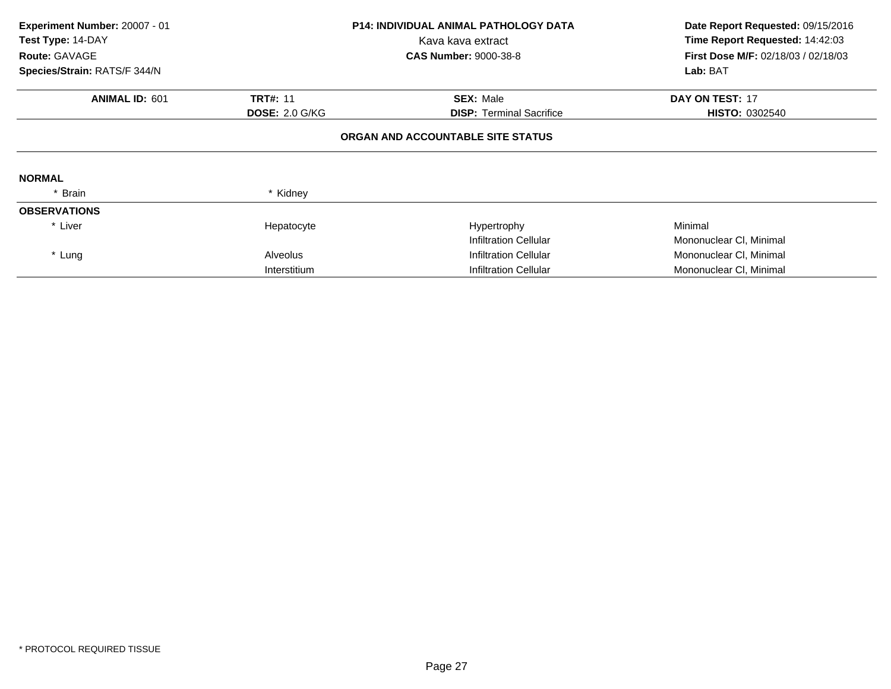**Experiment Number:** 20007 - 01
**Test Type:** 14-DAY
**Route:** GAVAGE
**Species/Strain:** RATS/F 344/N

**P14: INDIVIDUAL ANIMAL PATHOLOGY DATA**
Kava kava extract
**CAS Number:** 9000-38-8

**Date Report Requested:** 09/15/2016
**Time Report Requested:** 14:42:03
**First Dose M/F:** 02/18/03 / 02/18/03
**Lab:** BAT

| **ANIMAL ID:** 601 | **TRT#:** 11 | **SEX:** Male | **DAY ON TEST:** 17 |
|---|---|---|---|
| | **DOSE:** 2.0 G/KG | **DISP:** Terminal Sacrifice | **HISTO:** 0302540 |

### ORGAN AND ACCOUNTABLE SITE STATUS

**NORMAL**

| * Brain | * Kidney | | |
|---|---|---|---|

**OBSERVATIONS**

| | | | |
|---|---|---|---|
| * Liver | Hepatocyte | Hypertrophy | Minimal |
| | | Infiltration Cellular | Mononuclear Cl, Minimal |
| * Lung | Alveolus | Infiltration Cellular | Mononuclear Cl, Minimal |
| | Interstitium | Infiltration Cellular | Mononuclear Cl, Minimal |

* PROTOCOL REQUIRED TISSUE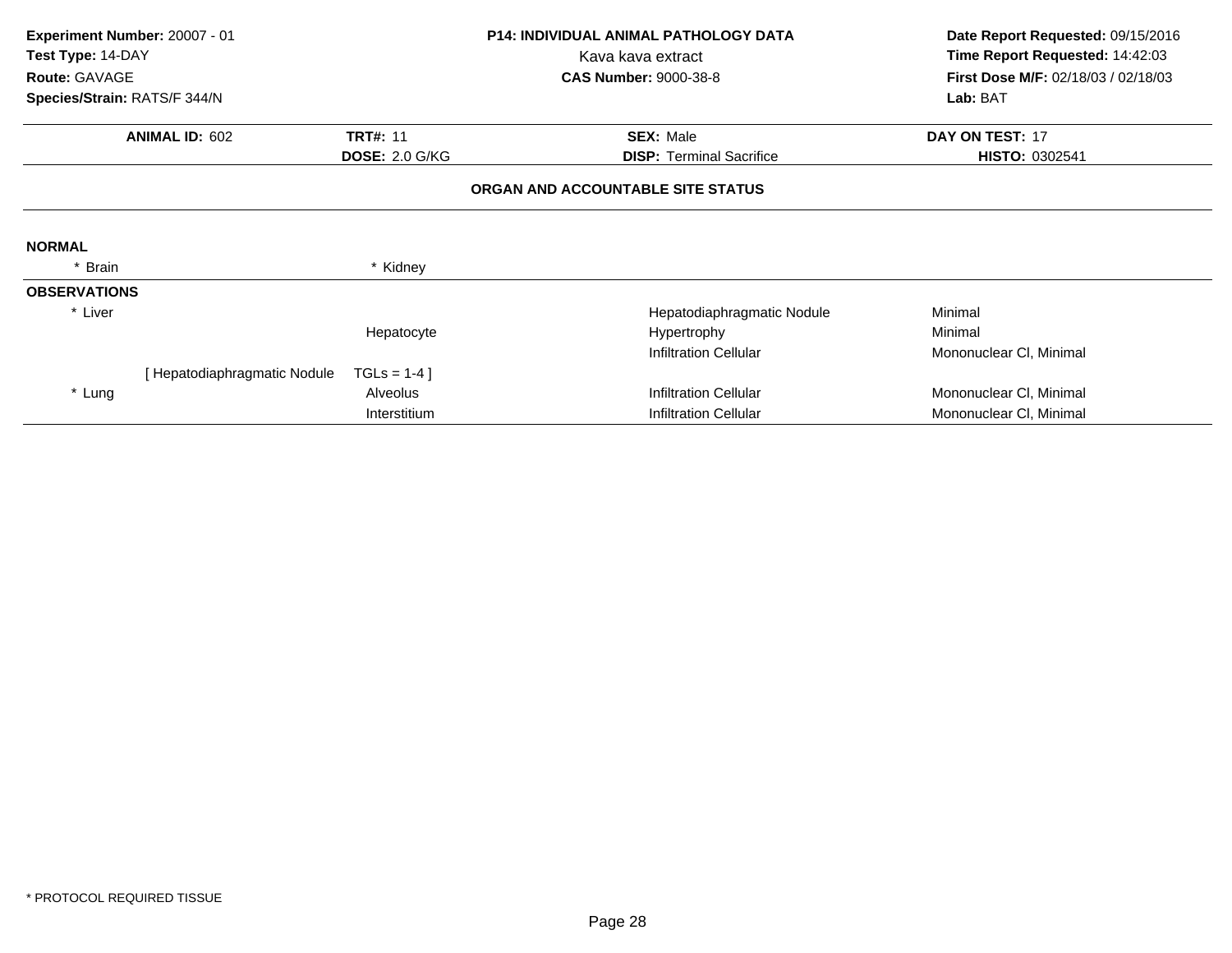**Experiment Number:** 20007 - 01
**Test Type:** 14-DAY
**Route:** GAVAGE
**Species/Strain:** RATS/F 344/N

**P14: INDIVIDUAL ANIMAL PATHOLOGY DATA**
Kava kava extract
**CAS Number:** 9000-38-8

**Date Report Requested:** 09/15/2016
**Time Report Requested:** 14:42:03
**First Dose M/F:** 02/18/03 / 02/18/03
**Lab:** BAT

| **ANIMAL ID:** 602 | **TRT#:** 11 | **SEX:** Male | **DAY ON TEST:** 17 |
|---|---|---|---|
| | **DOSE:** 2.0 G/KG | **DISP:** Terminal Sacrifice | **HISTO:** 0302541 |

## ORGAN AND ACCOUNTABLE SITE STATUS

**NORMAL**

| | |
|---|---|
| * Brain | * Kidney |

**OBSERVATIONS**

| Organ | Site | Finding | Severity |
|---|---|---|---|
| * Liver | | Hepatodiaphragmatic Nodule | Minimal |
| | Hepatocyte | Hypertrophy | Minimal |
| | | Infiltration Cellular | Mononuclear Cl, Minimal |
| [ Hepatodiaphragmatic Nodule | TGLs = 1-4 ] | | |
| * Lung | Alveolus | Infiltration Cellular | Mononuclear Cl, Minimal |
| | Interstitium | Infiltration Cellular | Mononuclear Cl, Minimal |

* PROTOCOL REQUIRED TISSUE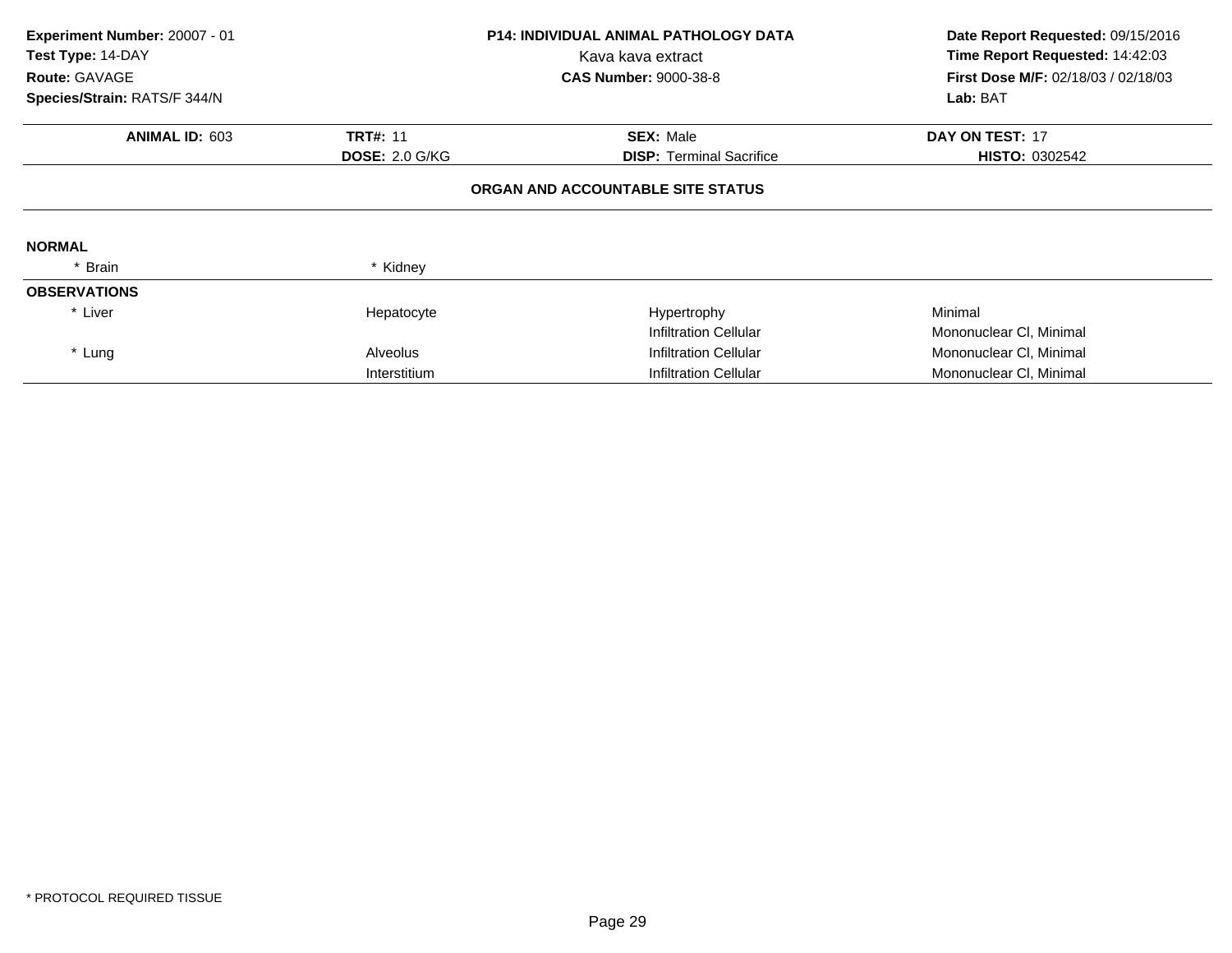**Experiment Number:** 20007 - 01
**Test Type:** 14-DAY
**Route:** GAVAGE
**Species/Strain:** RATS/F 344/N

**P14: INDIVIDUAL ANIMAL PATHOLOGY DATA**
Kava kava extract
**CAS Number:** 9000-38-8

**Date Report Requested:** 09/15/2016
**Time Report Requested:** 14:42:03
**First Dose M/F:** 02/18/03 / 02/18/03
**Lab:** BAT

| **ANIMAL ID:** 603 | **TRT#:** 11 | **SEX:** Male | **DAY ON TEST:** 17 |
|---|---|---|---|
| | **DOSE:** 2.0 G/KG | **DISP:** Terminal Sacrifice | **HISTO:** 0302542 |

**ORGAN AND ACCOUNTABLE SITE STATUS**

**NORMAL**

| | | | |
|---|---|---|---|
| * Brain | * Kidney | | |

**OBSERVATIONS**

| | | | |
|---|---|---|---|
| * Liver | Hepatocyte | Hypertrophy | Minimal |
| | | Infiltration Cellular | Mononuclear Cl, Minimal |
| * Lung | Alveolus | Infiltration Cellular | Mononuclear Cl, Minimal |
| | Interstitium | Infiltration Cellular | Mononuclear Cl, Minimal |

* PROTOCOL REQUIRED TISSUE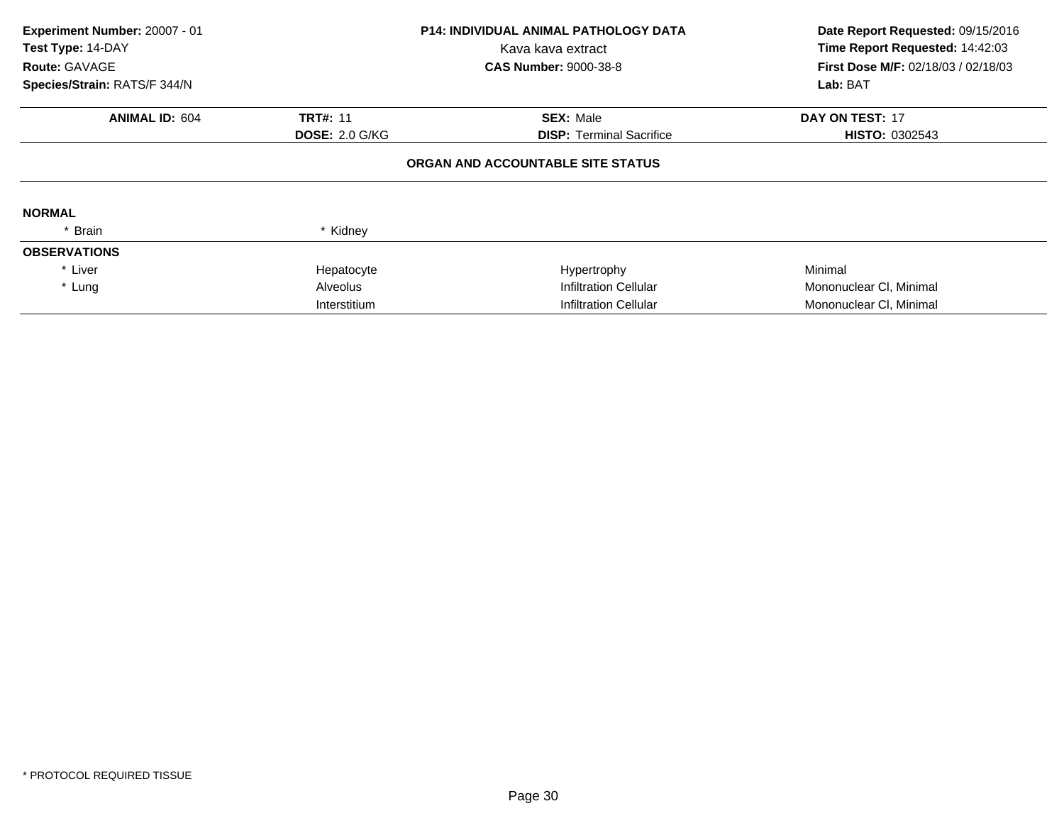**Experiment Number:** 20007 - 01
**Test Type:** 14-DAY
**Route:** GAVAGE
**Species/Strain:** RATS/F 344/N

**P14: INDIVIDUAL ANIMAL PATHOLOGY DATA**
Kava kava extract
**CAS Number:** 9000-38-8

**Date Report Requested:** 09/15/2016
**Time Report Requested:** 14:42:03
**First Dose M/F:** 02/18/03 / 02/18/03
**Lab:** BAT

| **ANIMAL ID:** 604 | **TRT#:** 11 | **SEX:** Male | **DAY ON TEST:** 17 |
|---|---|---|---|
| | **DOSE:** 2.0 G/KG | **DISP:** Terminal Sacrifice | **HISTO:** 0302543 |

**ORGAN AND ACCOUNTABLE SITE STATUS**

**NORMAL**

| | | | |
|---|---|---|---|
| * Brain | * Kidney | | |

**OBSERVATIONS**

| | | | |
|---|---|---|---|
| * Liver | Hepatocyte | Hypertrophy | Minimal |
| * Lung | Alveolus | Infiltration Cellular | Mononuclear Cl, Minimal |
| | Interstitium | Infiltration Cellular | Mononuclear Cl, Minimal |

* PROTOCOL REQUIRED TISSUE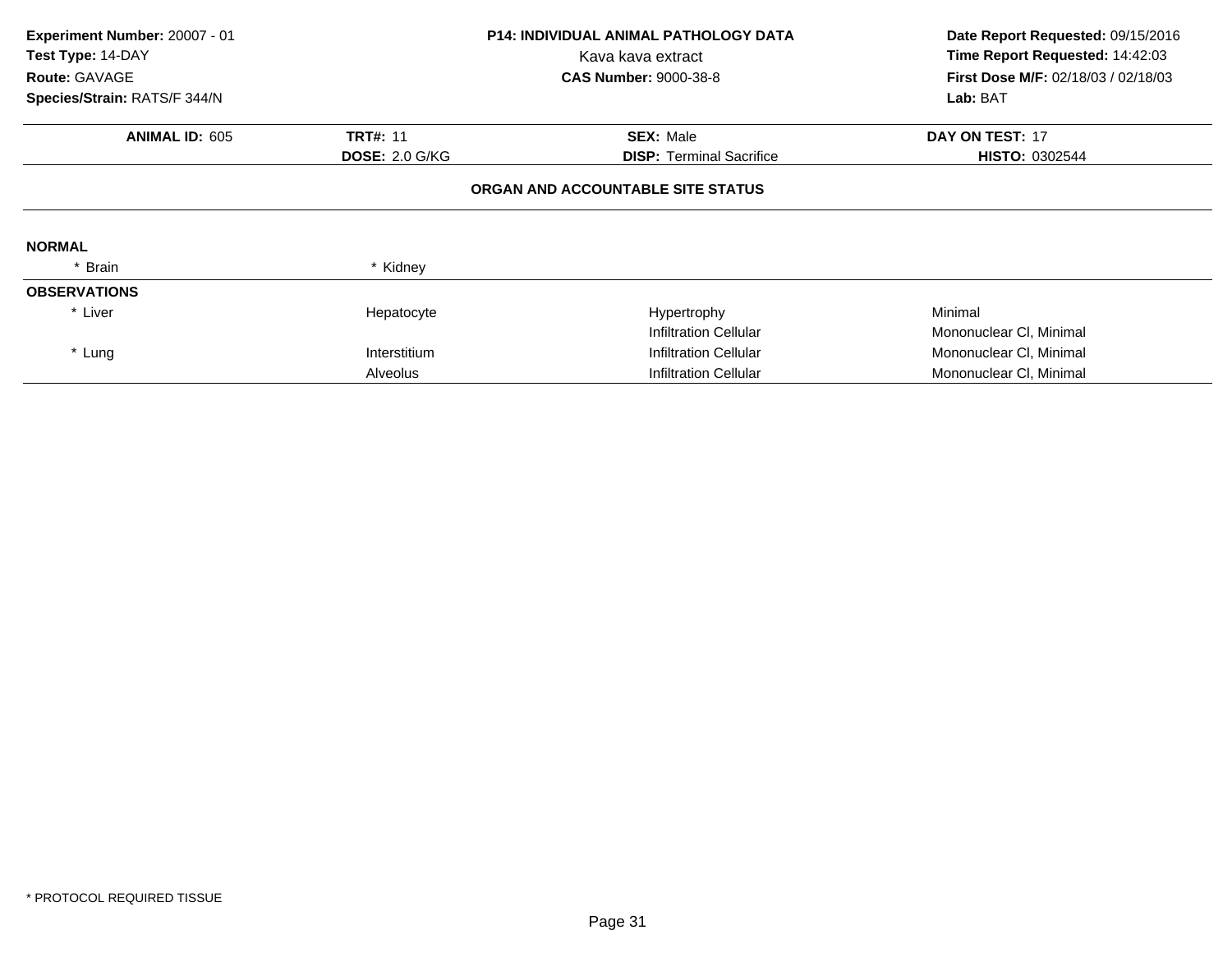**Experiment Number:** 20007 - 01
**Test Type:** 14-DAY
**Route:** GAVAGE
**Species/Strain:** RATS/F 344/N

**P14: INDIVIDUAL ANIMAL PATHOLOGY DATA**
Kava kava extract
**CAS Number:** 9000-38-8

**Date Report Requested:** 09/15/2016
**Time Report Requested:** 14:42:03
**First Dose M/F:** 02/18/03 / 02/18/03
**Lab:** BAT

| **ANIMAL ID:** 605 | **TRT#:** 11 | **SEX:** Male | **DAY ON TEST:** 17 |
|---|---|---|---|
| | **DOSE:** 2.0 G/KG | **DISP:** Terminal Sacrifice | **HISTO:** 0302544 |

**ORGAN AND ACCOUNTABLE SITE STATUS**

**NORMAL**

| * Brain | * Kidney | | |
|---|---|---|---|

**OBSERVATIONS**

| | | | |
|---|---|---|---|
| * Liver | Hepatocyte | Hypertrophy | Minimal |
| | | Infiltration Cellular | Mononuclear Cl, Minimal |
| * Lung | Interstitium | Infiltration Cellular | Mononuclear Cl, Minimal |
| | Alveolus | Infiltration Cellular | Mononuclear Cl, Minimal |

* PROTOCOL REQUIRED TISSUE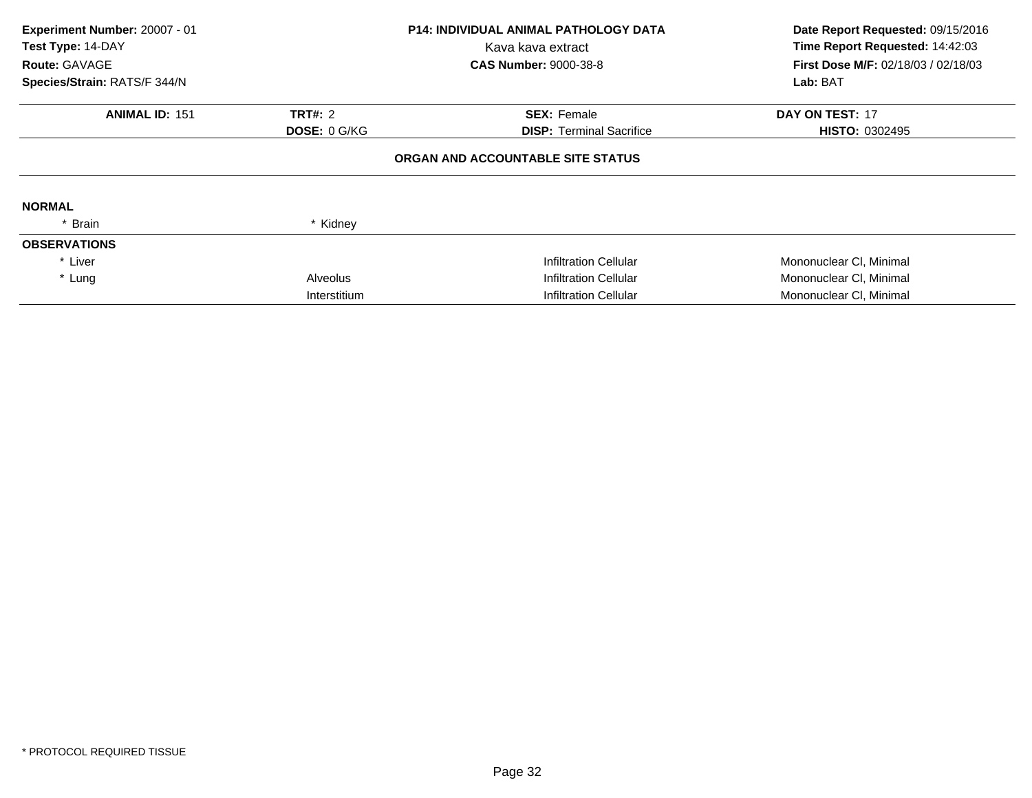**Experiment Number:** 20007 - 01
**Test Type:** 14-DAY
**Route:** GAVAGE
**Species/Strain:** RATS/F 344/N

**P14: INDIVIDUAL ANIMAL PATHOLOGY DATA**
Kava kava extract
**CAS Number:** 9000-38-8

**Date Report Requested:** 09/15/2016
**Time Report Requested:** 14:42:03
**First Dose M/F:** 02/18/03 / 02/18/03
**Lab:** BAT

| **ANIMAL ID:** 151 | **TRT#:** 2 | **SEX:** Female | **DAY ON TEST:** 17 |
|---|---|---|---|
| | **DOSE:** 0 G/KG | **DISP:** Terminal Sacrifice | **HISTO:** 0302495 |

**ORGAN AND ACCOUNTABLE SITE STATUS**

**NORMAL**

| | | | |
|---|---|---|---|
| * Brain | * Kidney | | |

**OBSERVATIONS**

| | | | |
|---|---|---|---|
| * Liver | | Infiltration Cellular | Mononuclear Cl, Minimal |
| * Lung | Alveolus | Infiltration Cellular | Mononuclear Cl, Minimal |
| | Interstitium | Infiltration Cellular | Mononuclear Cl, Minimal |

* PROTOCOL REQUIRED TISSUE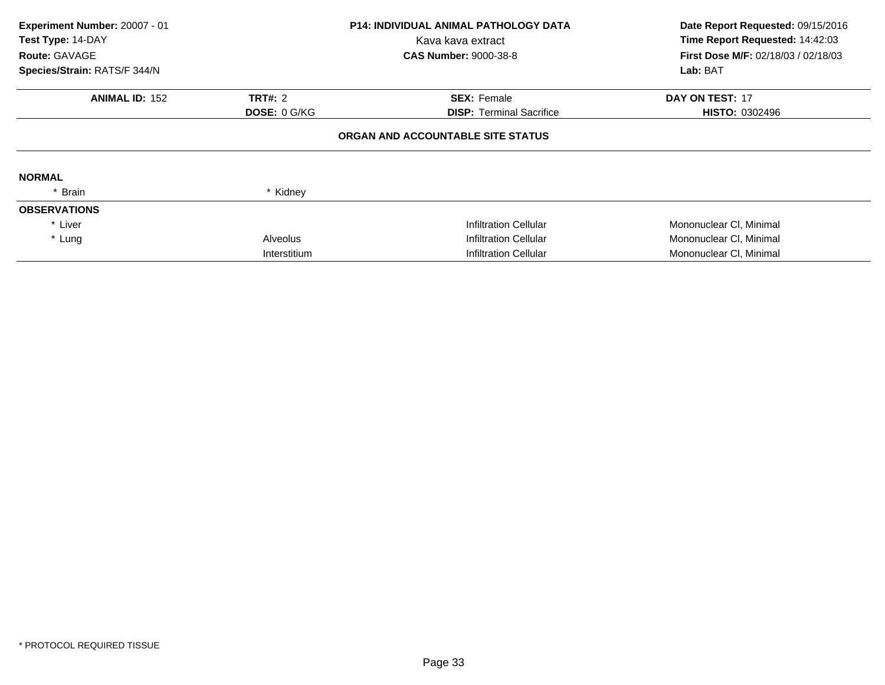**Experiment Number:** 20007 - 01
**Test Type:** 14-DAY
**Route:** GAVAGE
**Species/Strain:** RATS/F 344/N

**P14: INDIVIDUAL ANIMAL PATHOLOGY DATA**
Kava kava extract
**CAS Number:** 9000-38-8

**Date Report Requested:** 09/15/2016
**Time Report Requested:** 14:42:03
**First Dose M/F:** 02/18/03 / 02/18/03
**Lab:** BAT

| **ANIMAL ID:** 152 | **TRT#:** 2 | **SEX:** Female | **DAY ON TEST:** 17 |
|---|---|---|---|
| | **DOSE:** 0 G/KG | **DISP:** Terminal Sacrifice | **HISTO:** 0302496 |

**ORGAN AND ACCOUNTABLE SITE STATUS**

**NORMAL**

| | | | |
|---|---|---|---|
| * Brain | * Kidney | | |

**OBSERVATIONS**

| | | | |
|---|---|---|---|
| * Liver | | Infiltration Cellular | Mononuclear Cl, Minimal |
| * Lung | Alveolus | Infiltration Cellular | Mononuclear Cl, Minimal |
| | Interstitium | Infiltration Cellular | Mononuclear Cl, Minimal |

\* PROTOCOL REQUIRED TISSUE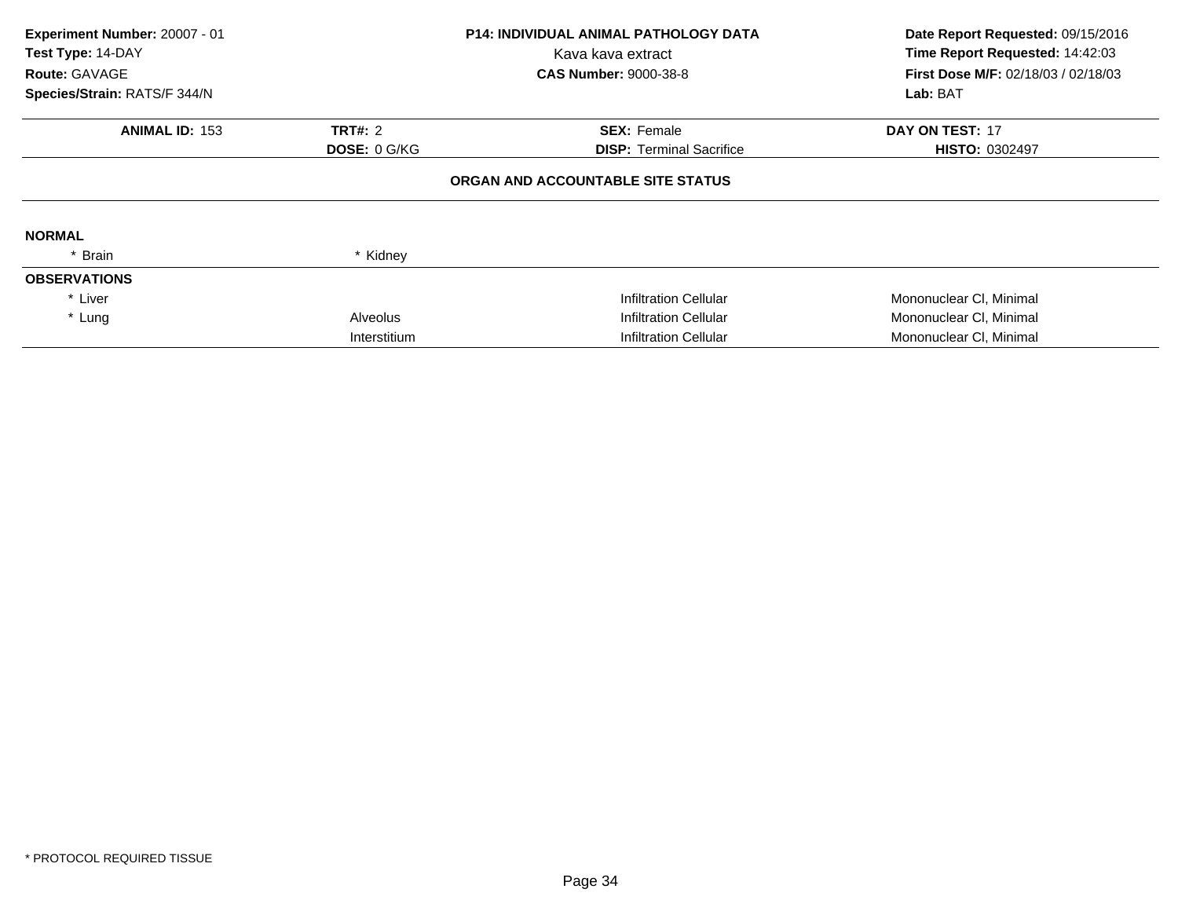**Experiment Number:** 20007 - 01
**Test Type:** 14-DAY
**Route:** GAVAGE
**Species/Strain:** RATS/F 344/N

**P14: INDIVIDUAL ANIMAL PATHOLOGY DATA**
Kava kava extract
**CAS Number:** 9000-38-8

**Date Report Requested:** 09/15/2016
**Time Report Requested:** 14:42:03
**First Dose M/F:** 02/18/03 / 02/18/03
**Lab:** BAT

| **ANIMAL ID:** 153 | **TRT#:** 2 | **SEX:** Female | **DAY ON TEST:** 17 |
|---|---|---|---|
| | **DOSE:** 0 G/KG | **DISP:** Terminal Sacrifice | **HISTO:** 0302497 |

**ORGAN AND ACCOUNTABLE SITE STATUS**

**NORMAL**

| | | | |
|---|---|---|---|
| * Brain | * Kidney | | |

**OBSERVATIONS**

| | | | |
|---|---|---|---|
| * Liver | | Infiltration Cellular | Mononuclear Cl, Minimal |
| * Lung | Alveolus | Infiltration Cellular | Mononuclear Cl, Minimal |
| | Interstitium | Infiltration Cellular | Mononuclear Cl, Minimal |

* PROTOCOL REQUIRED TISSUE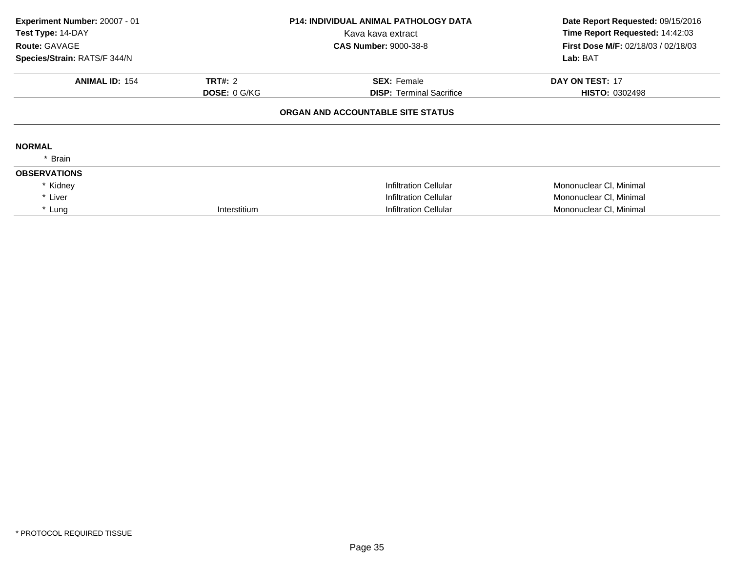**Experiment Number:** 20007 - 01
**Test Type:** 14-DAY
**Route:** GAVAGE
**Species/Strain:** RATS/F 344/N

**P14: INDIVIDUAL ANIMAL PATHOLOGY DATA**
Kava kava extract
**CAS Number:** 9000-38-8

**Date Report Requested:** 09/15/2016
**Time Report Requested:** 14:42:03
**First Dose M/F:** 02/18/03 / 02/18/03
**Lab:** BAT

| **ANIMAL ID:** 154 | **TRT#:** 2 | **SEX:** Female | **DAY ON TEST:** 17 |
|---|---|---|---|
| | **DOSE:** 0 G/KG | **DISP:** Terminal Sacrifice | **HISTO:** 0302498 |

**ORGAN AND ACCOUNTABLE SITE STATUS**

**NORMAL**

| | | | |
|---|---|---|---|
| * Brain | | | |

**OBSERVATIONS**

| | | | |
|---|---|---|---|
| * Kidney | | Infiltration Cellular | Mononuclear Cl, Minimal |
| * Liver | | Infiltration Cellular | Mononuclear Cl, Minimal |
| * Lung | Interstitium | Infiltration Cellular | Mononuclear Cl, Minimal |

* PROTOCOL REQUIRED TISSUE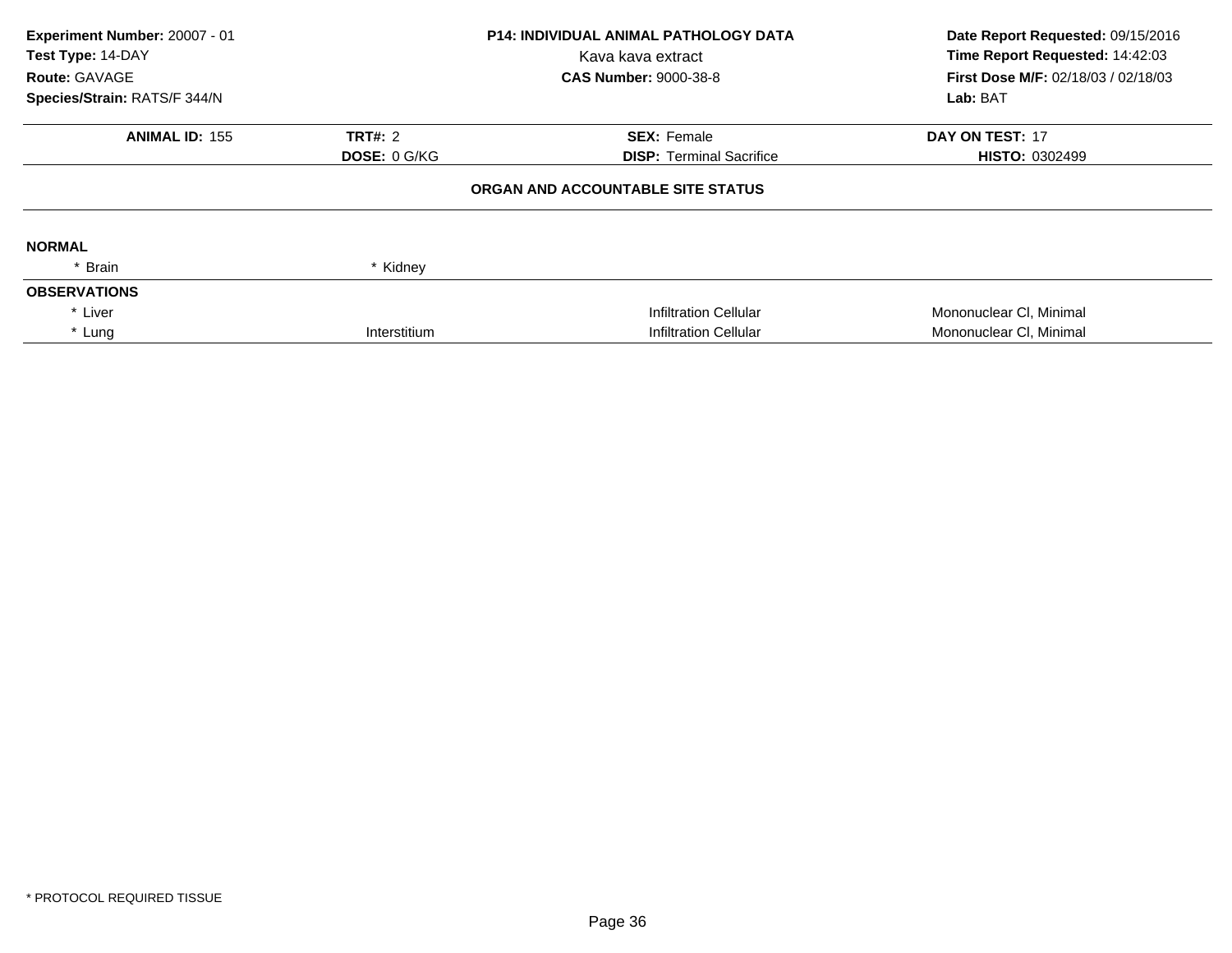**Experiment Number:** 20007 - 01
**Test Type:** 14-DAY
**Route:** GAVAGE
**Species/Strain:** RATS/F 344/N

**P14: INDIVIDUAL ANIMAL PATHOLOGY DATA**
Kava kava extract
**CAS Number:** 9000-38-8

**Date Report Requested:** 09/15/2016
**Time Report Requested:** 14:42:03
**First Dose M/F:** 02/18/03 / 02/18/03
**Lab:** BAT

| **ANIMAL ID:** 155 | **TRT#:** 2 | **SEX:** Female | **DAY ON TEST:** 17 |
|---|---|---|---|
| | **DOSE:** 0 G/KG | **DISP:** Terminal Sacrifice | **HISTO:** 0302499 |

**ORGAN AND ACCOUNTABLE SITE STATUS**

**NORMAL**

| | | | |
|---|---|---|---|
| * Brain | * Kidney | | |

**OBSERVATIONS**

| | | | |
|---|---|---|---|
| * Liver | | Infiltration Cellular | Mononuclear Cl, Minimal |
| * Lung | Interstitium | Infiltration Cellular | Mononuclear Cl, Minimal |

* PROTOCOL REQUIRED TISSUE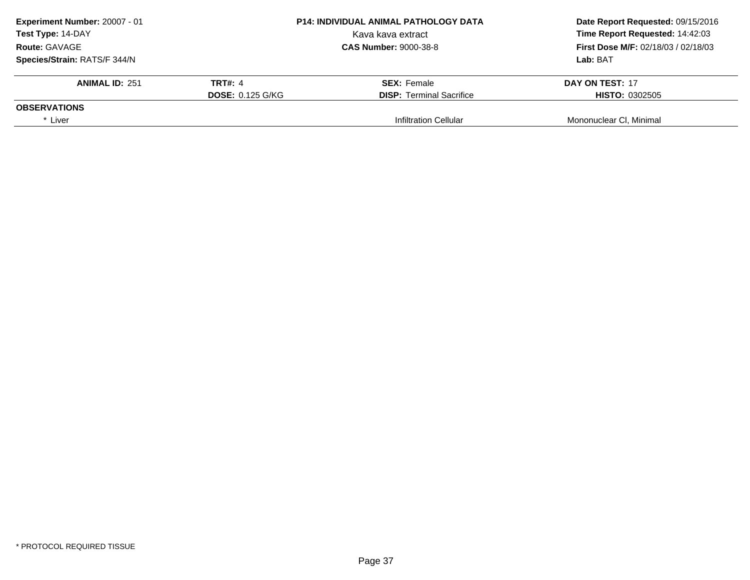**Experiment Number:** 20007 - 01
**Test Type:** 14-DAY
**Route:** GAVAGE
**Species/Strain:** RATS/F 344/N

**P14: INDIVIDUAL ANIMAL PATHOLOGY DATA**
Kava kava extract
**CAS Number:** 9000-38-8

**Date Report Requested:** 09/15/2016
**Time Report Requested:** 14:42:03
**First Dose M/F:** 02/18/03 / 02/18/03
**Lab:** BAT

| **ANIMAL ID:** 251 | **TRT#:** 4 | **SEX:** Female | **DAY ON TEST:** 17 |
|---|---|---|---|
| | **DOSE:** 0.125 G/KG | **DISP:** Terminal Sacrifice | **HISTO:** 0302505 |
| **OBSERVATIONS** | | | |
| * Liver | | Infiltration Cellular | Mononuclear Cl, Minimal |

* PROTOCOL REQUIRED TISSUE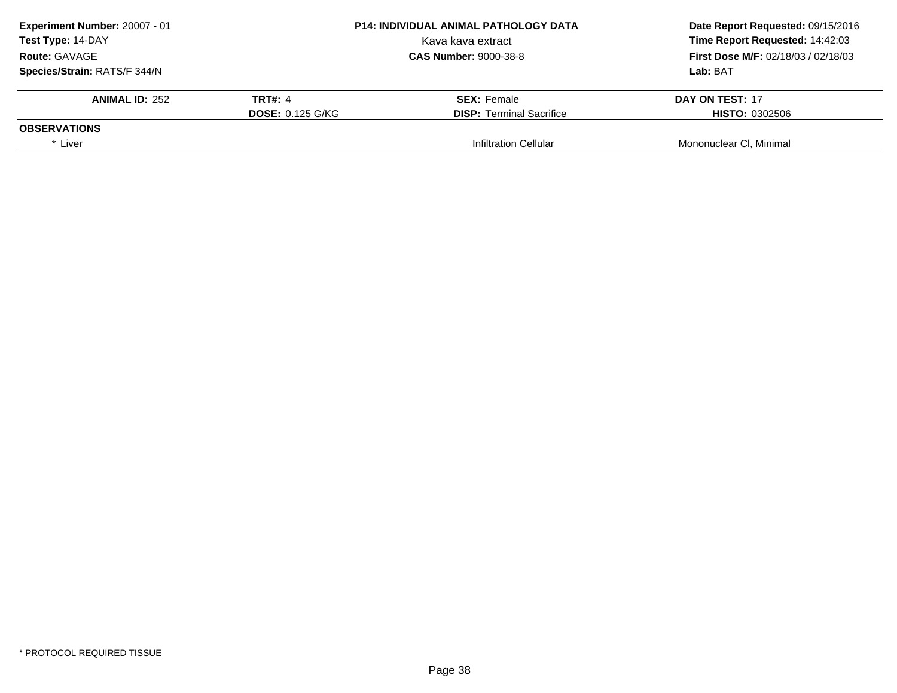**Experiment Number:** 20007 - 01
**Test Type:** 14-DAY
**Route:** GAVAGE
**Species/Strain:** RATS/F 344/N

**P14: INDIVIDUAL ANIMAL PATHOLOGY DATA**
Kava kava extract
**CAS Number:** 9000-38-8

**Date Report Requested:** 09/15/2016
**Time Report Requested:** 14:42:03
**First Dose M/F:** 02/18/03 / 02/18/03
**Lab:** BAT

| **ANIMAL ID:** 252 | **TRT#:** 4 | **SEX:** Female | **DAY ON TEST:** 17 |
|---|---|---|---|
| | **DOSE:** 0.125 G/KG | **DISP:** Terminal Sacrifice | **HISTO:** 0302506 |
| **OBSERVATIONS** | | | |
| * Liver | | Infiltration Cellular | Mononuclear Cl, Minimal |

* PROTOCOL REQUIRED TISSUE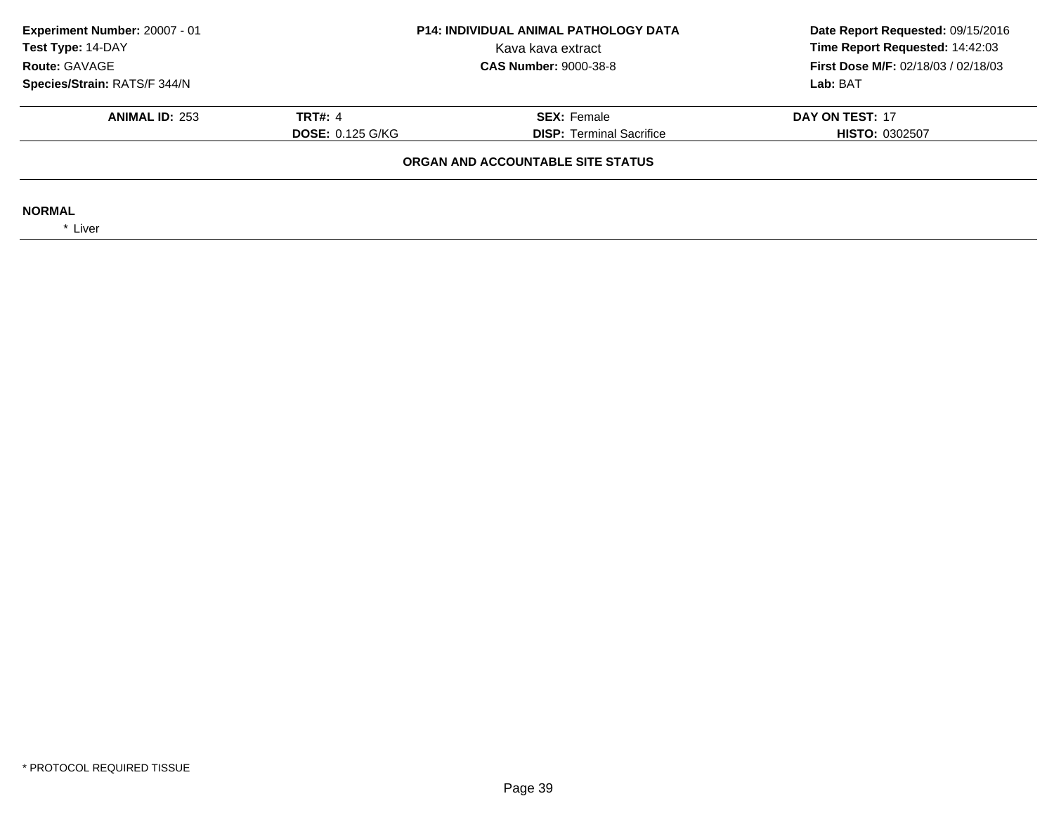**Experiment Number:** 20007 - 01
**Test Type:** 14-DAY
**Route:** GAVAGE
**Species/Strain:** RATS/F 344/N

**P14: INDIVIDUAL ANIMAL PATHOLOGY DATA**
Kava kava extract
**CAS Number:** 9000-38-8

**Date Report Requested:** 09/15/2016
**Time Report Requested:** 14:42:03
**First Dose M/F:** 02/18/03 / 02/18/03
**Lab:** BAT

| **ANIMAL ID:** 253 | **TRT#:** 4 | **SEX:** Female | **DAY ON TEST:** 17 |
|---|---|---|---|
| | **DOSE:** 0.125 G/KG | **DISP:** Terminal Sacrifice | **HISTO:** 0302507 |

**ORGAN AND ACCOUNTABLE SITE STATUS**

**NORMAL**

* Liver

* PROTOCOL REQUIRED TISSUE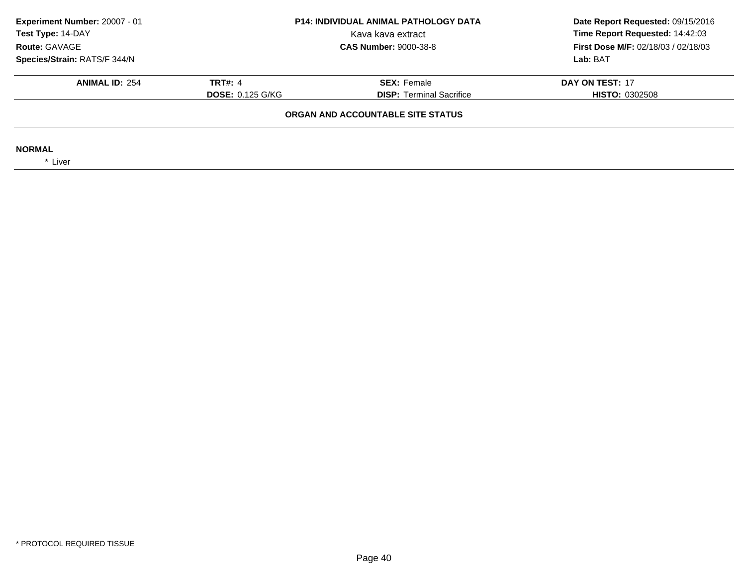**Experiment Number:** 20007 - 01
**Test Type:** 14-DAY
**Route:** GAVAGE
**Species/Strain:** RATS/F 344/N

**P14: INDIVIDUAL ANIMAL PATHOLOGY DATA**
Kava kava extract
**CAS Number:** 9000-38-8

**Date Report Requested:** 09/15/2016
**Time Report Requested:** 14:42:03
**First Dose M/F:** 02/18/03 / 02/18/03
**Lab:** BAT

| **ANIMAL ID:** 254 | **TRT#:** 4 | **SEX:** Female | **DAY ON TEST:** 17 |
|---|---|---|---|
| | **DOSE:** 0.125 G/KG | **DISP:** Terminal Sacrifice | **HISTO:** 0302508 |

**ORGAN AND ACCOUNTABLE SITE STATUS**

**NORMAL**

* Liver

\* PROTOCOL REQUIRED TISSUE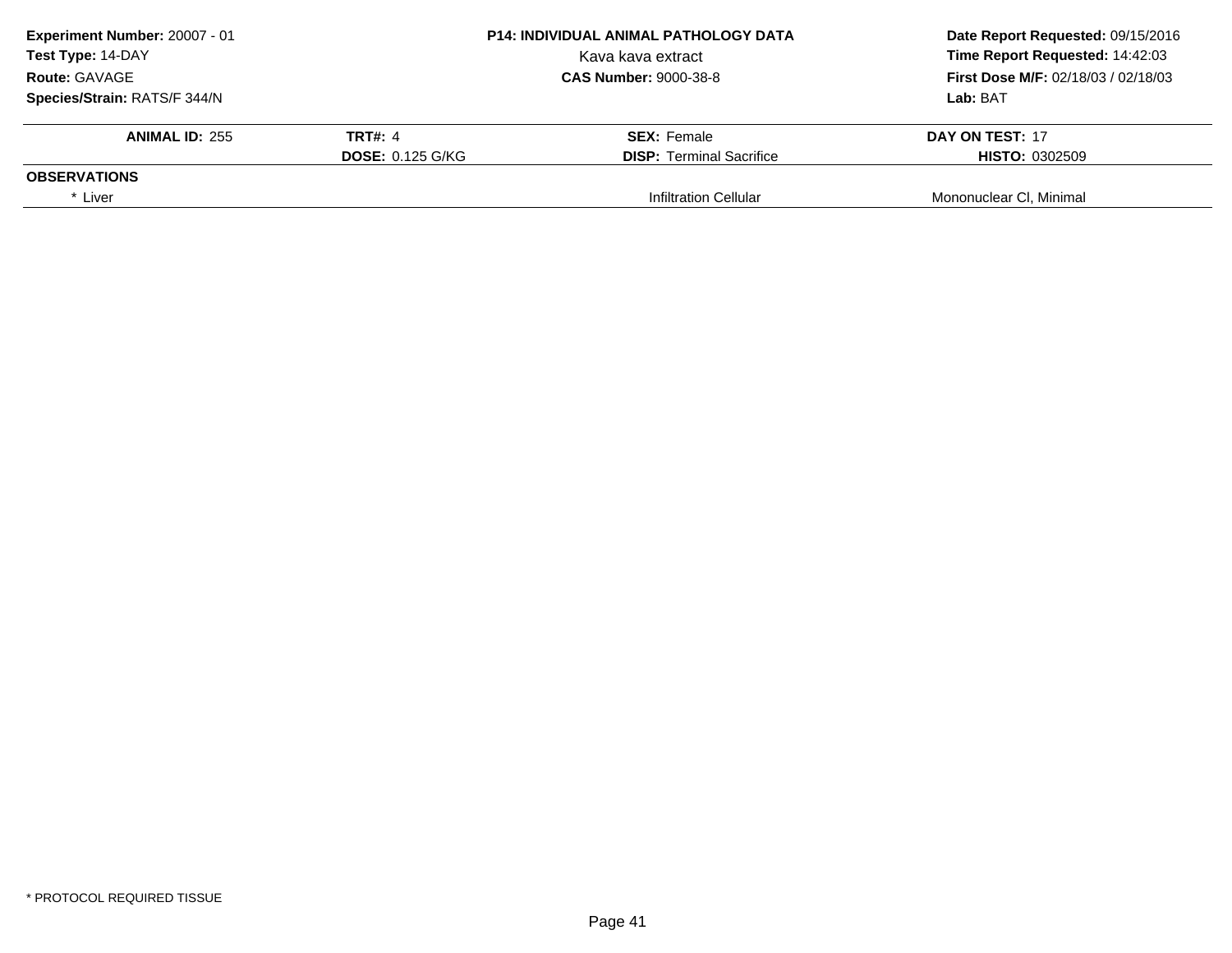**Experiment Number:** 20007 - 01
**Test Type:** 14-DAY
**Route:** GAVAGE
**Species/Strain:** RATS/F 344/N

**P14: INDIVIDUAL ANIMAL PATHOLOGY DATA**
Kava kava extract
**CAS Number:** 9000-38-8

**Date Report Requested:** 09/15/2016
**Time Report Requested:** 14:42:03
**First Dose M/F:** 02/18/03 / 02/18/03
**Lab:** BAT

| **ANIMAL ID:** 255 | **TRT#:** 4 | **SEX:** Female | **DAY ON TEST:** 17 |
|---|---|---|---|
| | **DOSE:** 0.125 G/KG | **DISP:** Terminal Sacrifice | **HISTO:** 0302509 |
| **OBSERVATIONS** | | | |
| * Liver | | Infiltration Cellular | Mononuclear Cl, Minimal |

* PROTOCOL REQUIRED TISSUE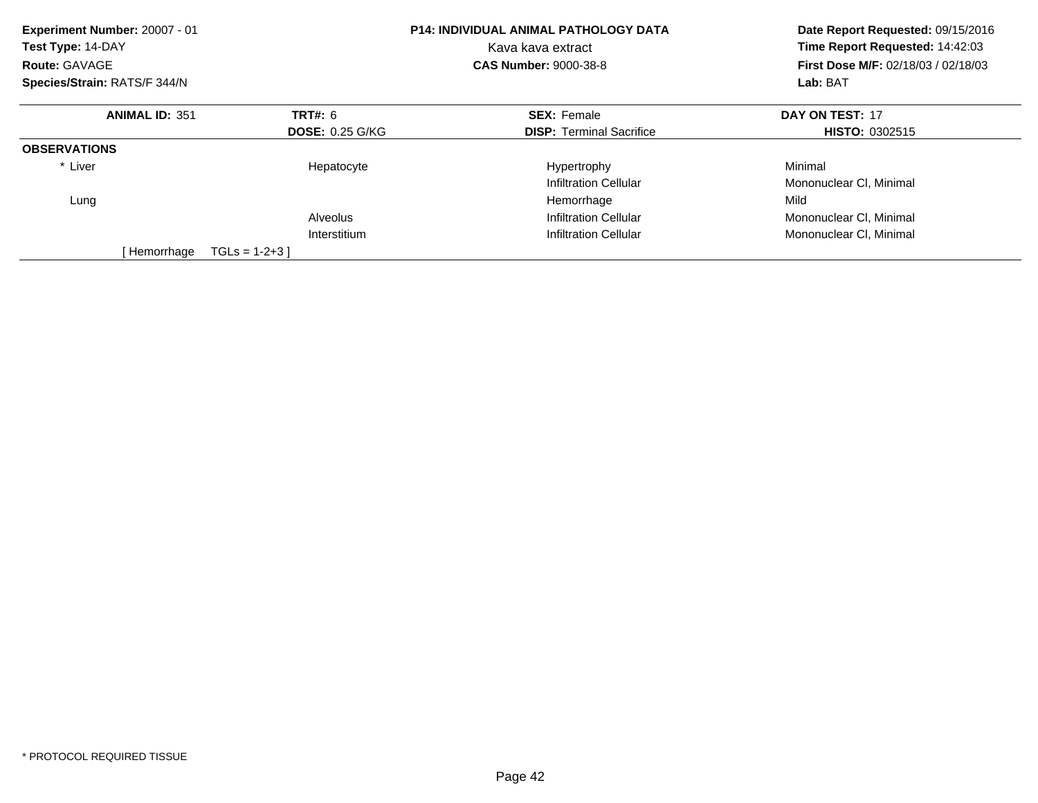**Experiment Number:** 20007 - 01
**Test Type:** 14-DAY
**Route:** GAVAGE
**Species/Strain:** RATS/F 344/N

**P14: INDIVIDUAL ANIMAL PATHOLOGY DATA**
Kava kava extract
**CAS Number:** 9000-38-8

**Date Report Requested:** 09/15/2016
**Time Report Requested:** 14:42:03
**First Dose M/F:** 02/18/03 / 02/18/03
**Lab:** BAT

| **ANIMAL ID:** 351 | **TRT#:** 6 | **SEX:** Female | **DAY ON TEST:** 17 |
|---|---|---|---|
| | **DOSE:** 0.25 G/KG | **DISP:** Terminal Sacrifice | **HISTO:** 0302515 |

**OBSERVATIONS**

| | | | |
|---|---|---|---|
| * Liver | Hepatocyte | Hypertrophy | Minimal |
| | | Infiltration Cellular | Mononuclear Cl, Minimal |
| Lung | | Hemorrhage | Mild |
| | Alveolus | Infiltration Cellular | Mononuclear Cl, Minimal |
| | Interstitium | Infiltration Cellular | Mononuclear Cl, Minimal |

[ Hemorrhage TGLs = 1-2+3 ]

* PROTOCOL REQUIRED TISSUE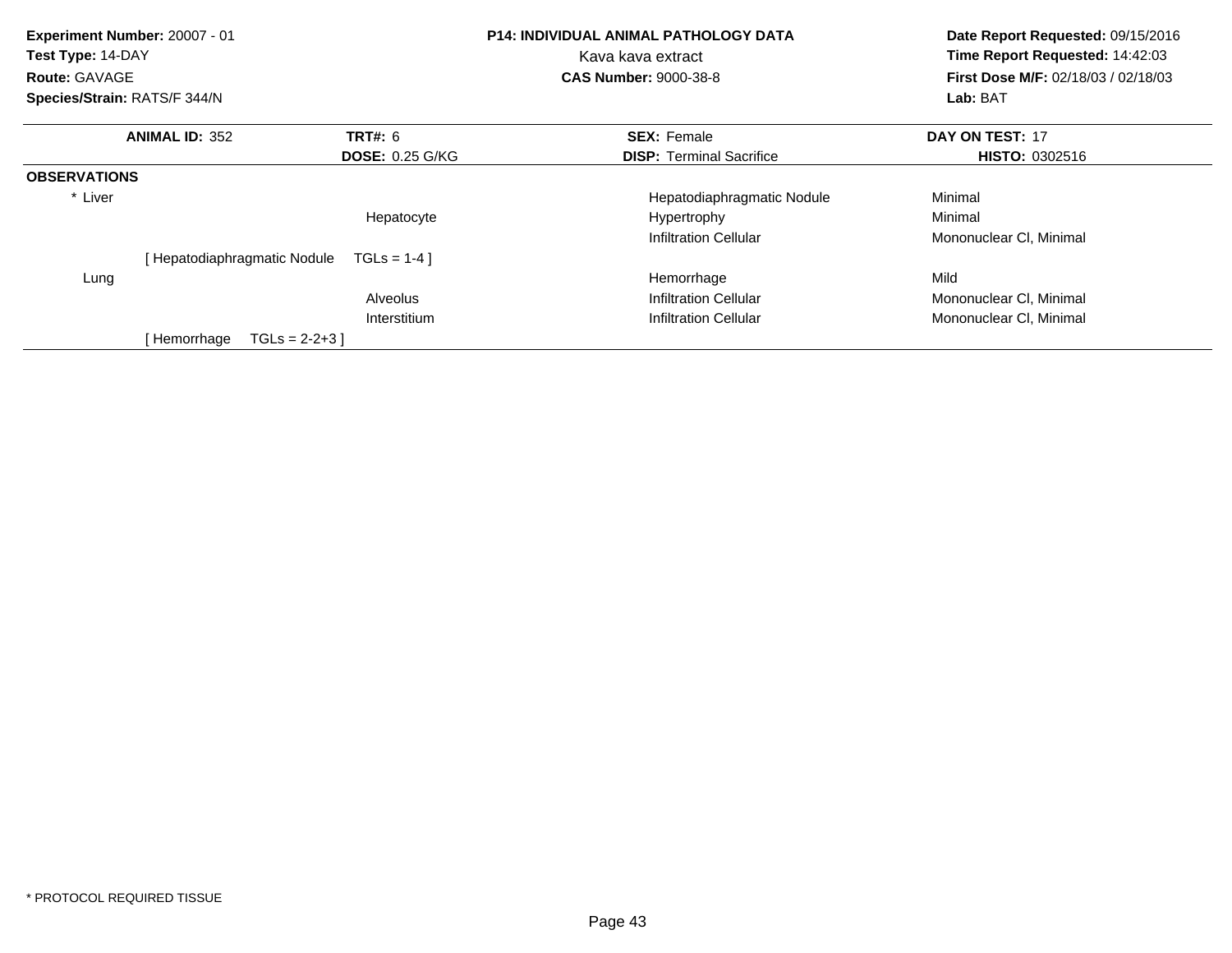**Experiment Number:** 20007 - 01
**Test Type:** 14-DAY
**Route:** GAVAGE
**Species/Strain:** RATS/F 344/N

**P14: INDIVIDUAL ANIMAL PATHOLOGY DATA**
Kava kava extract
**CAS Number:** 9000-38-8

**Date Report Requested:** 09/15/2016
**Time Report Requested:** 14:42:03
**First Dose M/F:** 02/18/03 / 02/18/03
**Lab:** BAT

| **ANIMAL ID:** 352 | **TRT#:** 6 | **SEX:** Female | **DAY ON TEST:** 17 |
|---|---|---|---|
| | **DOSE:** 0.25 G/KG | **DISP:** Terminal Sacrifice | **HISTO:** 0302516 |

**OBSERVATIONS**

| | | | |
|---|---|---|---|
| * Liver | | Hepatodiaphragmatic Nodule | Minimal |
| | Hepatocyte | Hypertrophy | Minimal |
| | | Infiltration Cellular | Mononuclear Cl, Minimal |
| [ Hepatodiaphragmatic Nodule TGLs = 1-4 ] | | | |
| Lung | | Hemorrhage | Mild |
| | Alveolus | Infiltration Cellular | Mononuclear Cl, Minimal |
| | Interstitium | Infiltration Cellular | Mononuclear Cl, Minimal |
| [ Hemorrhage TGLs = 2-2+3 ] | | | |

* PROTOCOL REQUIRED TISSUE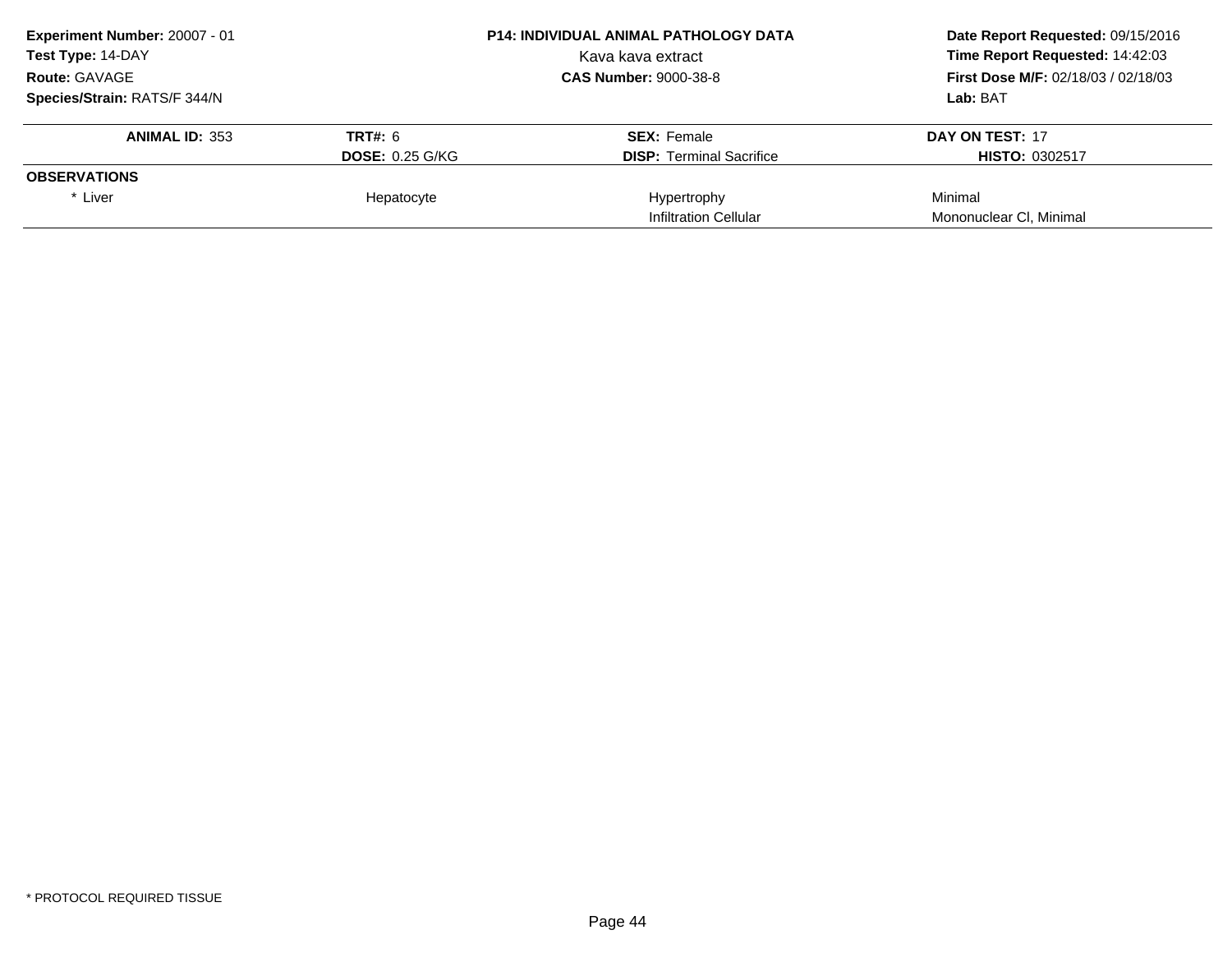**Experiment Number:** 20007 - 01
**Test Type:** 14-DAY
**Route:** GAVAGE
**Species/Strain:** RATS/F 344/N

**P14: INDIVIDUAL ANIMAL PATHOLOGY DATA**
Kava kava extract
**CAS Number:** 9000-38-8

**Date Report Requested:** 09/15/2016
**Time Report Requested:** 14:42:03
**First Dose M/F:** 02/18/03 / 02/18/03
**Lab:** BAT

| **ANIMAL ID:** 353 | **TRT#:** 6 | **SEX:** Female | **DAY ON TEST:** 17 |
|---|---|---|---|
| | **DOSE:** 0.25 G/KG | **DISP:** Terminal Sacrifice | **HISTO:** 0302517 |
| **OBSERVATIONS** | | | |
| * Liver | Hepatocyte | Hypertrophy | Minimal |
| | | Infiltration Cellular | Mononuclear Cl, Minimal |

* PROTOCOL REQUIRED TISSUE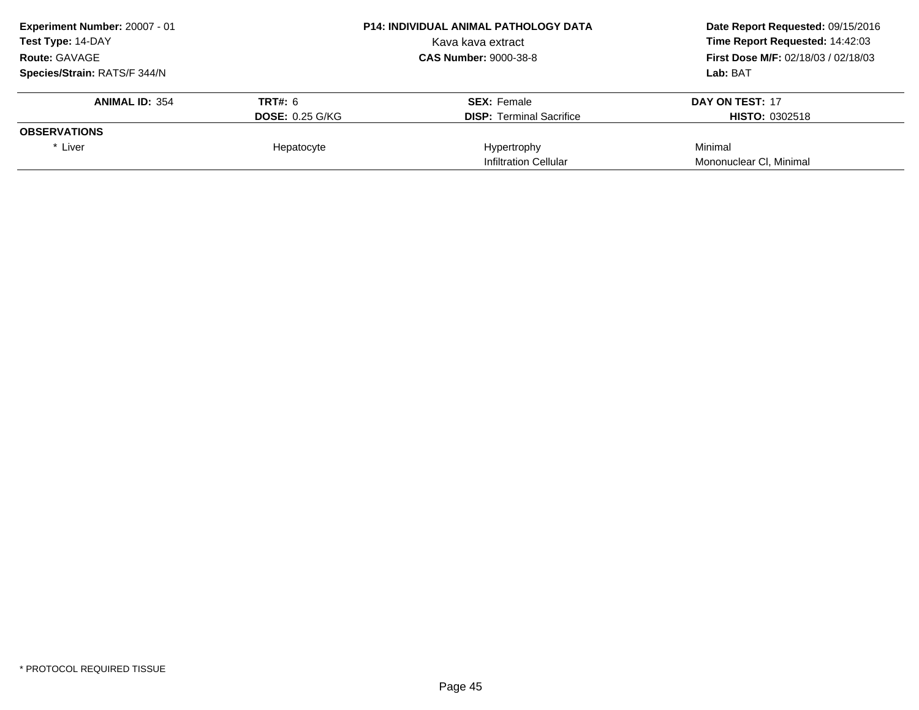**Experiment Number:** 20007 - 01
**Test Type:** 14-DAY
**Route:** GAVAGE
**Species/Strain:** RATS/F 344/N

**P14: INDIVIDUAL ANIMAL PATHOLOGY DATA**
Kava kava extract
**CAS Number:** 9000-38-8

**Date Report Requested:** 09/15/2016
**Time Report Requested:** 14:42:03
**First Dose M/F:** 02/18/03 / 02/18/03
**Lab:** BAT

| **ANIMAL ID:** 354 | **TRT#:** 6 | **SEX:** Female | **DAY ON TEST:** 17 |
|---|---|---|---|
| | **DOSE:** 0.25 G/KG | **DISP:** Terminal Sacrifice | **HISTO:** 0302518 |
| **OBSERVATIONS** | | | |
| * Liver | Hepatocyte | Hypertrophy | Minimal |
| | | Infiltration Cellular | Mononuclear Cl, Minimal |

* PROTOCOL REQUIRED TISSUE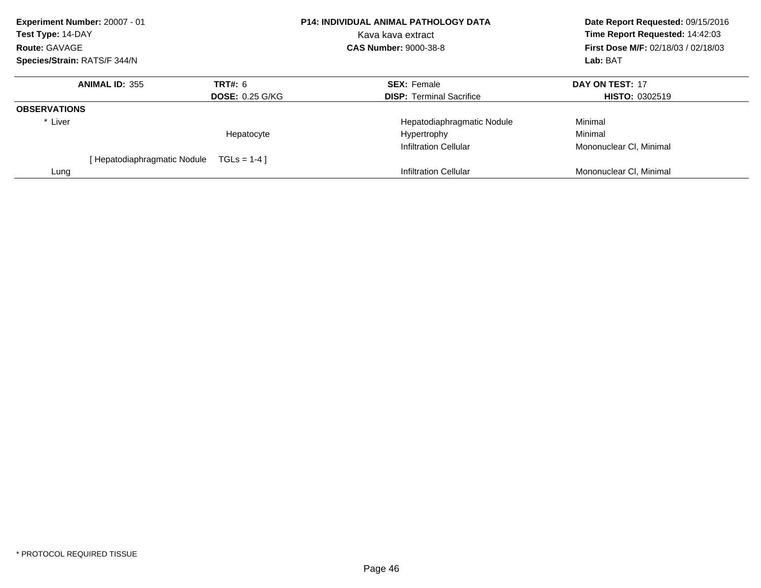**Experiment Number:** 20007 - 01
**Test Type:** 14-DAY
**Route:** GAVAGE
**Species/Strain:** RATS/F 344/N

**P14: INDIVIDUAL ANIMAL PATHOLOGY DATA**
Kava kava extract
**CAS Number:** 9000-38-8

**Date Report Requested:** 09/15/2016
**Time Report Requested:** 14:42:03
**First Dose M/F:** 02/18/03 / 02/18/03
**Lab:** BAT

| **ANIMAL ID:** 355 | **TRT#:** 6 | **SEX:** Female | **DAY ON TEST:** 17 |
|---|---|---|---|
| | **DOSE:** 0.25 G/KG | **DISP:** Terminal Sacrifice | **HISTO:** 0302519 |
| **OBSERVATIONS** | | | |
| * Liver | | Hepatodiaphragmatic Nodule | Minimal |
| | Hepatocyte | Hypertrophy | Minimal |
| | | Infiltration Cellular | Mononuclear Cl, Minimal |
| [ Hepatodiaphragmatic Nodule | TGLs = 1-4 ] | | |
| Lung | | Infiltration Cellular | Mononuclear Cl, Minimal |

* PROTOCOL REQUIRED TISSUE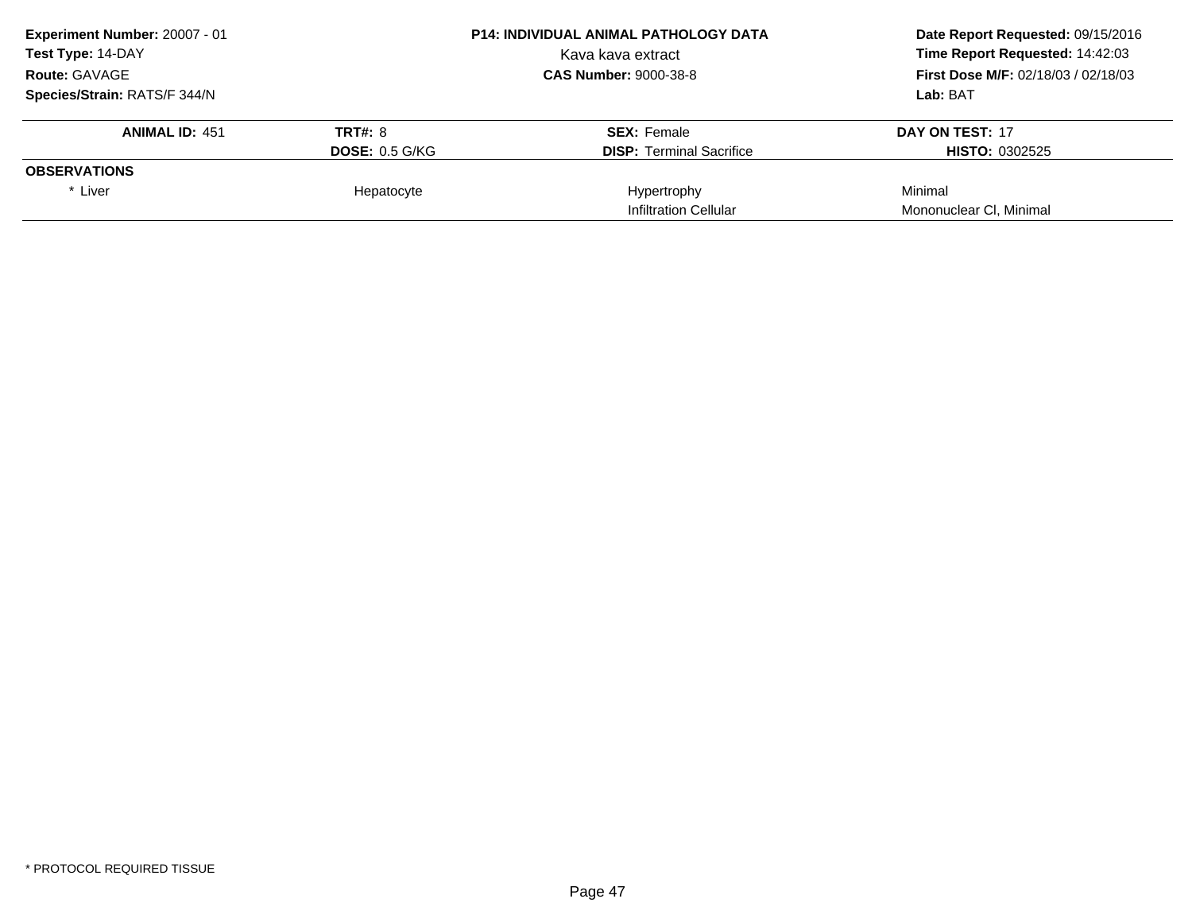**Experiment Number:** 20007 - 01
**Test Type:** 14-DAY
**Route:** GAVAGE
**Species/Strain:** RATS/F 344/N

**P14: INDIVIDUAL ANIMAL PATHOLOGY DATA**
Kava kava extract
**CAS Number:** 9000-38-8

**Date Report Requested:** 09/15/2016
**Time Report Requested:** 14:42:03
**First Dose M/F:** 02/18/03 / 02/18/03
**Lab:** BAT

| **ANIMAL ID:** 451 | **TRT#:** 8 | **SEX:** Female | **DAY ON TEST:** 17 |
|---|---|---|---|
| | **DOSE:** 0.5 G/KG | **DISP:** Terminal Sacrifice | **HISTO:** 0302525 |
| **OBSERVATIONS** | | | |
| * Liver | Hepatocyte | Hypertrophy | Minimal |
| | | Infiltration Cellular | Mononuclear Cl, Minimal |

* PROTOCOL REQUIRED TISSUE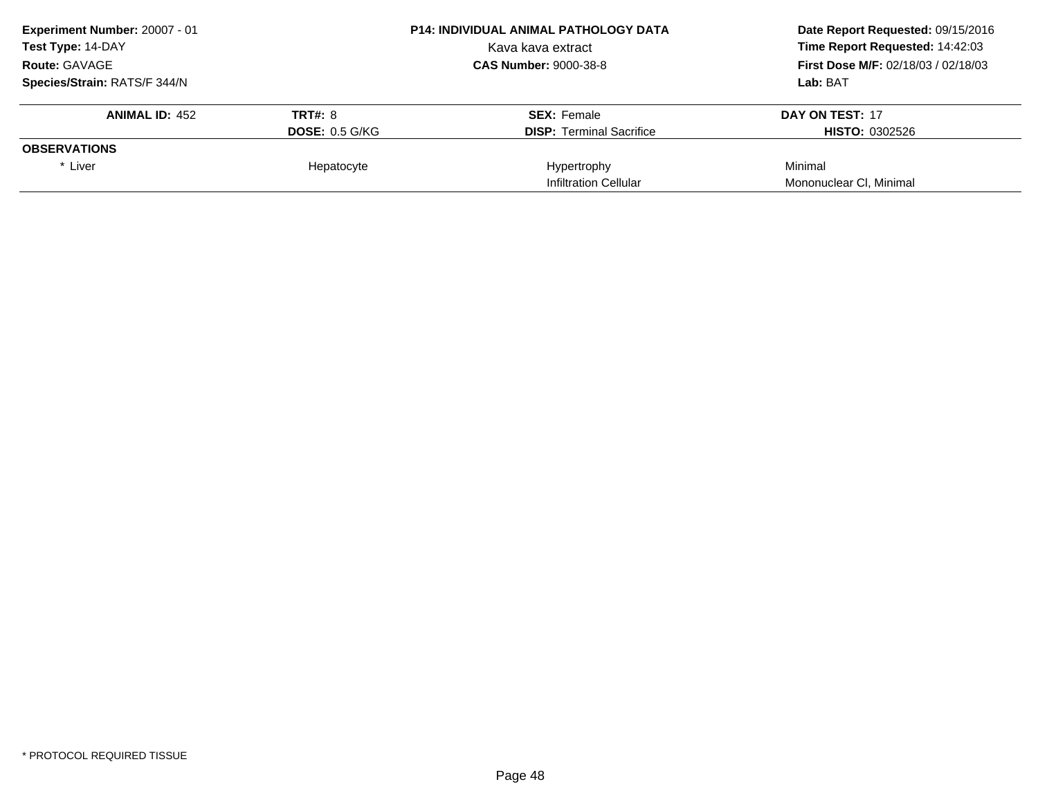**Experiment Number:** 20007 - 01
**Test Type:** 14-DAY
**Route:** GAVAGE
**Species/Strain:** RATS/F 344/N

**P14: INDIVIDUAL ANIMAL PATHOLOGY DATA**
Kava kava extract
**CAS Number:** 9000-38-8

**Date Report Requested:** 09/15/2016
**Time Report Requested:** 14:42:03
**First Dose M/F:** 02/18/03 / 02/18/03
**Lab:** BAT

| **ANIMAL ID:** 452 | **TRT#:** 8 | **SEX:** Female | **DAY ON TEST:** 17 |
|---|---|---|---|
| | **DOSE:** 0.5 G/KG | **DISP:** Terminal Sacrifice | **HISTO:** 0302526 |
| **OBSERVATIONS** | | | |
| * Liver | Hepatocyte | Hypertrophy | Minimal |
| | | Infiltration Cellular | Mononuclear Cl, Minimal |

* PROTOCOL REQUIRED TISSUE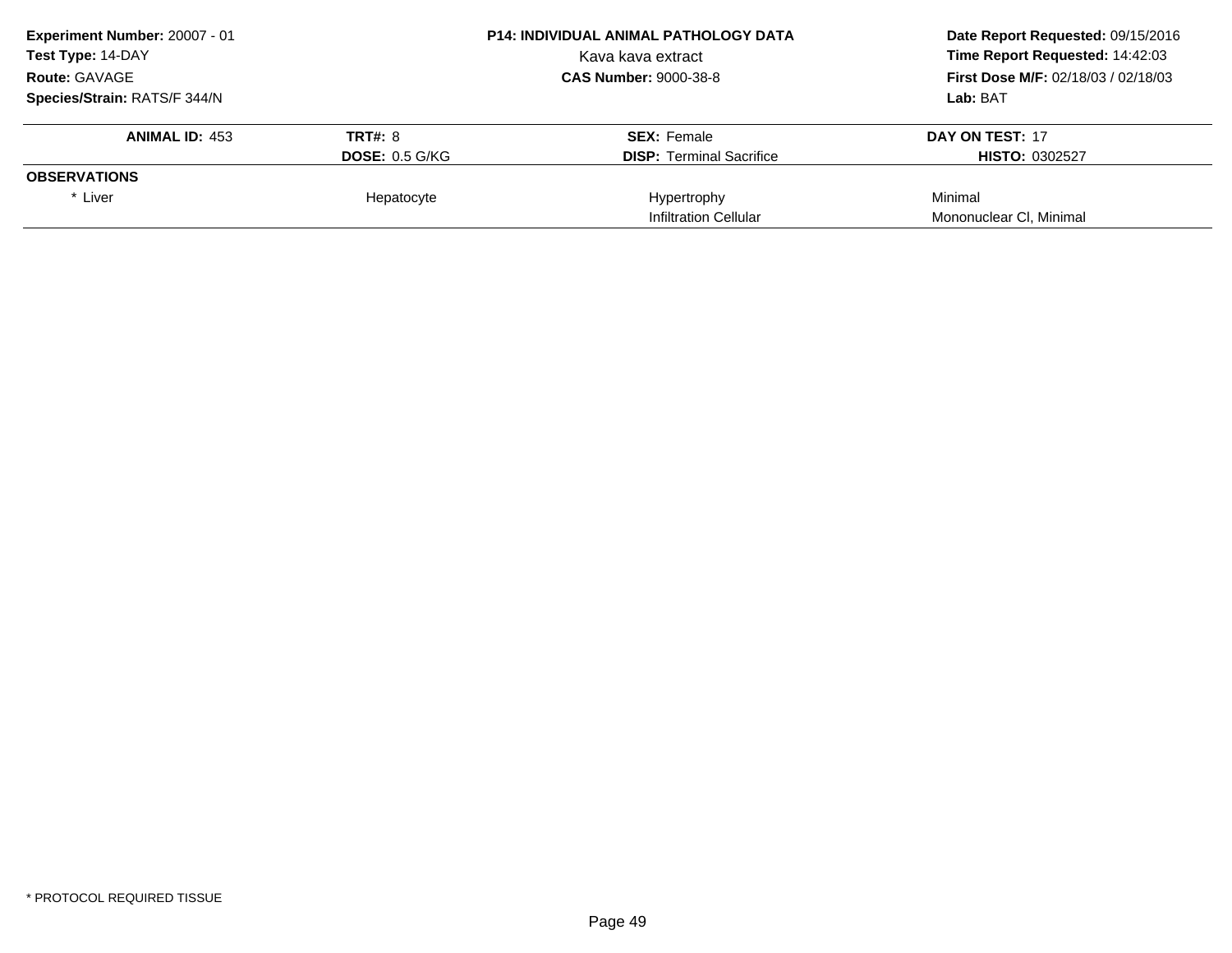**Experiment Number:** 20007 - 01
**Test Type:** 14-DAY
**Route:** GAVAGE
**Species/Strain:** RATS/F 344/N

**P14: INDIVIDUAL ANIMAL PATHOLOGY DATA**
Kava kava extract
**CAS Number:** 9000-38-8

**Date Report Requested:** 09/15/2016
**Time Report Requested:** 14:42:03
**First Dose M/F:** 02/18/03 / 02/18/03
**Lab:** BAT

| **ANIMAL ID:** 453 | **TRT#:** 8 | **SEX:** Female | **DAY ON TEST:** 17 |
|---|---|---|---|
| | **DOSE:** 0.5 G/KG | **DISP:** Terminal Sacrifice | **HISTO:** 0302527 |
| **OBSERVATIONS** | | | |
| * Liver | Hepatocyte | Hypertrophy | Minimal |
| | | Infiltration Cellular | Mononuclear Cl, Minimal |

* PROTOCOL REQUIRED TISSUE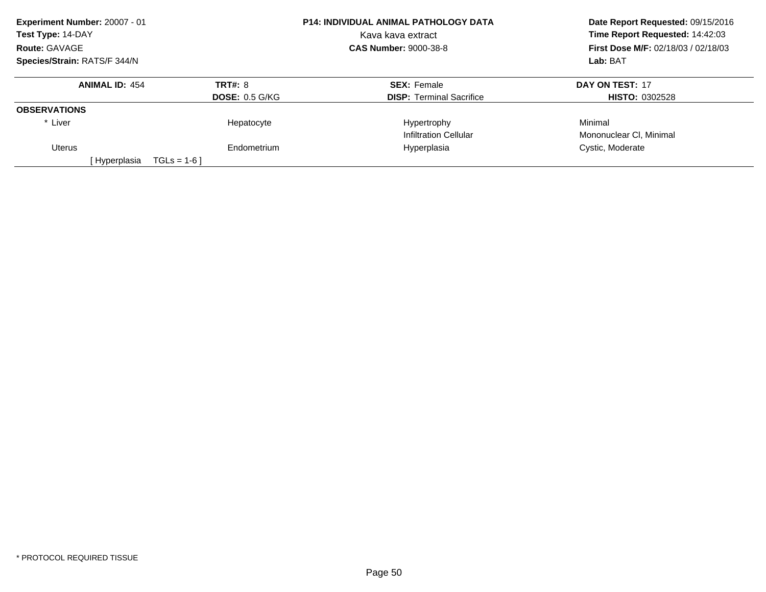**Experiment Number:** 20007 - 01
**Test Type:** 14-DAY
**Route:** GAVAGE
**Species/Strain:** RATS/F 344/N

**P14: INDIVIDUAL ANIMAL PATHOLOGY DATA**
Kava kava extract
**CAS Number:** 9000-38-8

**Date Report Requested:** 09/15/2016
**Time Report Requested:** 14:42:03
**First Dose M/F:** 02/18/03 / 02/18/03
**Lab:** BAT

| **ANIMAL ID:** 454 | **TRT#:** 8 | **SEX:** Female | **DAY ON TEST:** 17 |
|---|---|---|---|
| | **DOSE:** 0.5 G/KG | **DISP:** Terminal Sacrifice | **HISTO:** 0302528 |
| **OBSERVATIONS** | | | |
| * Liver | Hepatocyte | Hypertrophy | Minimal |
| | | Infiltration Cellular | Mononuclear Cl, Minimal |
| Uterus | Endometrium | Hyperplasia | Cystic, Moderate |
| [ Hyperplasia TGLs = 1-6 ] | | | |

* PROTOCOL REQUIRED TISSUE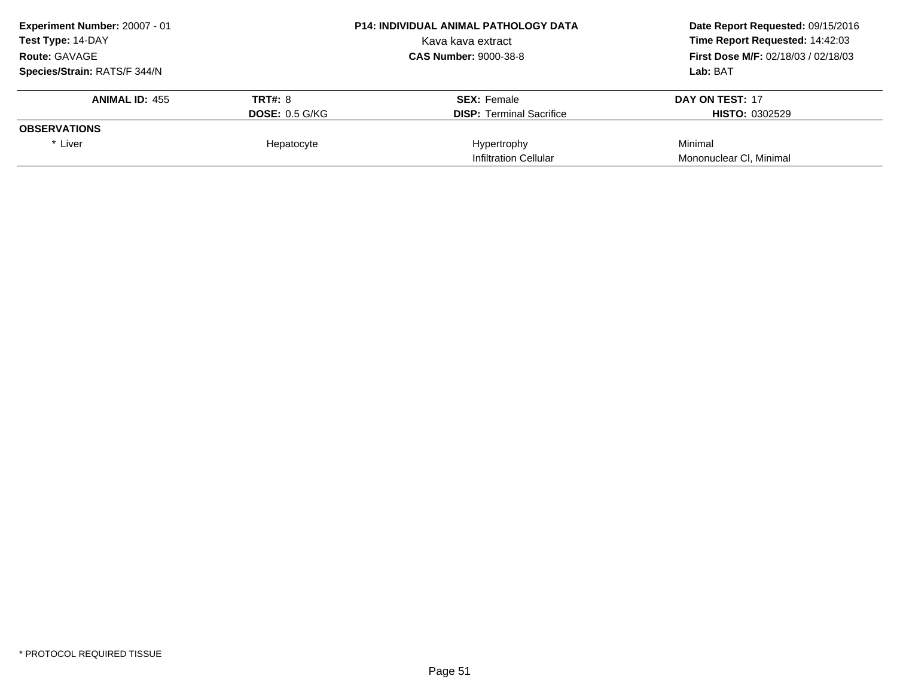**Experiment Number:** 20007 - 01
**Test Type:** 14-DAY
**Route:** GAVAGE
**Species/Strain:** RATS/F 344/N

**P14: INDIVIDUAL ANIMAL PATHOLOGY DATA**
Kava kava extract
**CAS Number:** 9000-38-8

**Date Report Requested:** 09/15/2016
**Time Report Requested:** 14:42:03
**First Dose M/F:** 02/18/03 / 02/18/03
**Lab:** BAT

| **ANIMAL ID:** 455 | **TRT#:** 8 | **SEX:** Female | **DAY ON TEST:** 17 |
|---|---|---|---|
| | **DOSE:** 0.5 G/KG | **DISP:** Terminal Sacrifice | **HISTO:** 0302529 |
| **OBSERVATIONS** | | | |
| * Liver | Hepatocyte | Hypertrophy | Minimal |
| | | Infiltration Cellular | Mononuclear Cl, Minimal |

* PROTOCOL REQUIRED TISSUE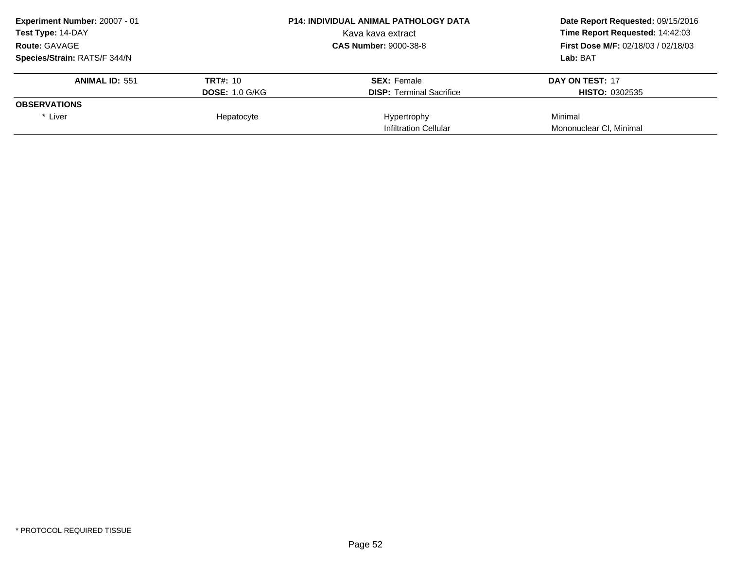**Experiment Number:** 20007 - 01
**Test Type:** 14-DAY
**Route:** GAVAGE
**Species/Strain:** RATS/F 344/N

**P14: INDIVIDUAL ANIMAL PATHOLOGY DATA**
Kava kava extract
**CAS Number:** 9000-38-8

**Date Report Requested:** 09/15/2016
**Time Report Requested:** 14:42:03
**First Dose M/F:** 02/18/03 / 02/18/03
**Lab:** BAT

| **ANIMAL ID:** 551 | **TRT#:** 10 | **SEX:** Female | **DAY ON TEST:** 17 |
|---|---|---|---|
| | **DOSE:** 1.0 G/KG | **DISP:** Terminal Sacrifice | **HISTO:** 0302535 |
| **OBSERVATIONS** | | | |
| * Liver | Hepatocyte | Hypertrophy | Minimal |
| | | Infiltration Cellular | Mononuclear Cl, Minimal |

* PROTOCOL REQUIRED TISSUE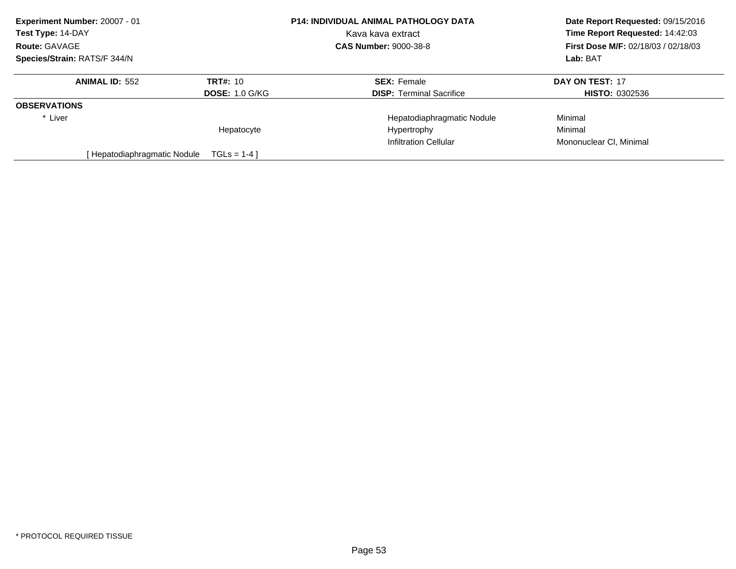**Experiment Number:** 20007 - 01
**Test Type:** 14-DAY
**Route:** GAVAGE
**Species/Strain:** RATS/F 344/N

**P14: INDIVIDUAL ANIMAL PATHOLOGY DATA**
Kava kava extract
**CAS Number:** 9000-38-8

**Date Report Requested:** 09/15/2016
**Time Report Requested:** 14:42:03
**First Dose M/F:** 02/18/03 / 02/18/03
**Lab:** BAT

| **ANIMAL ID:** 552 | **TRT#:** 10 | **SEX:** Female | **DAY ON TEST:** 17 |
|---|---|---|---|
| | **DOSE:** 1.0 G/KG | **DISP:** Terminal Sacrifice | **HISTO:** 0302536 |
| **OBSERVATIONS** | | | |
| * Liver | | Hepatodiaphragmatic Nodule | Minimal |
| | Hepatocyte | Hypertrophy | Minimal |
| | | Infiltration Cellular | Mononuclear Cl, Minimal |
| [ Hepatodiaphragmatic Nodule | TGLs = 1-4 ] | | |

* PROTOCOL REQUIRED TISSUE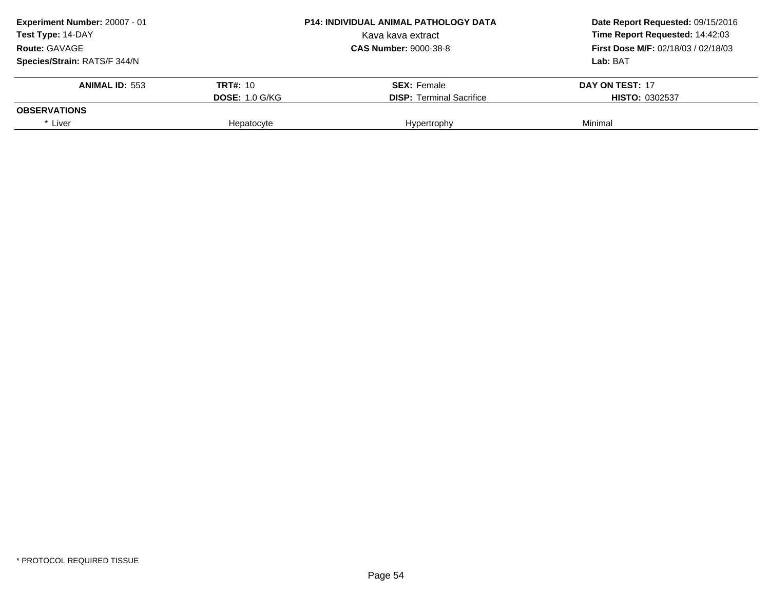**Experiment Number:** 20007 - 01
**Test Type:** 14-DAY
**Route:** GAVAGE
**Species/Strain:** RATS/F 344/N

**P14: INDIVIDUAL ANIMAL PATHOLOGY DATA**
Kava kava extract
**CAS Number:** 9000-38-8

**Date Report Requested:** 09/15/2016
**Time Report Requested:** 14:42:03
**First Dose M/F:** 02/18/03 / 02/18/03
**Lab:** BAT

| **ANIMAL ID:** 553 | **TRT#:** 10 | **SEX:** Female | **DAY ON TEST:** 17 |
|---|---|---|---|
| | **DOSE:** 1.0 G/KG | **DISP:** Terminal Sacrifice | **HISTO:** 0302537 |
| **OBSERVATIONS** | | | |
| * Liver | Hepatocyte | Hypertrophy | Minimal |

* PROTOCOL REQUIRED TISSUE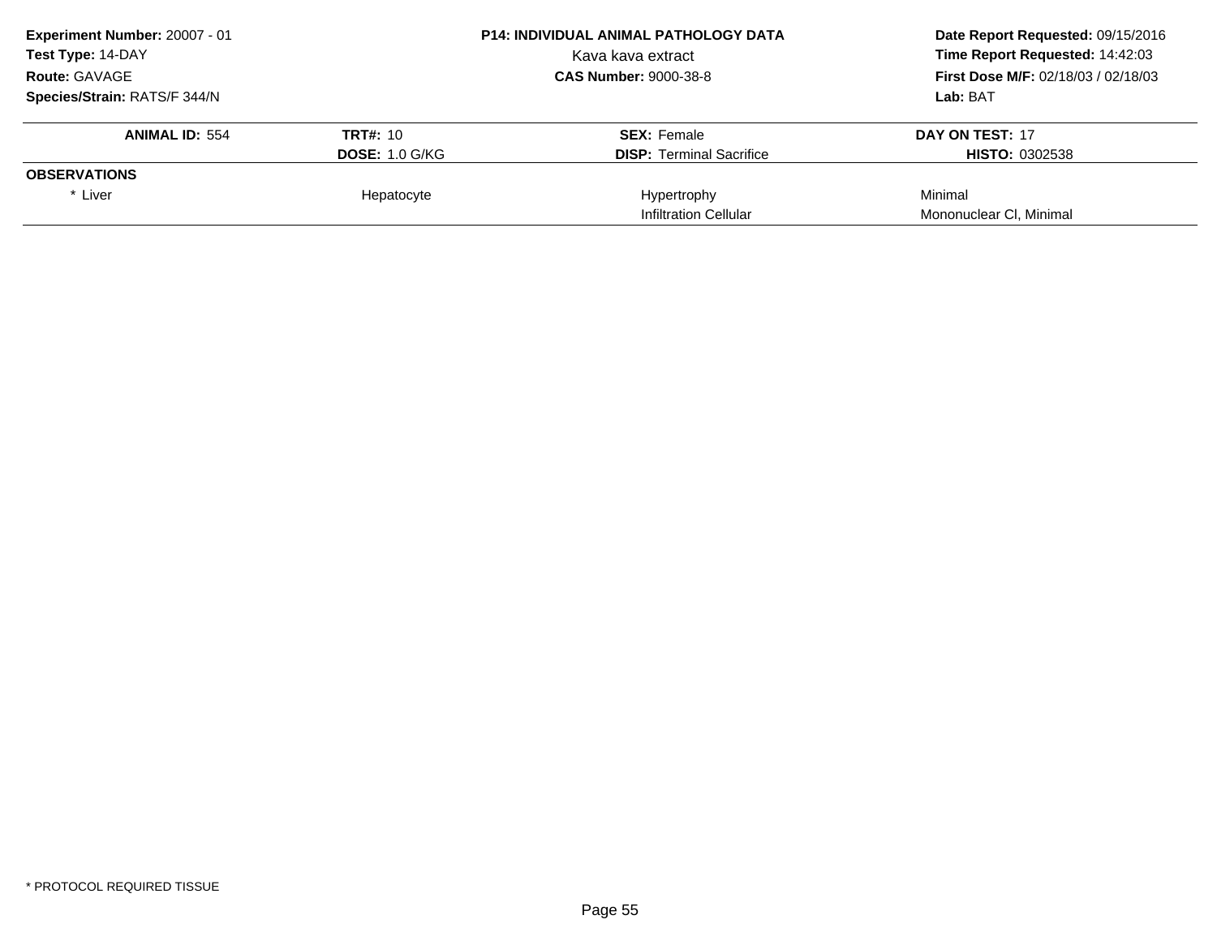**Experiment Number:** 20007 - 01
**Test Type:** 14-DAY
**Route:** GAVAGE
**Species/Strain:** RATS/F 344/N

**P14: INDIVIDUAL ANIMAL PATHOLOGY DATA**
Kava kava extract
**CAS Number:** 9000-38-8

**Date Report Requested:** 09/15/2016
**Time Report Requested:** 14:42:03
**First Dose M/F:** 02/18/03 / 02/18/03
**Lab:** BAT

| **ANIMAL ID:** 554 | **TRT#:** 10 | **SEX:** Female | **DAY ON TEST:** 17 |
|---|---|---|---|
| | **DOSE:** 1.0 G/KG | **DISP:** Terminal Sacrifice | **HISTO:** 0302538 |
| **OBSERVATIONS** | | | |
| * Liver | Hepatocyte | Hypertrophy | Minimal |
| | | Infiltration Cellular | Mononuclear Cl, Minimal |

* PROTOCOL REQUIRED TISSUE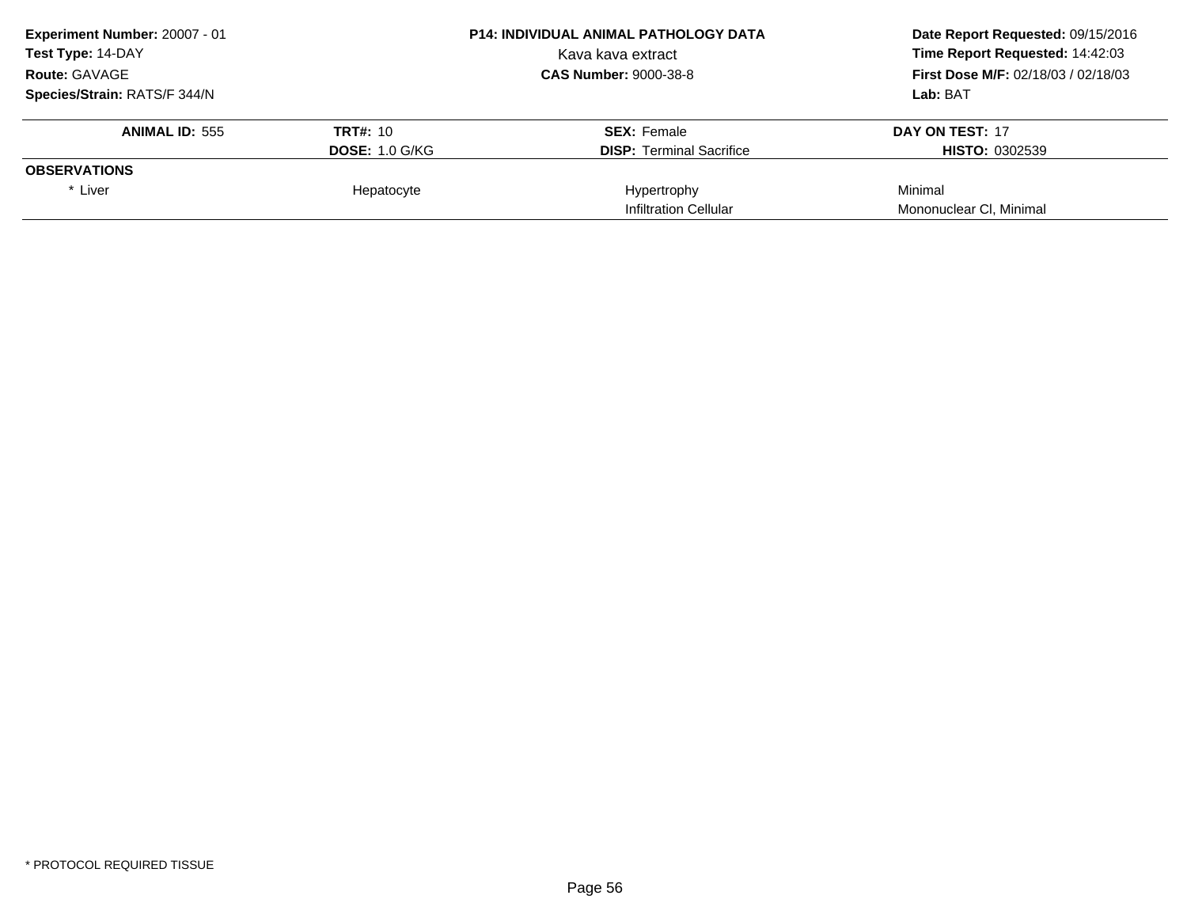**Experiment Number:** 20007 - 01
**Test Type:** 14-DAY
**Route:** GAVAGE
**Species/Strain:** RATS/F 344/N

**P14: INDIVIDUAL ANIMAL PATHOLOGY DATA**
Kava kava extract
**CAS Number:** 9000-38-8

**Date Report Requested:** 09/15/2016
**Time Report Requested:** 14:42:03
**First Dose M/F:** 02/18/03 / 02/18/03
**Lab:** BAT

| **ANIMAL ID:** 555 | **TRT#:** 10 | **SEX:** Female | **DAY ON TEST:** 17 |
|---|---|---|---|
| | **DOSE:** 1.0 G/KG | **DISP:** Terminal Sacrifice | **HISTO:** 0302539 |
| **OBSERVATIONS** | | | |
| * Liver | Hepatocyte | Hypertrophy | Minimal |
| | | Infiltration Cellular | Mononuclear Cl, Minimal |

* PROTOCOL REQUIRED TISSUE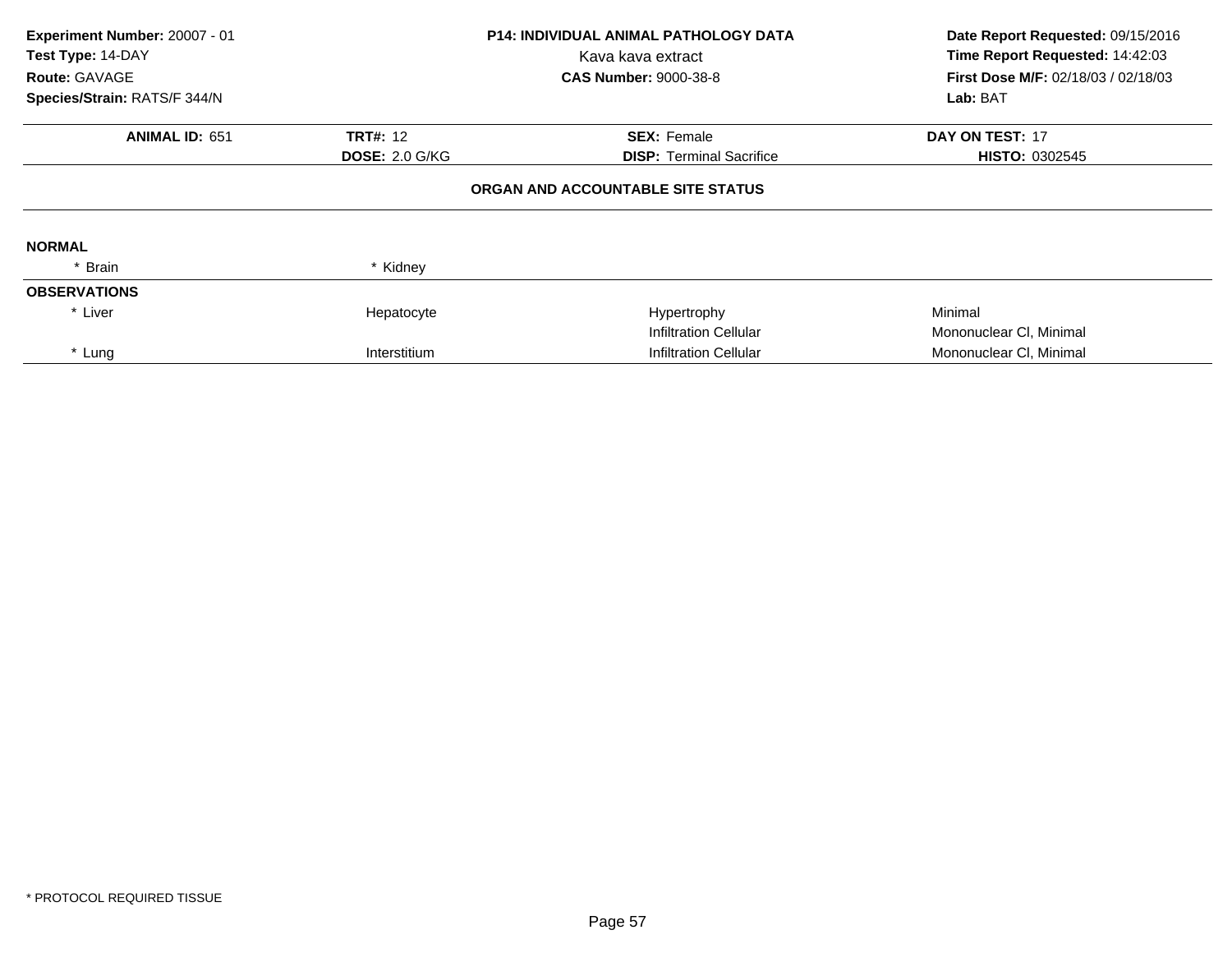**Experiment Number:** 20007 - 01
**Test Type:** 14-DAY
**Route:** GAVAGE
**Species/Strain:** RATS/F 344/N

**P14: INDIVIDUAL ANIMAL PATHOLOGY DATA**
Kava kava extract
**CAS Number:** 9000-38-8

**Date Report Requested:** 09/15/2016
**Time Report Requested:** 14:42:03
**First Dose M/F:** 02/18/03 / 02/18/03
**Lab:** BAT

| **ANIMAL ID:** 651 | **TRT#:** 12 | **SEX:** Female | **DAY ON TEST:** 17 |
|---|---|---|---|
| | **DOSE:** 2.0 G/KG | **DISP:** Terminal Sacrifice | **HISTO:** 0302545 |

**ORGAN AND ACCOUNTABLE SITE STATUS**

**NORMAL**

| | | | |
|---|---|---|---|
| * Brain | * Kidney | | |

**OBSERVATIONS**

| | | | |
|---|---|---|---|
| * Liver | Hepatocyte | Hypertrophy | Minimal |
| | | Infiltration Cellular | Mononuclear Cl, Minimal |
| * Lung | Interstitium | Infiltration Cellular | Mononuclear Cl, Minimal |

* PROTOCOL REQUIRED TISSUE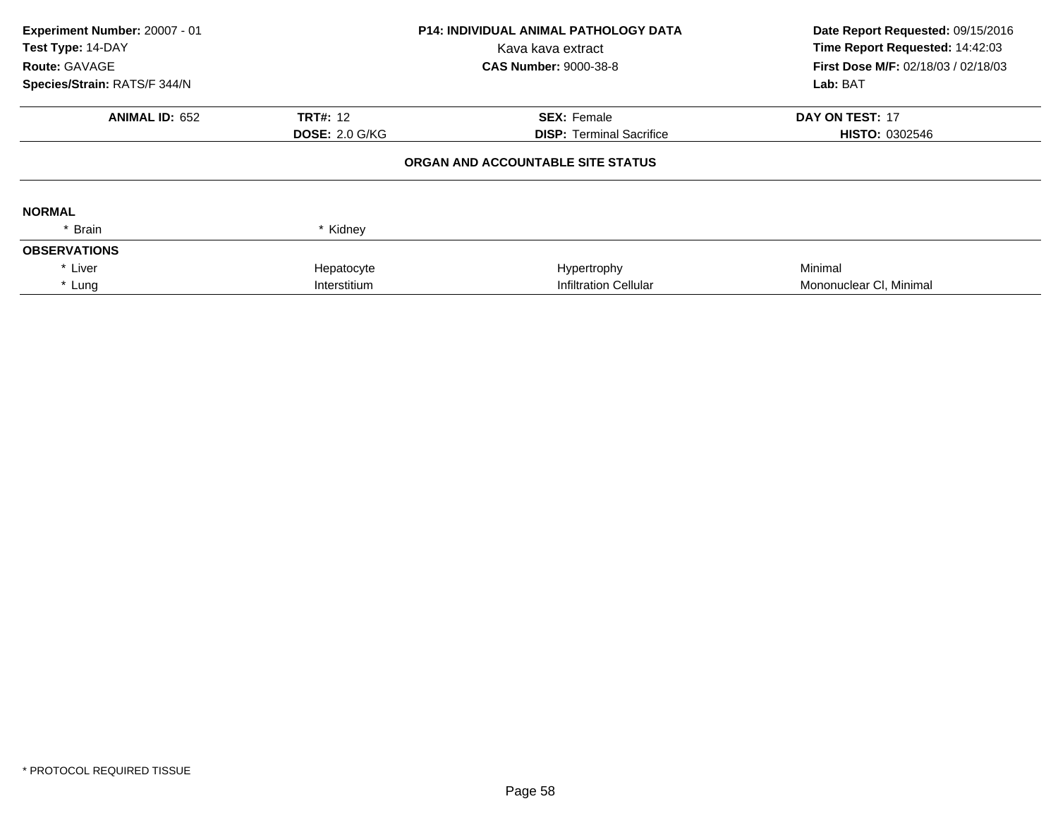**Experiment Number:** 20007 - 01
**Test Type:** 14-DAY
**Route:** GAVAGE
**Species/Strain:** RATS/F 344/N

**P14: INDIVIDUAL ANIMAL PATHOLOGY DATA**
Kava kava extract
**CAS Number:** 9000-38-8

**Date Report Requested:** 09/15/2016
**Time Report Requested:** 14:42:03
**First Dose M/F:** 02/18/03 / 02/18/03
**Lab:** BAT

| **ANIMAL ID:** 652 | **TRT#:** 12 | **SEX:** Female | **DAY ON TEST:** 17 |
|---|---|---|---|
| | **DOSE:** 2.0 G/KG | **DISP:** Terminal Sacrifice | **HISTO:** 0302546 |

## ORGAN AND ACCOUNTABLE SITE STATUS

| | | | |
|---|---|---|---|
| **NORMAL** | | | |
| * Brain | * Kidney | | |
| **OBSERVATIONS** | | | |
| * Liver | Hepatocyte | Hypertrophy | Minimal |
| * Lung | Interstitium | Infiltration Cellular | Mononuclear Cl, Minimal |

* PROTOCOL REQUIRED TISSUE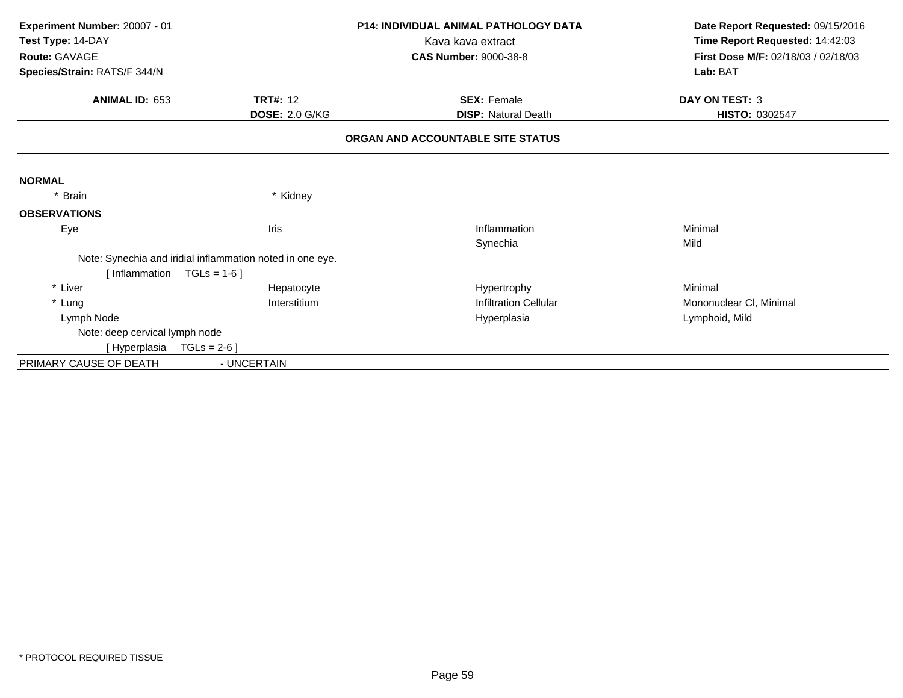**Experiment Number:** 20007 - 01
**Test Type:** 14-DAY
**Route:** GAVAGE
**Species/Strain:** RATS/F 344/N

**P14: INDIVIDUAL ANIMAL PATHOLOGY DATA**
Kava kava extract
**CAS Number:** 9000-38-8

**Date Report Requested:** 09/15/2016
**Time Report Requested:** 14:42:03
**First Dose M/F:** 02/18/03 / 02/18/03
**Lab:** BAT

| **ANIMAL ID:** 653 | **TRT#:** 12 | **SEX:** Female | **DAY ON TEST:** 3 |
|---|---|---|---|
| | **DOSE:** 2.0 G/KG | **DISP:** Natural Death | **HISTO:** 0302547 |

**ORGAN AND ACCOUNTABLE SITE STATUS**

**NORMAL**

| | |
|---|---|
| * Brain | * Kidney |

**OBSERVATIONS**

| | | | |
|---|---|---|---|
| Eye | Iris | Inflammation | Minimal |
| | | Synechia | Mild |
| Note: Synechia and iridial inflammation noted in one eye. | | | |
| [ Inflammation TGLs = 1-6 ] | | | |
| * Liver | Hepatocyte | Hypertrophy | Minimal |
| * Lung | Interstitium | Infiltration Cellular | Mononuclear Cl, Minimal |
| Lymph Node | | Hyperplasia | Lymphoid, Mild |
| Note: deep cervical lymph node | | | |
| [ Hyperplasia TGLs = 2-6 ] | | | |

PRIMARY CAUSE OF DEATH - UNCERTAIN

* PROTOCOL REQUIRED TISSUE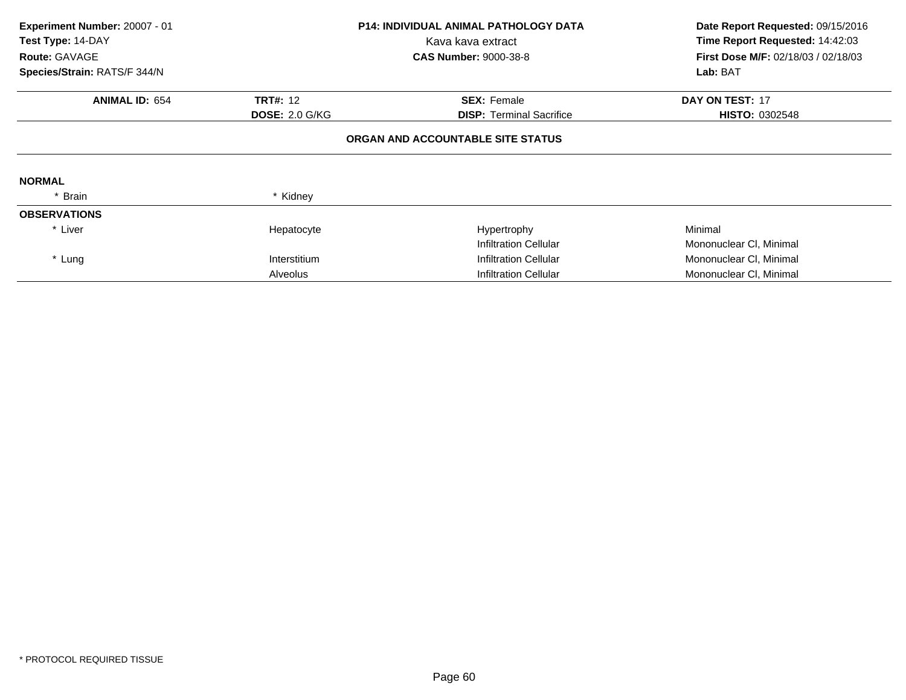**Experiment Number:** 20007 - 01
**Test Type:** 14-DAY
**Route:** GAVAGE
**Species/Strain:** RATS/F 344/N

**P14: INDIVIDUAL ANIMAL PATHOLOGY DATA**
Kava kava extract
**CAS Number:** 9000-38-8

**Date Report Requested:** 09/15/2016
**Time Report Requested:** 14:42:03
**First Dose M/F:** 02/18/03 / 02/18/03
**Lab:** BAT

| **ANIMAL ID:** 654 | **TRT#:** 12 | **SEX:** Female | **DAY ON TEST:** 17 |
|---|---|---|---|
| | **DOSE:** 2.0 G/KG | **DISP:** Terminal Sacrifice | **HISTO:** 0302548 |

**ORGAN AND ACCOUNTABLE SITE STATUS**

**NORMAL**

| * Brain | * Kidney | | |
|---|---|---|---|

**OBSERVATIONS**

| | | | |
|---|---|---|---|
| * Liver | Hepatocyte | Hypertrophy | Minimal |
| | | Infiltration Cellular | Mononuclear Cl, Minimal |
| * Lung | Interstitium | Infiltration Cellular | Mononuclear Cl, Minimal |
| | Alveolus | Infiltration Cellular | Mononuclear Cl, Minimal |

* PROTOCOL REQUIRED TISSUE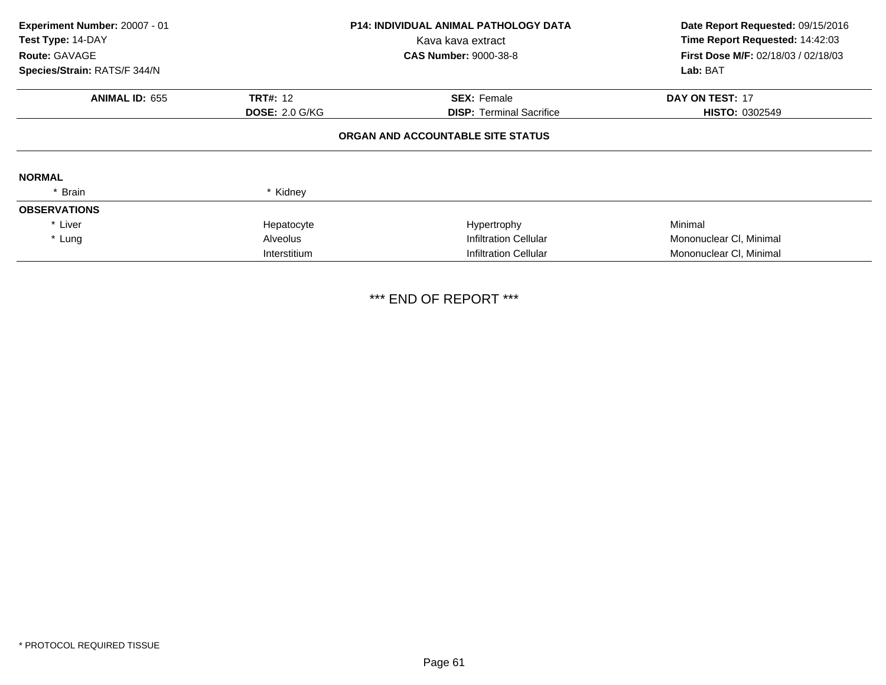**Experiment Number:** 20007 - 01
**Test Type:** 14-DAY
**Route:** GAVAGE
**Species/Strain:** RATS/F 344/N

**P14: INDIVIDUAL ANIMAL PATHOLOGY DATA**
Kava kava extract
**CAS Number:** 9000-38-8

**Date Report Requested:** 09/15/2016
**Time Report Requested:** 14:42:03
**First Dose M/F:** 02/18/03 / 02/18/03
**Lab:** BAT

| | | | |
|---|---|---|---|
| **ANIMAL ID:** 655 | **TRT#:** 12 | **SEX:** Female | **DAY ON TEST:** 17 |
| | **DOSE:** 2.0 G/KG | **DISP:** Terminal Sacrifice | **HISTO:** 0302549 |

**ORGAN AND ACCOUNTABLE SITE STATUS**

**NORMAL**

| | | | |
|---|---|---|---|
| * Brain | * Kidney | | |

**OBSERVATIONS**

| | | | |
|---|---|---|---|
| * Liver | Hepatocyte | Hypertrophy | Minimal |
| * Lung | Alveolus | Infiltration Cellular | Mononuclear Cl, Minimal |
| | Interstitium | Infiltration Cellular | Mononuclear Cl, Minimal |

*** END OF REPORT ***

* PROTOCOL REQUIRED TISSUE